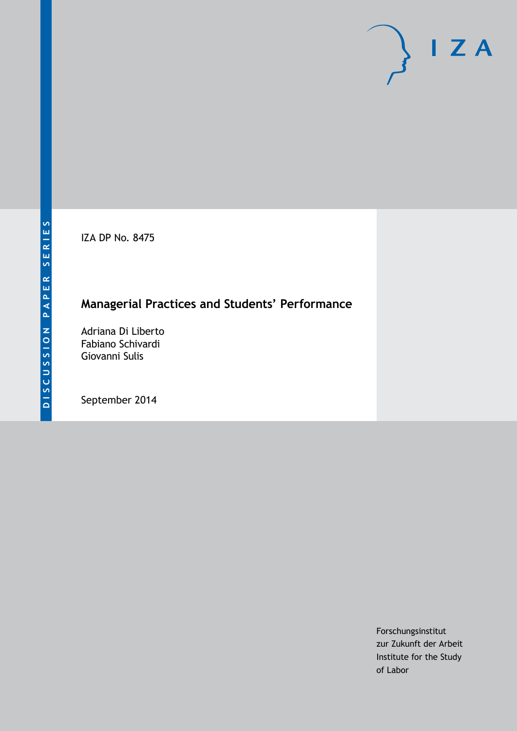DISCUSSION PAPER SERIES

IZA DP No. 8475

# Managerial Practices and Students' Performance

Adriana Di Liberto
Fabiano Schivardi
Giovanni Sulis

September 2014

Forschungsinstitut
zur Zukunft der Arbeit
Institute for the Study
of Labor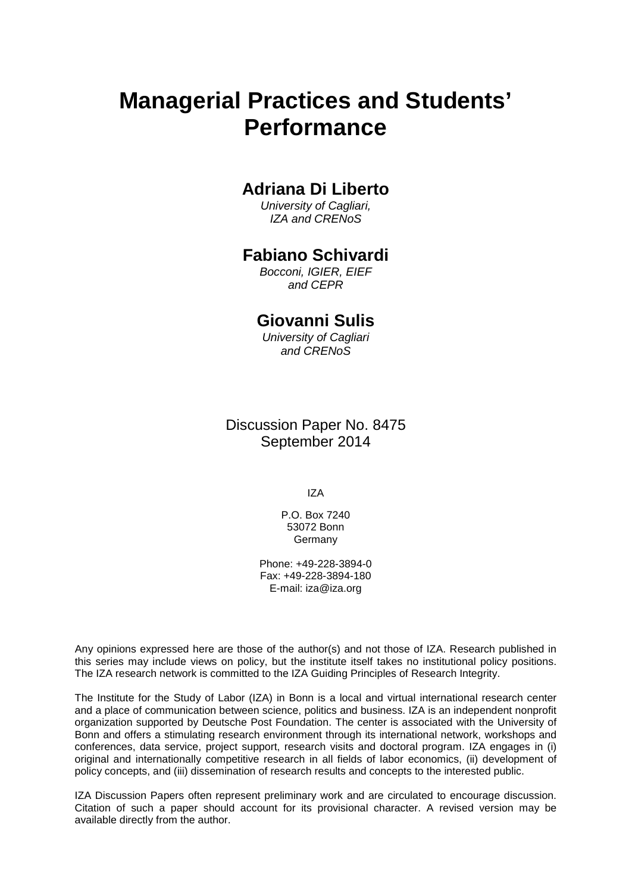# Managerial Practices and Students' Performance

## Adriana Di Liberto

*University of Cagliari, IZA and CRENoS*

## Fabiano Schivardi

*Bocconi, IGIER, EIEF and CEPR*

## Giovanni Sulis

*University of Cagliari and CRENoS*

Discussion Paper No. 8475
September 2014

IZA

P.O. Box 7240
53072 Bonn
Germany

Phone: +49-228-3894-0
Fax: +49-228-3894-180
E-mail: iza@iza.org

Any opinions expressed here are those of the author(s) and not those of IZA. Research published in this series may include views on policy, but the institute itself takes no institutional policy positions. The IZA research network is committed to the IZA Guiding Principles of Research Integrity.

The Institute for the Study of Labor (IZA) in Bonn is a local and virtual international research center and a place of communication between science, politics and business. IZA is an independent nonprofit organization supported by Deutsche Post Foundation. The center is associated with the University of Bonn and offers a stimulating research environment through its international network, workshops and conferences, data service, project support, research visits and doctoral program. IZA engages in (i) original and internationally competitive research in all fields of labor economics, (ii) development of policy concepts, and (iii) dissemination of research results and concepts to the interested public.

IZA Discussion Papers often represent preliminary work and are circulated to encourage discussion. Citation of such a paper should account for its provisional character. A revised version may be available directly from the author.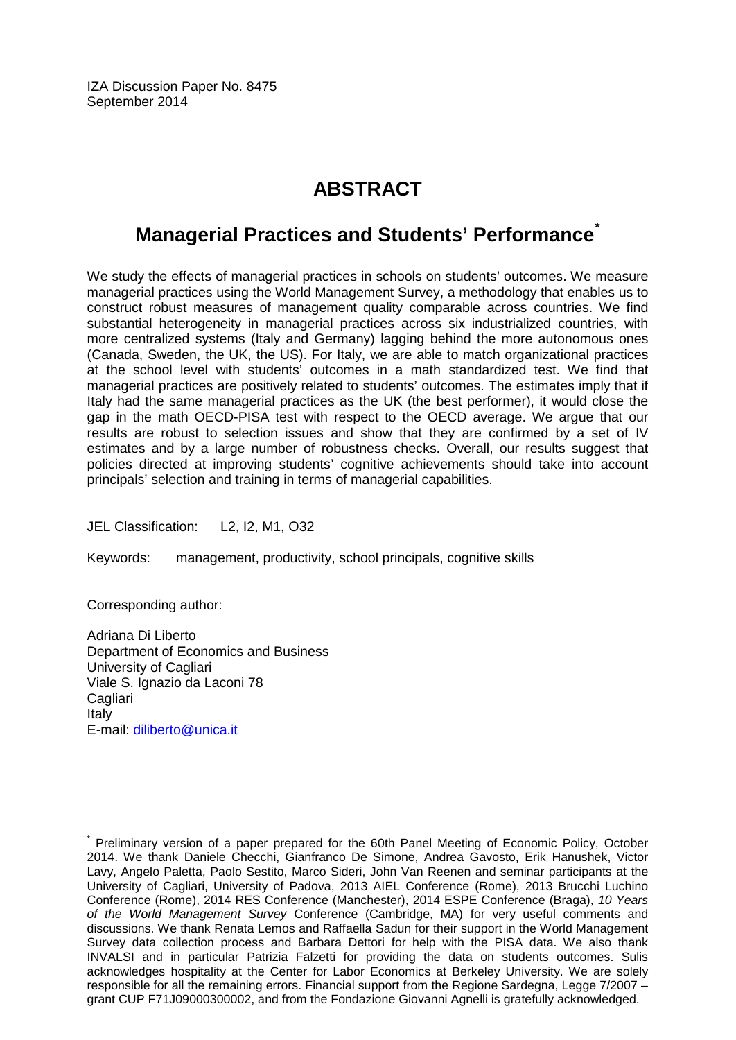IZA Discussion Paper No. 8475
September 2014

# ABSTRACT

## Managerial Practices and Students' Performance*

We study the effects of managerial practices in schools on students' outcomes. We measure managerial practices using the World Management Survey, a methodology that enables us to construct robust measures of management quality comparable across countries. We find substantial heterogeneity in managerial practices across six industrialized countries, with more centralized systems (Italy and Germany) lagging behind the more autonomous ones (Canada, Sweden, the UK, the US). For Italy, we are able to match organizational practices at the school level with students' outcomes in a math standardized test. We find that managerial practices are positively related to students' outcomes. The estimates imply that if Italy had the same managerial practices as the UK (the best performer), it would close the gap in the math OECD-PISA test with respect to the OECD average. We argue that our results are robust to selection issues and show that they are confirmed by a set of IV estimates and by a large number of robustness checks. Overall, our results suggest that policies directed at improving students' cognitive achievements should take into account principals' selection and training in terms of managerial capabilities.

JEL Classification: L2, I2, M1, O32

Keywords: management, productivity, school principals, cognitive skills

Corresponding author:

Adriana Di Liberto
Department of Economics and Business
University of Cagliari
Viale S. Ignazio da Laconi 78
Cagliari
Italy
E-mail: diliberto@unica.it

---

* Preliminary version of a paper prepared for the 60th Panel Meeting of Economic Policy, October 2014. We thank Daniele Checchi, Gianfranco De Simone, Andrea Gavosto, Erik Hanushek, Victor Lavy, Angelo Paletta, Paolo Sestito, Marco Sideri, John Van Reenen and seminar participants at the University of Cagliari, University of Padova, 2013 AIEL Conference (Rome), 2013 Brucchi Luchino Conference (Rome), 2014 RES Conference (Manchester), 2014 ESPE Conference (Braga), *10 Years of the World Management Survey* Conference (Cambridge, MA) for very useful comments and discussions. We thank Renata Lemos and Raffaella Sadun for their support in the World Management Survey data collection process and Barbara Dettori for help with the PISA data. We also thank INVALSI and in particular Patrizia Falzetti for providing the data on students outcomes. Sulis acknowledges hospitality at the Center for Labor Economics at Berkeley University. We are solely responsible for all the remaining errors. Financial support from the Regione Sardegna, Legge 7/2007 – grant CUP F71J09000300002, and from the Fondazione Giovanni Agnelli is gratefully acknowledged.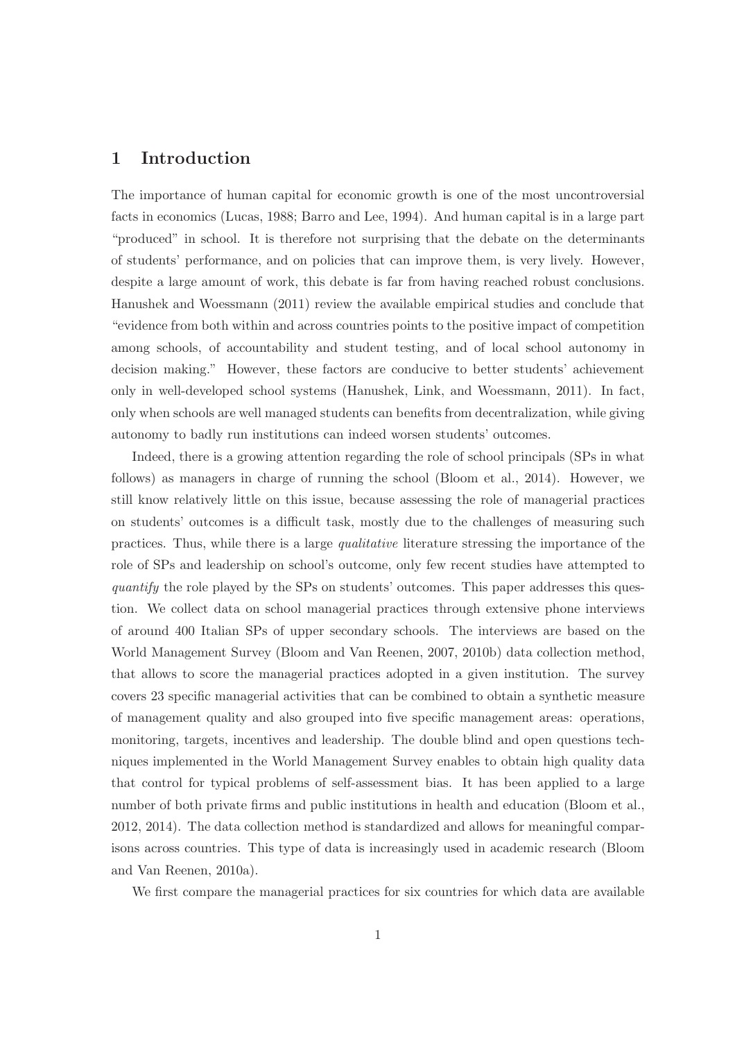# 1 Introduction

The importance of human capital for economic growth is one of the most uncontroversial facts in economics (Lucas, 1988; Barro and Lee, 1994). And human capital is in a large part "produced" in school. It is therefore not surprising that the debate on the determinants of students' performance, and on policies that can improve them, is very lively. However, despite a large amount of work, this debate is far from having reached robust conclusions. Hanushek and Woessmann (2011) review the available empirical studies and conclude that "evidence from both within and across countries points to the positive impact of competition among schools, of accountability and student testing, and of local school autonomy in decision making." However, these factors are conducive to better students' achievement only in well-developed school systems (Hanushek, Link, and Woessmann, 2011). In fact, only when schools are well managed students can benefits from decentralization, while giving autonomy to badly run institutions can indeed worsen students' outcomes.

Indeed, there is a growing attention regarding the role of school principals (SPs in what follows) as managers in charge of running the school (Bloom et al., 2014). However, we still know relatively little on this issue, because assessing the role of managerial practices on students' outcomes is a difficult task, mostly due to the challenges of measuring such practices. Thus, while there is a large *qualitative* literature stressing the importance of the role of SPs and leadership on school's outcome, only few recent studies have attempted to *quantify* the role played by the SPs on students' outcomes. This paper addresses this question. We collect data on school managerial practices through extensive phone interviews of around 400 Italian SPs of upper secondary schools. The interviews are based on the World Management Survey (Bloom and Van Reenen, 2007, 2010b) data collection method, that allows to score the managerial practices adopted in a given institution. The survey covers 23 specific managerial activities that can be combined to obtain a synthetic measure of management quality and also grouped into five specific management areas: operations, monitoring, targets, incentives and leadership. The double blind and open questions techniques implemented in the World Management Survey enables to obtain high quality data that control for typical problems of self-assessment bias. It has been applied to a large number of both private firms and public institutions in health and education (Bloom et al., 2012, 2014). The data collection method is standardized and allows for meaningful comparisons across countries. This type of data is increasingly used in academic research (Bloom and Van Reenen, 2010a).

We first compare the managerial practices for six countries for which data are available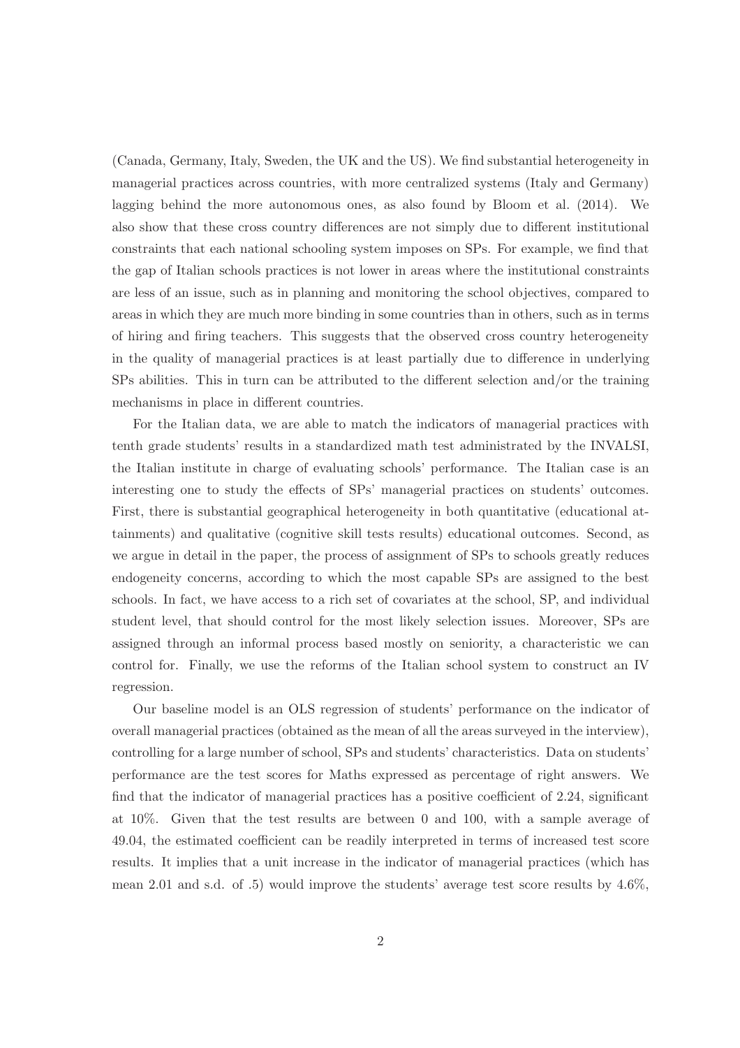(Canada, Germany, Italy, Sweden, the UK and the US). We find substantial heterogeneity in managerial practices across countries, with more centralized systems (Italy and Germany) lagging behind the more autonomous ones, as also found by Bloom et al. (2014). We also show that these cross country differences are not simply due to different institutional constraints that each national schooling system imposes on SPs. For example, we find that the gap of Italian schools practices is not lower in areas where the institutional constraints are less of an issue, such as in planning and monitoring the school objectives, compared to areas in which they are much more binding in some countries than in others, such as in terms of hiring and firing teachers. This suggests that the observed cross country heterogeneity in the quality of managerial practices is at least partially due to difference in underlying SPs abilities. This in turn can be attributed to the different selection and/or the training mechanisms in place in different countries.

For the Italian data, we are able to match the indicators of managerial practices with tenth grade students' results in a standardized math test administrated by the INVALSI, the Italian institute in charge of evaluating schools' performance. The Italian case is an interesting one to study the effects of SPs' managerial practices on students' outcomes. First, there is substantial geographical heterogeneity in both quantitative (educational attainments) and qualitative (cognitive skill tests results) educational outcomes. Second, as we argue in detail in the paper, the process of assignment of SPs to schools greatly reduces endogeneity concerns, according to which the most capable SPs are assigned to the best schools. In fact, we have access to a rich set of covariates at the school, SP, and individual student level, that should control for the most likely selection issues. Moreover, SPs are assigned through an informal process based mostly on seniority, a characteristic we can control for. Finally, we use the reforms of the Italian school system to construct an IV regression.

Our baseline model is an OLS regression of students' performance on the indicator of overall managerial practices (obtained as the mean of all the areas surveyed in the interview), controlling for a large number of school, SPs and students' characteristics. Data on students' performance are the test scores for Maths expressed as percentage of right answers. We find that the indicator of managerial practices has a positive coefficient of 2.24, significant at 10%. Given that the test results are between 0 and 100, with a sample average of 49.04, the estimated coefficient can be readily interpreted in terms of increased test score results. It implies that a unit increase in the indicator of managerial practices (which has mean 2.01 and s.d. of .5) would improve the students' average test score results by 4.6%,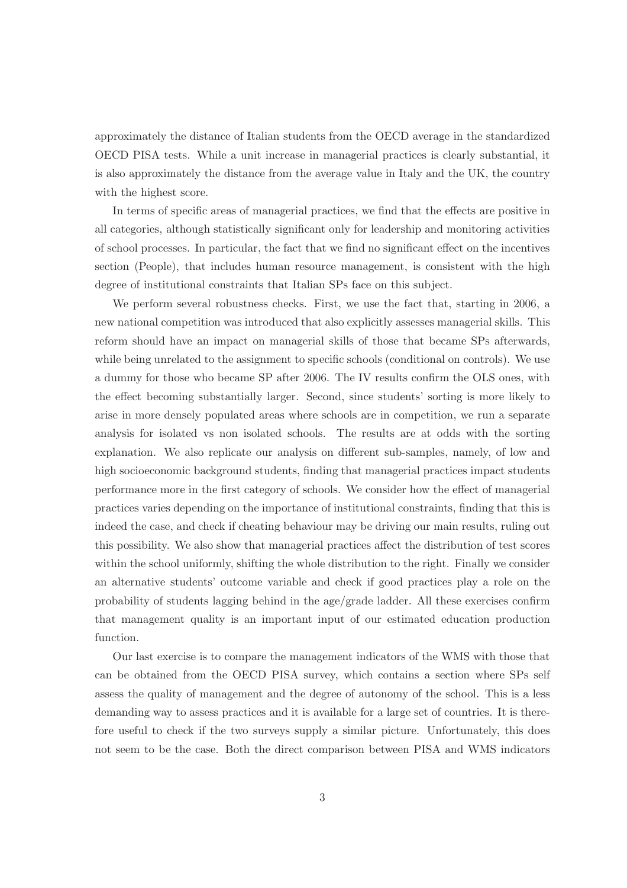approximately the distance of Italian students from the OECD average in the standardized OECD PISA tests. While a unit increase in managerial practices is clearly substantial, it is also approximately the distance from the average value in Italy and the UK, the country with the highest score.

In terms of specific areas of managerial practices, we find that the effects are positive in all categories, although statistically significant only for leadership and monitoring activities of school processes. In particular, the fact that we find no significant effect on the incentives section (People), that includes human resource management, is consistent with the high degree of institutional constraints that Italian SPs face on this subject.

We perform several robustness checks. First, we use the fact that, starting in 2006, a new national competition was introduced that also explicitly assesses managerial skills. This reform should have an impact on managerial skills of those that became SPs afterwards, while being unrelated to the assignment to specific schools (conditional on controls). We use a dummy for those who became SP after 2006. The IV results confirm the OLS ones, with the effect becoming substantially larger. Second, since students' sorting is more likely to arise in more densely populated areas where schools are in competition, we run a separate analysis for isolated vs non isolated schools. The results are at odds with the sorting explanation. We also replicate our analysis on different sub-samples, namely, of low and high socioeconomic background students, finding that managerial practices impact students performance more in the first category of schools. We consider how the effect of managerial practices varies depending on the importance of institutional constraints, finding that this is indeed the case, and check if cheating behaviour may be driving our main results, ruling out this possibility. We also show that managerial practices affect the distribution of test scores within the school uniformly, shifting the whole distribution to the right. Finally we consider an alternative students' outcome variable and check if good practices play a role on the probability of students lagging behind in the age/grade ladder. All these exercises confirm that management quality is an important input of our estimated education production function.

Our last exercise is to compare the management indicators of the WMS with those that can be obtained from the OECD PISA survey, which contains a section where SPs self assess the quality of management and the degree of autonomy of the school. This is a less demanding way to assess practices and it is available for a large set of countries. It is therefore useful to check if the two surveys supply a similar picture. Unfortunately, this does not seem to be the case. Both the direct comparison between PISA and WMS indicators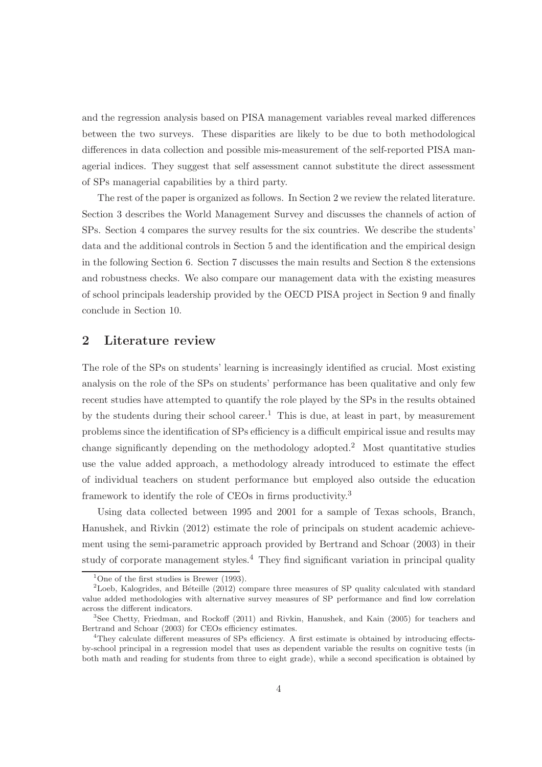and the regression analysis based on PISA management variables reveal marked differences between the two surveys. These disparities are likely to be due to both methodological differences in data collection and possible mis-measurement of the self-reported PISA managerial indices. They suggest that self assessment cannot substitute the direct assessment of SPs managerial capabilities by a third party.

The rest of the paper is organized as follows. In Section 2 we review the related literature. Section 3 describes the World Management Survey and discusses the channels of action of SPs. Section 4 compares the survey results for the six countries. We describe the students' data and the additional controls in Section 5 and the identification and the empirical design in the following Section 6. Section 7 discusses the main results and Section 8 the extensions and robustness checks. We also compare our management data with the existing measures of school principals leadership provided by the OECD PISA project in Section 9 and finally conclude in Section 10.

## 2 Literature review

The role of the SPs on students' learning is increasingly identified as crucial. Most existing analysis on the role of the SPs on students' performance has been qualitative and only few recent studies have attempted to quantify the role played by the SPs in the results obtained by the students during their school career.[1] This is due, at least in part, by measurement problems since the identification of SPs efficiency is a difficult empirical issue and results may change significantly depending on the methodology adopted.[2] Most quantitative studies use the value added approach, a methodology already introduced to estimate the effect of individual teachers on student performance but employed also outside the education framework to identify the role of CEOs in firms productivity.[3]

Using data collected between 1995 and 2001 for a sample of Texas schools, Branch, Hanushek, and Rivkin (2012) estimate the role of principals on student academic achievement using the semi-parametric approach provided by Bertrand and Schoar (2003) in their study of corporate management styles.[4] They find significant variation in principal quality

[1] One of the first studies is Brewer (1993).

[2] Loeb, Kalogrides, and Béteille (2012) compare three measures of SP quality calculated with standard value added methodologies with alternative survey measures of SP performance and find low correlation across the different indicators.

[3] See Chetty, Friedman, and Rockoff (2011) and Rivkin, Hanushek, and Kain (2005) for teachers and Bertrand and Schoar (2003) for CEOs efficiency estimates.

[4] They calculate different measures of SPs efficiency. A first estimate is obtained by introducing effects-by-school principal in a regression model that uses as dependent variable the results on cognitive tests (in both math and reading for students from three to eight grade), while a second specification is obtained by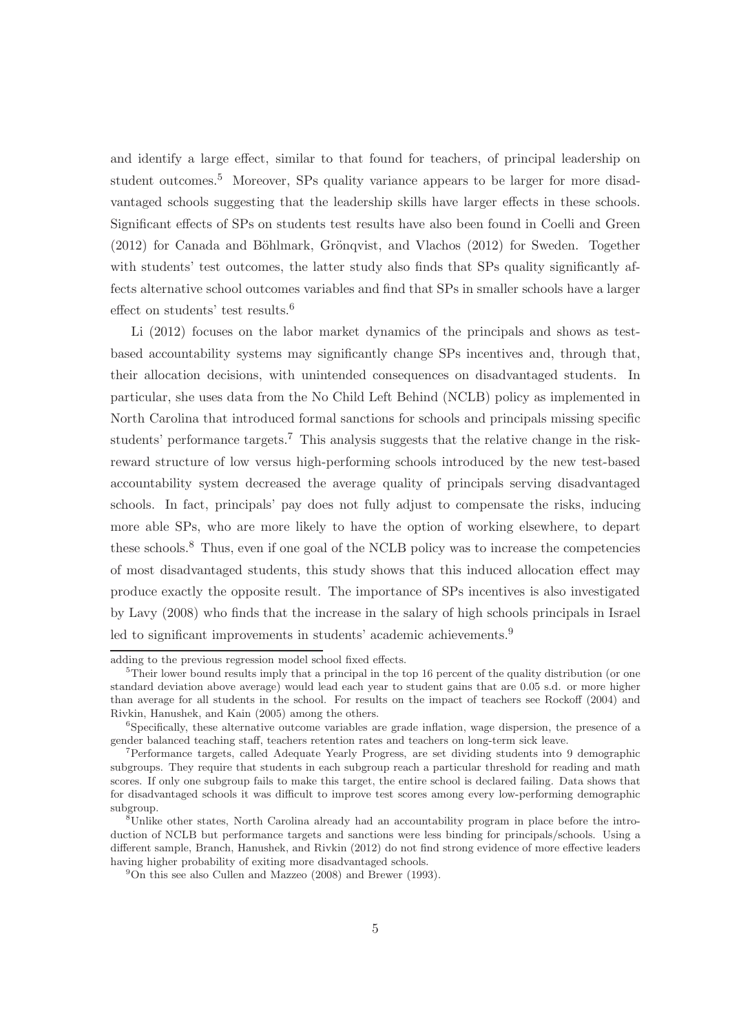and identify a large effect, similar to that found for teachers, of principal leadership on student outcomes.[5] Moreover, SPs quality variance appears to be larger for more disadvantaged schools suggesting that the leadership skills have larger effects in these schools. Significant effects of SPs on students test results have also been found in Coelli and Green (2012) for Canada and Böhlmark, Grönqvist, and Vlachos (2012) for Sweden. Together with students' test outcomes, the latter study also finds that SPs quality significantly affects alternative school outcomes variables and find that SPs in smaller schools have a larger effect on students' test results.[6]

Li (2012) focuses on the labor market dynamics of the principals and shows as test-based accountability systems may significantly change SPs incentives and, through that, their allocation decisions, with unintended consequences on disadvantaged students. In particular, she uses data from the No Child Left Behind (NCLB) policy as implemented in North Carolina that introduced formal sanctions for schools and principals missing specific students' performance targets.[7] This analysis suggests that the relative change in the risk-reward structure of low versus high-performing schools introduced by the new test-based accountability system decreased the average quality of principals serving disadvantaged schools. In fact, principals' pay does not fully adjust to compensate the risks, inducing more able SPs, who are more likely to have the option of working elsewhere, to depart these schools.[8] Thus, even if one goal of the NCLB policy was to increase the competencies of most disadvantaged students, this study shows that this induced allocation effect may produce exactly the opposite result. The importance of SPs incentives is also investigated by Lavy (2008) who finds that the increase in the salary of high schools principals in Israel led to significant improvements in students' academic achievements.[9]

---

adding to the previous regression model school fixed effects.

[5] Their lower bound results imply that a principal in the top 16 percent of the quality distribution (or one standard deviation above average) would lead each year to student gains that are 0.05 s.d. or more higher than average for all students in the school. For results on the impact of teachers see Rockoff (2004) and Rivkin, Hanushek, and Kain (2005) among the others.

[6] Specifically, these alternative outcome variables are grade inflation, wage dispersion, the presence of a gender balanced teaching staff, teachers retention rates and teachers on long-term sick leave.

[7] Performance targets, called Adequate Yearly Progress, are set dividing students into 9 demographic subgroups. They require that students in each subgroup reach a particular threshold for reading and math scores. If only one subgroup fails to make this target, the entire school is declared failing. Data shows that for disadvantaged schools it was difficult to improve test scores among every low-performing demographic subgroup.

[8] Unlike other states, North Carolina already had an accountability program in place before the introduction of NCLB but performance targets and sanctions were less binding for principals/schools. Using a different sample, Branch, Hanushek, and Rivkin (2012) do not find strong evidence of more effective leaders having higher probability of exiting more disadvantaged schools.

[9] On this see also Cullen and Mazzeo (2008) and Brewer (1993).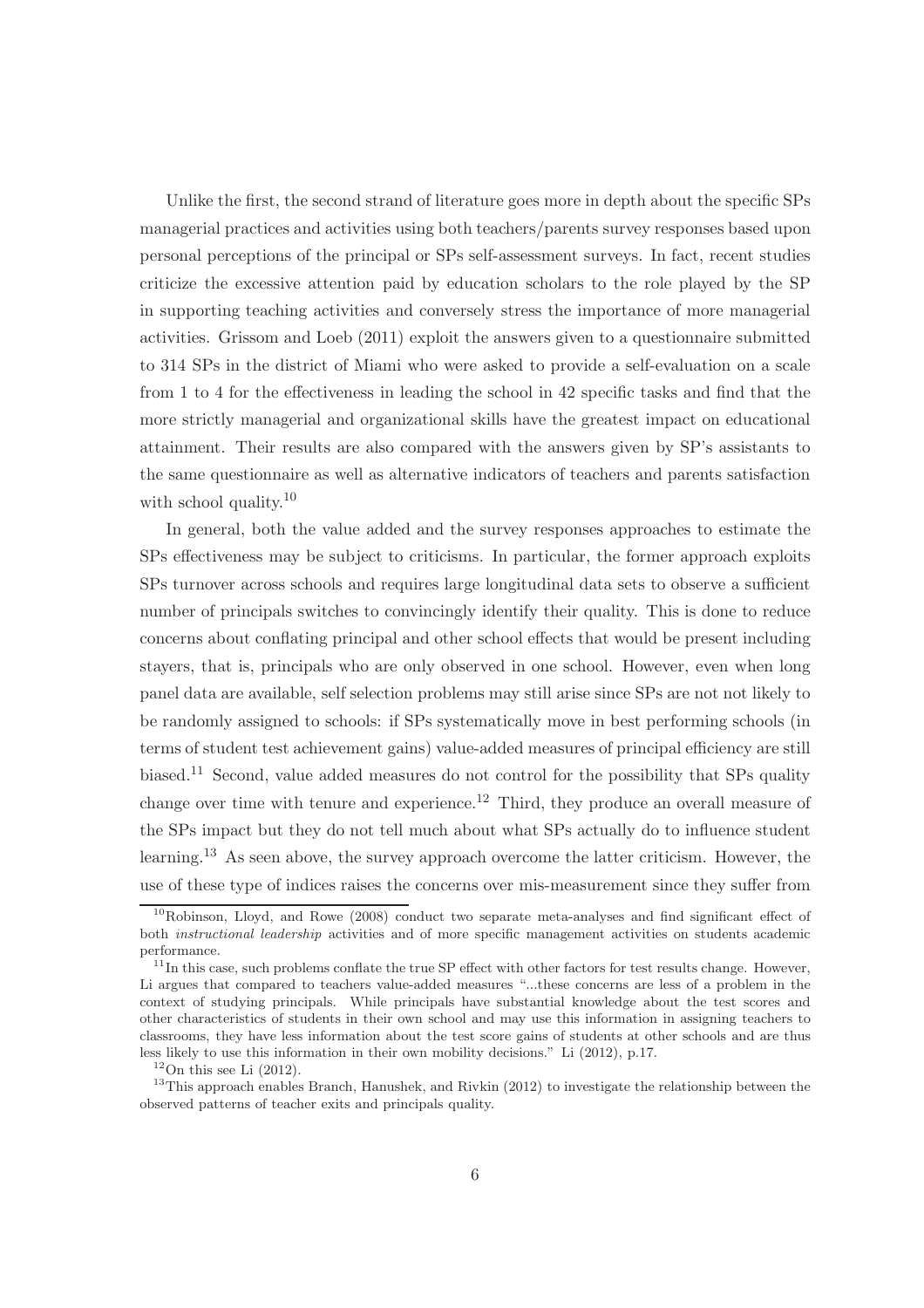Unlike the first, the second strand of literature goes more in depth about the specific SPs managerial practices and activities using both teachers/parents survey responses based upon personal perceptions of the principal or SPs self-assessment surveys. In fact, recent studies criticize the excessive attention paid by education scholars to the role played by the SP in supporting teaching activities and conversely stress the importance of more managerial activities. Grissom and Loeb (2011) exploit the answers given to a questionnaire submitted to 314 SPs in the district of Miami who were asked to provide a self-evaluation on a scale from 1 to 4 for the effectiveness in leading the school in 42 specific tasks and find that the more strictly managerial and organizational skills have the greatest impact on educational attainment. Their results are also compared with the answers given by SP's assistants to the same questionnaire as well as alternative indicators of teachers and parents satisfaction with school quality.[10]

In general, both the value added and the survey responses approaches to estimate the SPs effectiveness may be subject to criticisms. In particular, the former approach exploits SPs turnover across schools and requires large longitudinal data sets to observe a sufficient number of principals switches to convincingly identify their quality. This is done to reduce concerns about conflating principal and other school effects that would be present including stayers, that is, principals who are only observed in one school. However, even when long panel data are available, self selection problems may still arise since SPs are not not likely to be randomly assigned to schools: if SPs systematically move in best performing schools (in terms of student test achievement gains) value-added measures of principal efficiency are still biased.[11] Second, value added measures do not control for the possibility that SPs quality change over time with tenure and experience.[12] Third, they produce an overall measure of the SPs impact but they do not tell much about what SPs actually do to influence student learning.[13] As seen above, the survey approach overcome the latter criticism. However, the use of these type of indices raises the concerns over mis-measurement since they suffer from

[10] Robinson, Lloyd, and Rowe (2008) conduct two separate meta-analyses and find significant effect of both *instructional leadership* activities and of more specific management activities on students academic performance.

[11] In this case, such problems conflate the true SP effect with other factors for test results change. However, Li argues that compared to teachers value-added measures "...these concerns are less of a problem in the context of studying principals. While principals have substantial knowledge about the test scores and other characteristics of students in their own school and may use this information in assigning teachers to classrooms, they have less information about the test score gains of students at other schools and are thus less likely to use this information in their own mobility decisions." Li (2012), p.17.

[12] On this see Li (2012).

[13] This approach enables Branch, Hanushek, and Rivkin (2012) to investigate the relationship between the observed patterns of teacher exits and principals quality.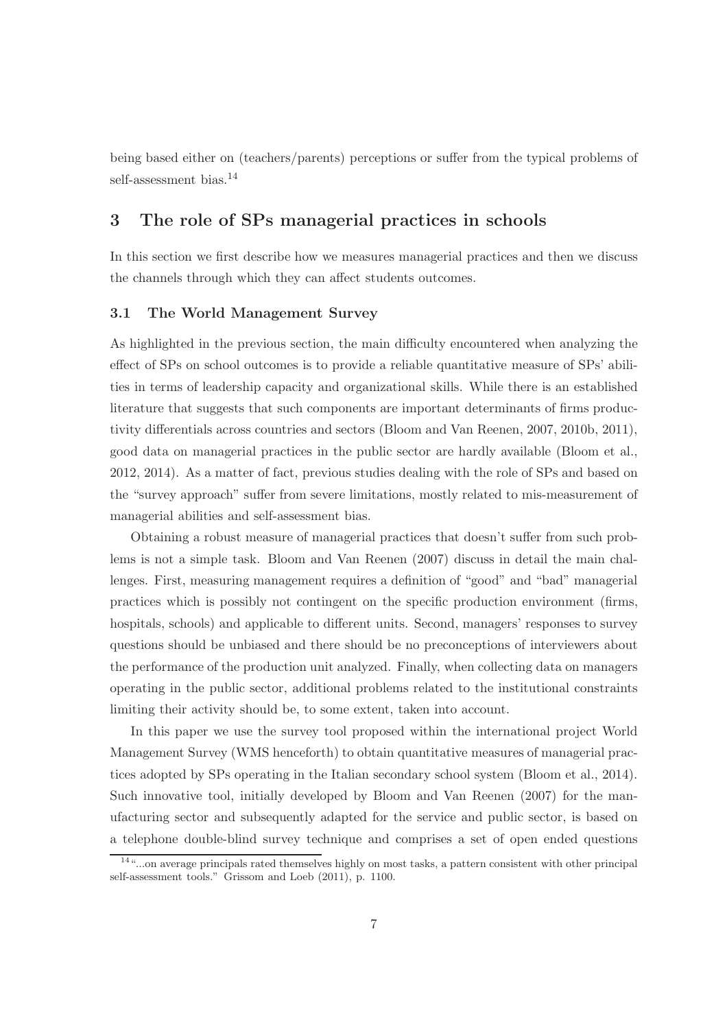being based either on (teachers/parents) perceptions or suffer from the typical problems of self-assessment bias.[14]

## 3 The role of SPs managerial practices in schools

In this section we first describe how we measures managerial practices and then we discuss the channels through which they can affect students outcomes.

### 3.1 The World Management Survey

As highlighted in the previous section, the main difficulty encountered when analyzing the effect of SPs on school outcomes is to provide a reliable quantitative measure of SPs' abilities in terms of leadership capacity and organizational skills. While there is an established literature that suggests that such components are important determinants of firms productivity differentials across countries and sectors (Bloom and Van Reenen, 2007, 2010b, 2011), good data on managerial practices in the public sector are hardly available (Bloom et al., 2012, 2014). As a matter of fact, previous studies dealing with the role of SPs and based on the "survey approach" suffer from severe limitations, mostly related to mis-measurement of managerial abilities and self-assessment bias.

Obtaining a robust measure of managerial practices that doesn't suffer from such problems is not a simple task. Bloom and Van Reenen (2007) discuss in detail the main challenges. First, measuring management requires a definition of "good" and "bad" managerial practices which is possibly not contingent on the specific production environment (firms, hospitals, schools) and applicable to different units. Second, managers' responses to survey questions should be unbiased and there should be no preconceptions of interviewers about the performance of the production unit analyzed. Finally, when collecting data on managers operating in the public sector, additional problems related to the institutional constraints limiting their activity should be, to some extent, taken into account.

In this paper we use the survey tool proposed within the international project World Management Survey (WMS henceforth) to obtain quantitative measures of managerial practices adopted by SPs operating in the Italian secondary school system (Bloom et al., 2014). Such innovative tool, initially developed by Bloom and Van Reenen (2007) for the manufacturing sector and subsequently adapted for the service and public sector, is based on a telephone double-blind survey technique and comprises a set of open ended questions

[14] "...on average principals rated themselves highly on most tasks, a pattern consistent with other principal self-assessment tools." Grissom and Loeb (2011), p. 1100.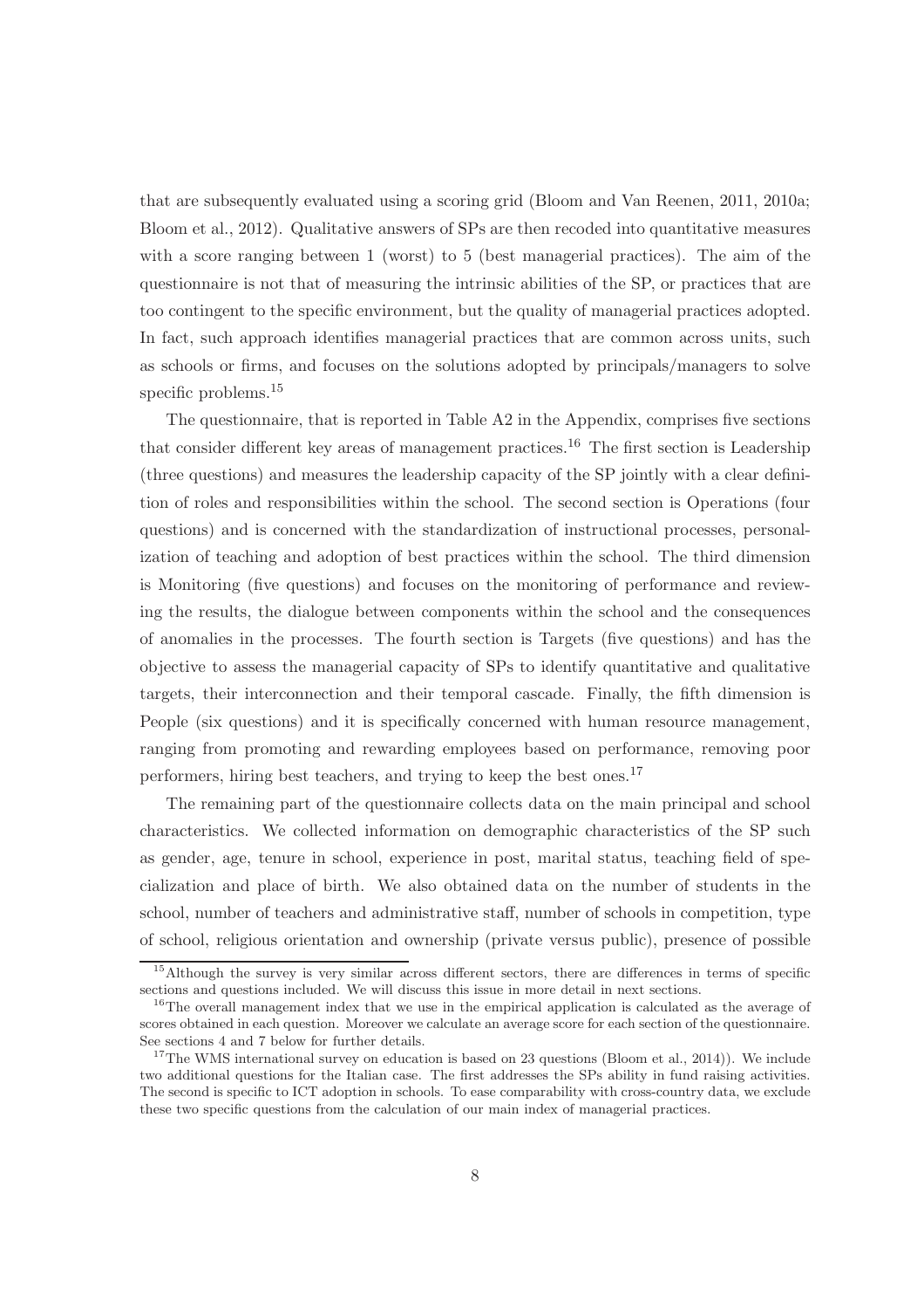that are subsequently evaluated using a scoring grid (Bloom and Van Reenen, 2011, 2010a; Bloom et al., 2012). Qualitative answers of SPs are then recoded into quantitative measures with a score ranging between 1 (worst) to 5 (best managerial practices). The aim of the questionnaire is not that of measuring the intrinsic abilities of the SP, or practices that are too contingent to the specific environment, but the quality of managerial practices adopted. In fact, such approach identifies managerial practices that are common across units, such as schools or firms, and focuses on the solutions adopted by principals/managers to solve specific problems.[15]

The questionnaire, that is reported in Table A2 in the Appendix, comprises five sections that consider different key areas of management practices.[16] The first section is Leadership (three questions) and measures the leadership capacity of the SP jointly with a clear definition of roles and responsibilities within the school. The second section is Operations (four questions) and is concerned with the standardization of instructional processes, personalization of teaching and adoption of best practices within the school. The third dimension is Monitoring (five questions) and focuses on the monitoring of performance and reviewing the results, the dialogue between components within the school and the consequences of anomalies in the processes. The fourth section is Targets (five questions) and has the objective to assess the managerial capacity of SPs to identify quantitative and qualitative targets, their interconnection and their temporal cascade. Finally, the fifth dimension is People (six questions) and it is specifically concerned with human resource management, ranging from promoting and rewarding employees based on performance, removing poor performers, hiring best teachers, and trying to keep the best ones.[17]

The remaining part of the questionnaire collects data on the main principal and school characteristics. We collected information on demographic characteristics of the SP such as gender, age, tenure in school, experience in post, marital status, teaching field of specialization and place of birth. We also obtained data on the number of students in the school, number of teachers and administrative staff, number of schools in competition, type of school, religious orientation and ownership (private versus public), presence of possible

---

[15] Although the survey is very similar across different sectors, there are differences in terms of specific sections and questions included. We will discuss this issue in more detail in next sections.

[16] The overall management index that we use in the empirical application is calculated as the average of scores obtained in each question. Moreover we calculate an average score for each section of the questionnaire. See sections 4 and 7 below for further details.

[17] The WMS international survey on education is based on 23 questions (Bloom et al., 2014)). We include two additional questions for the Italian case. The first addresses the SPs ability in fund raising activities. The second is specific to ICT adoption in schools. To ease comparability with cross-country data, we exclude these two specific questions from the calculation of our main index of managerial practices.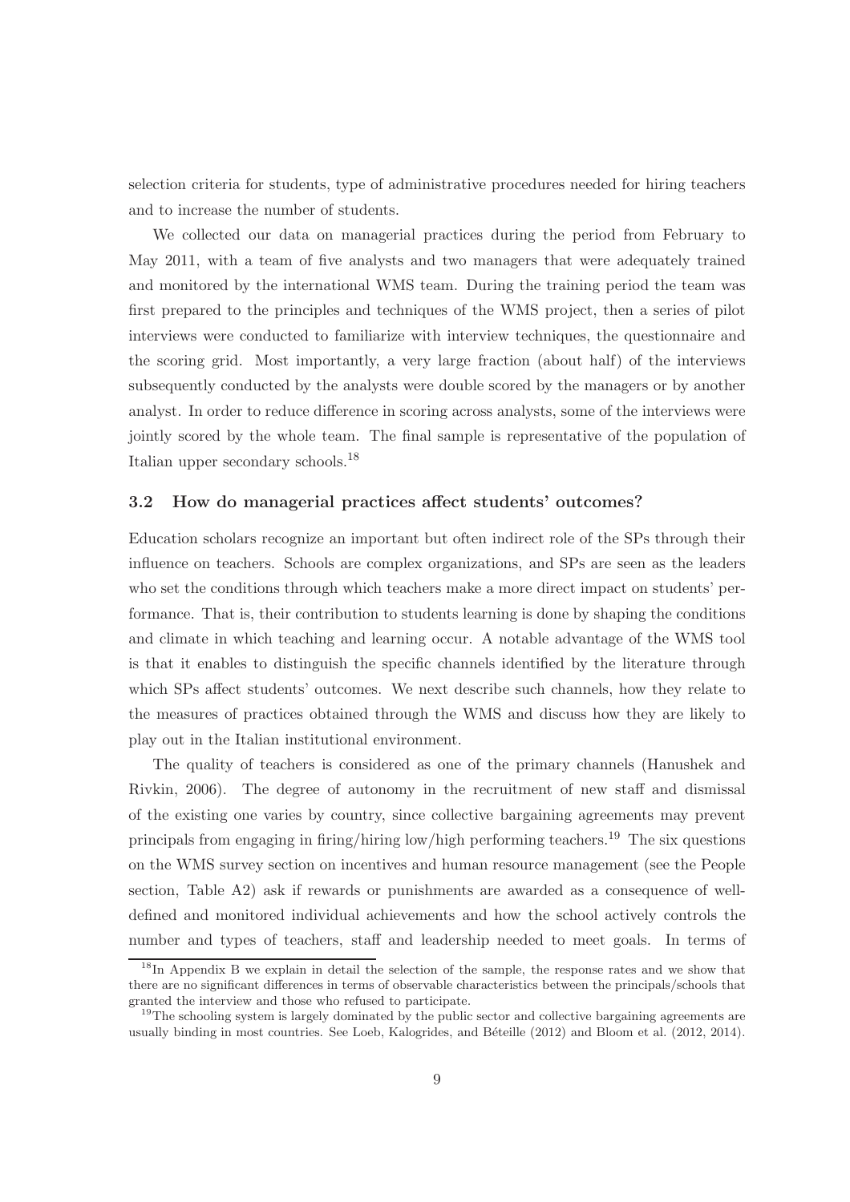selection criteria for students, type of administrative procedures needed for hiring teachers and to increase the number of students.

We collected our data on managerial practices during the period from February to May 2011, with a team of five analysts and two managers that were adequately trained and monitored by the international WMS team. During the training period the team was first prepared to the principles and techniques of the WMS project, then a series of pilot interviews were conducted to familiarize with interview techniques, the questionnaire and the scoring grid. Most importantly, a very large fraction (about half) of the interviews subsequently conducted by the analysts were double scored by the managers or by another analyst. In order to reduce difference in scoring across analysts, some of the interviews were jointly scored by the whole team. The final sample is representative of the population of Italian upper secondary schools.[18]

### 3.2 How do managerial practices affect students' outcomes?

Education scholars recognize an important but often indirect role of the SPs through their influence on teachers. Schools are complex organizations, and SPs are seen as the leaders who set the conditions through which teachers make a more direct impact on students' performance. That is, their contribution to students learning is done by shaping the conditions and climate in which teaching and learning occur. A notable advantage of the WMS tool is that it enables to distinguish the specific channels identified by the literature through which SPs affect students' outcomes. We next describe such channels, how they relate to the measures of practices obtained through the WMS and discuss how they are likely to play out in the Italian institutional environment.

The quality of teachers is considered as one of the primary channels (Hanushek and Rivkin, 2006). The degree of autonomy in the recruitment of new staff and dismissal of the existing one varies by country, since collective bargaining agreements may prevent principals from engaging in firing/hiring low/high performing teachers.[19] The six questions on the WMS survey section on incentives and human resource management (see the People section, Table A2) ask if rewards or punishments are awarded as a consequence of well-defined and monitored individual achievements and how the school actively controls the number and types of teachers, staff and leadership needed to meet goals. In terms of

[18] In Appendix B we explain in detail the selection of the sample, the response rates and we show that there are no significant differences in terms of observable characteristics between the principals/schools that granted the interview and those who refused to participate.

[19] The schooling system is largely dominated by the public sector and collective bargaining agreements are usually binding in most countries. See Loeb, Kalogrides, and Béteille (2012) and Bloom et al. (2012, 2014).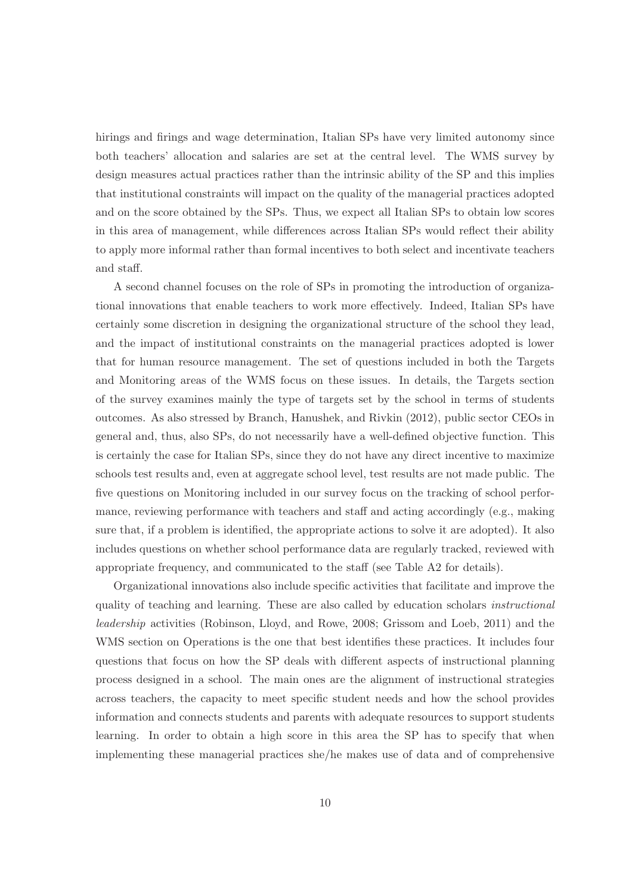hirings and firings and wage determination, Italian SPs have very limited autonomy since both teachers' allocation and salaries are set at the central level. The WMS survey by design measures actual practices rather than the intrinsic ability of the SP and this implies that institutional constraints will impact on the quality of the managerial practices adopted and on the score obtained by the SPs. Thus, we expect all Italian SPs to obtain low scores in this area of management, while differences across Italian SPs would reflect their ability to apply more informal rather than formal incentives to both select and incentivate teachers and staff.

A second channel focuses on the role of SPs in promoting the introduction of organizational innovations that enable teachers to work more effectively. Indeed, Italian SPs have certainly some discretion in designing the organizational structure of the school they lead, and the impact of institutional constraints on the managerial practices adopted is lower that for human resource management. The set of questions included in both the Targets and Monitoring areas of the WMS focus on these issues. In details, the Targets section of the survey examines mainly the type of targets set by the school in terms of students outcomes. As also stressed by Branch, Hanushek, and Rivkin (2012), public sector CEOs in general and, thus, also SPs, do not necessarily have a well-defined objective function. This is certainly the case for Italian SPs, since they do not have any direct incentive to maximize schools test results and, even at aggregate school level, test results are not made public. The five questions on Monitoring included in our survey focus on the tracking of school performance, reviewing performance with teachers and staff and acting accordingly (e.g., making sure that, if a problem is identified, the appropriate actions to solve it are adopted). It also includes questions on whether school performance data are regularly tracked, reviewed with appropriate frequency, and communicated to the staff (see Table A2 for details).

Organizational innovations also include specific activities that facilitate and improve the quality of teaching and learning. These are also called by education scholars *instructional leadership* activities (Robinson, Lloyd, and Rowe, 2008; Grissom and Loeb, 2011) and the WMS section on Operations is the one that best identifies these practices. It includes four questions that focus on how the SP deals with different aspects of instructional planning process designed in a school. The main ones are the alignment of instructional strategies across teachers, the capacity to meet specific student needs and how the school provides information and connects students and parents with adequate resources to support students learning. In order to obtain a high score in this area the SP has to specify that when implementing these managerial practices she/he makes use of data and of comprehensive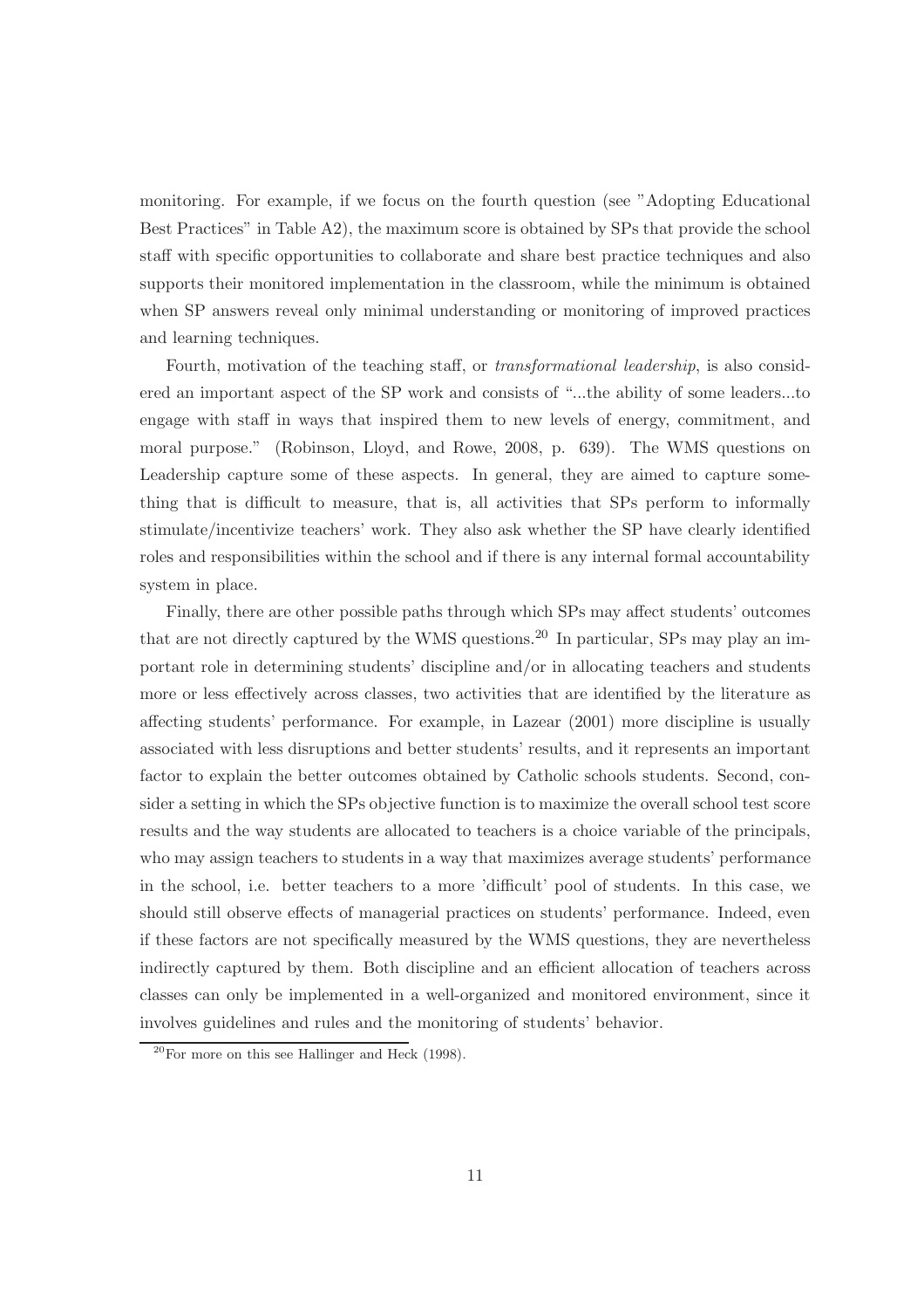monitoring. For example, if we focus on the fourth question (see "Adopting Educational Best Practices" in Table A2), the maximum score is obtained by SPs that provide the school staff with specific opportunities to collaborate and share best practice techniques and also supports their monitored implementation in the classroom, while the minimum is obtained when SP answers reveal only minimal understanding or monitoring of improved practices and learning techniques.

Fourth, motivation of the teaching staff, or *transformational leadership*, is also considered an important aspect of the SP work and consists of "...the ability of some leaders...to engage with staff in ways that inspired them to new levels of energy, commitment, and moral purpose." (Robinson, Lloyd, and Rowe, 2008, p. 639). The WMS questions on Leadership capture some of these aspects. In general, they are aimed to capture something that is difficult to measure, that is, all activities that SPs perform to informally stimulate/incentivize teachers' work. They also ask whether the SP have clearly identified roles and responsibilities within the school and if there is any internal formal accountability system in place.

Finally, there are other possible paths through which SPs may affect students' outcomes that are not directly captured by the WMS questions.[20] In particular, SPs may play an important role in determining students' discipline and/or in allocating teachers and students more or less effectively across classes, two activities that are identified by the literature as affecting students' performance. For example, in Lazear (2001) more discipline is usually associated with less disruptions and better students' results, and it represents an important factor to explain the better outcomes obtained by Catholic schools students. Second, consider a setting in which the SPs objective function is to maximize the overall school test score results and the way students are allocated to teachers is a choice variable of the principals, who may assign teachers to students in a way that maximizes average students' performance in the school, i.e. better teachers to a more 'difficult' pool of students. In this case, we should still observe effects of managerial practices on students' performance. Indeed, even if these factors are not specifically measured by the WMS questions, they are nevertheless indirectly captured by them. Both discipline and an efficient allocation of teachers across classes can only be implemented in a well-organized and monitored environment, since it involves guidelines and rules and the monitoring of students' behavior.

[20] For more on this see Hallinger and Heck (1998).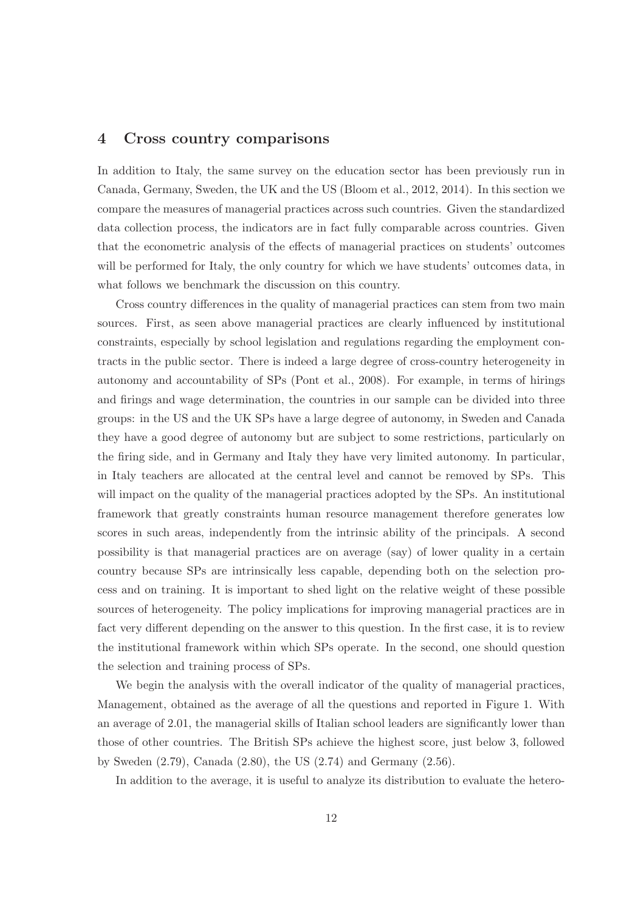## 4 Cross country comparisons

In addition to Italy, the same survey on the education sector has been previously run in Canada, Germany, Sweden, the UK and the US (Bloom et al., 2012, 2014). In this section we compare the measures of managerial practices across such countries. Given the standardized data collection process, the indicators are in fact fully comparable across countries. Given that the econometric analysis of the effects of managerial practices on students' outcomes will be performed for Italy, the only country for which we have students' outcomes data, in what follows we benchmark the discussion on this country.

Cross country differences in the quality of managerial practices can stem from two main sources. First, as seen above managerial practices are clearly influenced by institutional constraints, especially by school legislation and regulations regarding the employment contracts in the public sector. There is indeed a large degree of cross-country heterogeneity in autonomy and accountability of SPs (Pont et al., 2008). For example, in terms of hirings and firings and wage determination, the countries in our sample can be divided into three groups: in the US and the UK SPs have a large degree of autonomy, in Sweden and Canada they have a good degree of autonomy but are subject to some restrictions, particularly on the firing side, and in Germany and Italy they have very limited autonomy. In particular, in Italy teachers are allocated at the central level and cannot be removed by SPs. This will impact on the quality of the managerial practices adopted by the SPs. An institutional framework that greatly constraints human resource management therefore generates low scores in such areas, independently from the intrinsic ability of the principals. A second possibility is that managerial practices are on average (say) of lower quality in a certain country because SPs are intrinsically less capable, depending both on the selection process and on training. It is important to shed light on the relative weight of these possible sources of heterogeneity. The policy implications for improving managerial practices are in fact very different depending on the answer to this question. In the first case, it is to review the institutional framework within which SPs operate. In the second, one should question the selection and training process of SPs.

We begin the analysis with the overall indicator of the quality of managerial practices, Management, obtained as the average of all the questions and reported in Figure 1. With an average of 2.01, the managerial skills of Italian school leaders are significantly lower than those of other countries. The British SPs achieve the highest score, just below 3, followed by Sweden (2.79), Canada (2.80), the US (2.74) and Germany (2.56).

In addition to the average, it is useful to analyze its distribution to evaluate the hetero-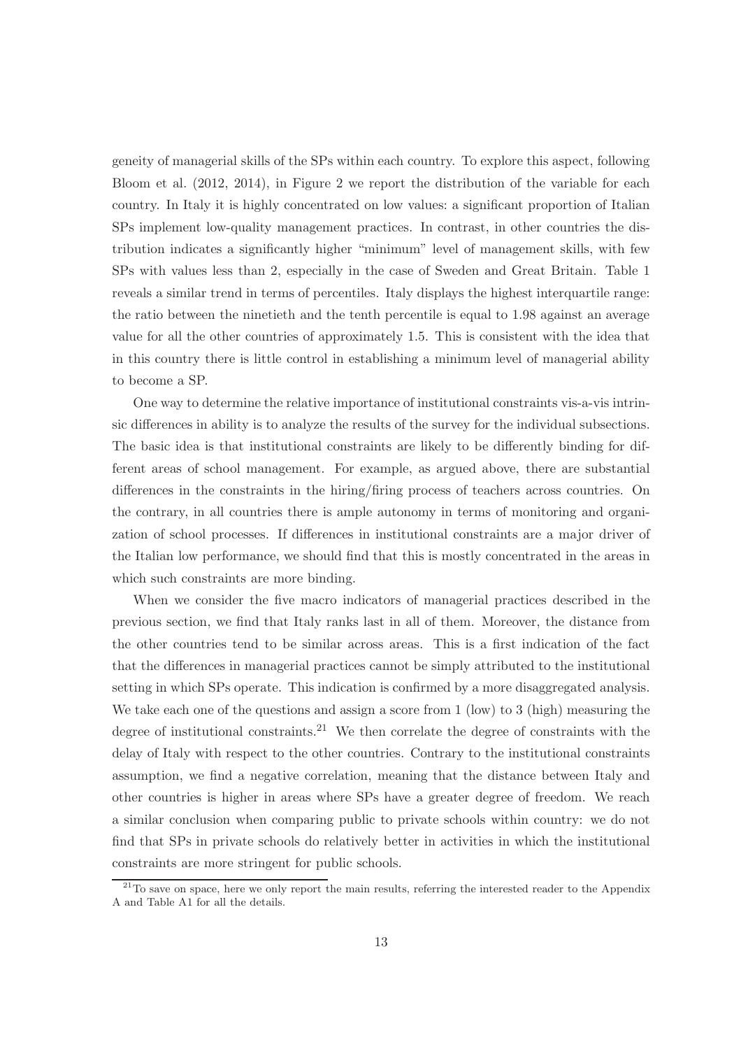geneity of managerial skills of the SPs within each country. To explore this aspect, following Bloom et al. (2012, 2014), in Figure 2 we report the distribution of the variable for each country. In Italy it is highly concentrated on low values: a significant proportion of Italian SPs implement low-quality management practices. In contrast, in other countries the distribution indicates a significantly higher "minimum" level of management skills, with few SPs with values less than 2, especially in the case of Sweden and Great Britain. Table 1 reveals a similar trend in terms of percentiles. Italy displays the highest interquartile range: the ratio between the ninetieth and the tenth percentile is equal to 1.98 against an average value for all the other countries of approximately 1.5. This is consistent with the idea that in this country there is little control in establishing a minimum level of managerial ability to become a SP.

One way to determine the relative importance of institutional constraints vis-a-vis intrinsic differences in ability is to analyze the results of the survey for the individual subsections. The basic idea is that institutional constraints are likely to be differently binding for different areas of school management. For example, as argued above, there are substantial differences in the constraints in the hiring/firing process of teachers across countries. On the contrary, in all countries there is ample autonomy in terms of monitoring and organization of school processes. If differences in institutional constraints are a major driver of the Italian low performance, we should find that this is mostly concentrated in the areas in which such constraints are more binding.

When we consider the five macro indicators of managerial practices described in the previous section, we find that Italy ranks last in all of them. Moreover, the distance from the other countries tend to be similar across areas. This is a first indication of the fact that the differences in managerial practices cannot be simply attributed to the institutional setting in which SPs operate. This indication is confirmed by a more disaggregated analysis. We take each one of the questions and assign a score from 1 (low) to 3 (high) measuring the degree of institutional constraints.[21] We then correlate the degree of constraints with the delay of Italy with respect to the other countries. Contrary to the institutional constraints assumption, we find a negative correlation, meaning that the distance between Italy and other countries is higher in areas where SPs have a greater degree of freedom. We reach a similar conclusion when comparing public to private schools within country: we do not find that SPs in private schools do relatively better in activities in which the institutional constraints are more stringent for public schools.

[21] To save on space, here we only report the main results, referring the interested reader to the Appendix A and Table A1 for all the details.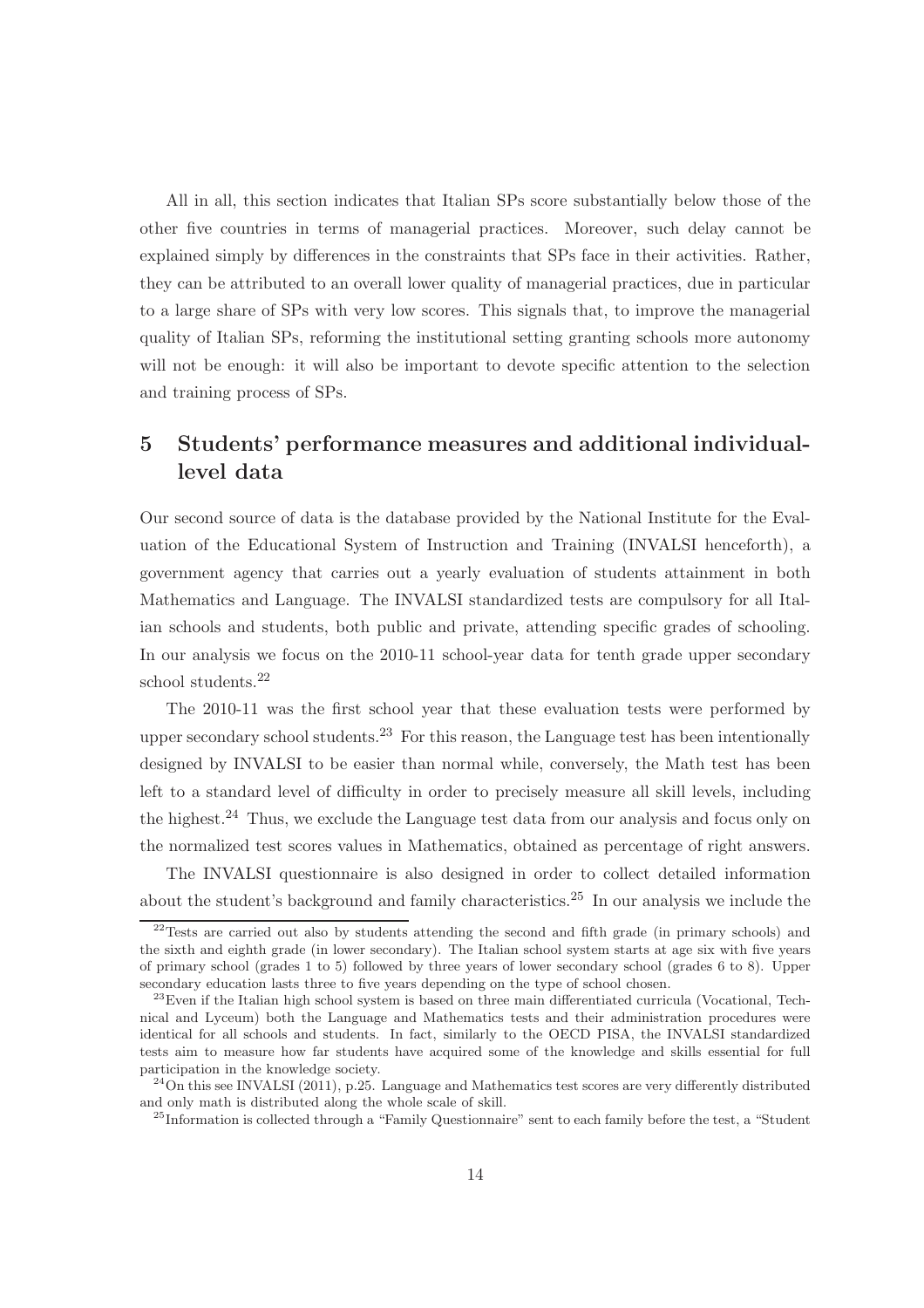All in all, this section indicates that Italian SPs score substantially below those of the other five countries in terms of managerial practices. Moreover, such delay cannot be explained simply by differences in the constraints that SPs face in their activities. Rather, they can be attributed to an overall lower quality of managerial practices, due in particular to a large share of SPs with very low scores. This signals that, to improve the managerial quality of Italian SPs, reforming the institutional setting granting schools more autonomy will not be enough: it will also be important to devote specific attention to the selection and training process of SPs.

## 5 Students' performance measures and additional individual-level data

Our second source of data is the database provided by the National Institute for the Evaluation of the Educational System of Instruction and Training (INVALSI henceforth), a government agency that carries out a yearly evaluation of students attainment in both Mathematics and Language. The INVALSI standardized tests are compulsory for all Italian schools and students, both public and private, attending specific grades of schooling. In our analysis we focus on the 2010-11 school-year data for tenth grade upper secondary school students.[22]

The 2010-11 was the first school year that these evaluation tests were performed by upper secondary school students.[23] For this reason, the Language test has been intentionally designed by INVALSI to be easier than normal while, conversely, the Math test has been left to a standard level of difficulty in order to precisely measure all skill levels, including the highest.[24] Thus, we exclude the Language test data from our analysis and focus only on the normalized test scores values in Mathematics, obtained as percentage of right answers.

The INVALSI questionnaire is also designed in order to collect detailed information about the student's background and family characteristics.[25] In our analysis we include the

[22]Tests are carried out also by students attending the second and fifth grade (in primary schools) and the sixth and eighth grade (in lower secondary). The Italian school system starts at age six with five years of primary school (grades 1 to 5) followed by three years of lower secondary school (grades 6 to 8). Upper secondary education lasts three to five years depending on the type of school chosen.

[23]Even if the Italian high school system is based on three main differentiated curricula (Vocational, Technical and Lyceum) both the Language and Mathematics tests and their administration procedures were identical for all schools and students. In fact, similarly to the OECD PISA, the INVALSI standardized tests aim to measure how far students have acquired some of the knowledge and skills essential for full participation in the knowledge society.

[24]On this see INVALSI (2011), p.25. Language and Mathematics test scores are very differently distributed and only math is distributed along the whole scale of skill.

[25]Information is collected through a "Family Questionnaire" sent to each family before the test, a "Student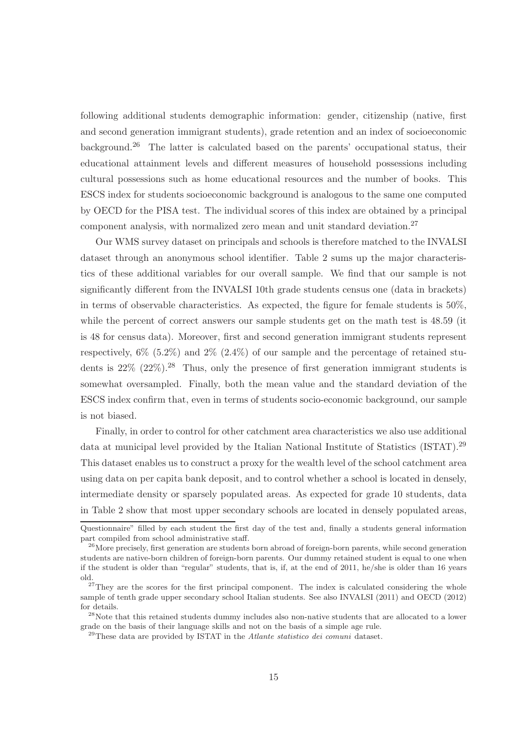following additional students demographic information: gender, citizenship (native, first and second generation immigrant students), grade retention and an index of socioeconomic background.[26] The latter is calculated based on the parents' occupational status, their educational attainment levels and different measures of household possessions including cultural possessions such as home educational resources and the number of books. This ESCS index for students socioeconomic background is analogous to the same one computed by OECD for the PISA test. The individual scores of this index are obtained by a principal component analysis, with normalized zero mean and unit standard deviation.[27]

Our WMS survey dataset on principals and schools is therefore matched to the INVALSI dataset through an anonymous school identifier. Table 2 sums up the major characteristics of these additional variables for our overall sample. We find that our sample is not significantly different from the INVALSI 10th grade students census one (data in brackets) in terms of observable characteristics. As expected, the figure for female students is 50%, while the percent of correct answers our sample students get on the math test is 48.59 (it is 48 for census data). Moreover, first and second generation immigrant students represent respectively, 6% (5.2%) and 2% (2.4%) of our sample and the percentage of retained students is 22% (22%).[28] Thus, only the presence of first generation immigrant students is somewhat oversampled. Finally, both the mean value and the standard deviation of the ESCS index confirm that, even in terms of students socio-economic background, our sample is not biased.

Finally, in order to control for other catchment area characteristics we also use additional data at municipal level provided by the Italian National Institute of Statistics (ISTAT).[29] This dataset enables us to construct a proxy for the wealth level of the school catchment area using data on per capita bank deposit, and to control whether a school is located in densely, intermediate density or sparsely populated areas. As expected for grade 10 students, data in Table 2 show that most upper secondary schools are located in densely populated areas,

---

Questionnaire" filled by each student the first day of the test and, finally a students general information part compiled from school administrative staff.

[26] More precisely, first generation are students born abroad of foreign-born parents, while second generation students are native-born children of foreign-born parents. Our dummy retained student is equal to one when if the student is older than "regular" students, that is, if, at the end of 2011, he/she is older than 16 years old.

[27] They are the scores for the first principal component. The index is calculated considering the whole sample of tenth grade upper secondary school Italian students. See also INVALSI (2011) and OECD (2012) for details.

[28] Note that this retained students dummy includes also non-native students that are allocated to a lower grade on the basis of their language skills and not on the basis of a simple age rule.

[29] These data are provided by ISTAT in the *Atlante statistico dei comuni* dataset.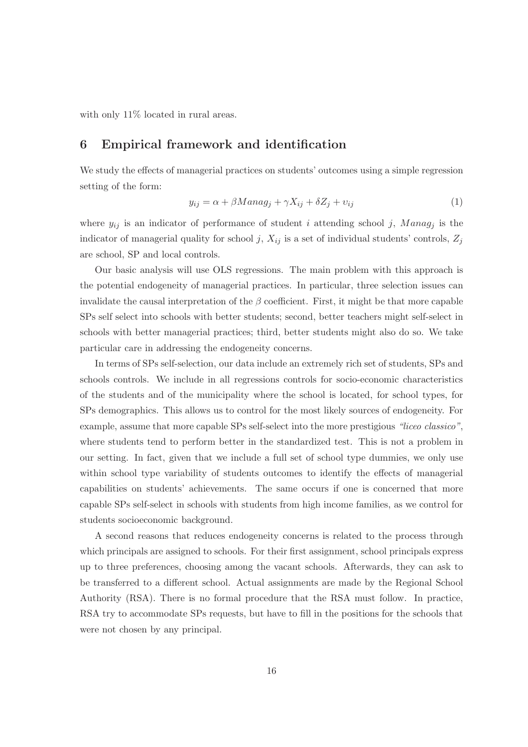with only 11% located in rural areas.

## 6 Empirical framework and identification

We study the effects of managerial practices on students' outcomes using a simple regression setting of the form:

$$y_{ij} = \alpha + \beta Manag_j + \gamma X_{ij} + \delta Z_j + \upsilon_{ij} \tag{1}$$

where $y_{ij}$ is an indicator of performance of student $i$ attending school $j$, $Manag_j$ is the indicator of managerial quality for school $j$, $X_{ij}$ is a set of individual students' controls, $Z_j$ are school, SP and local controls.

Our basic analysis will use OLS regressions. The main problem with this approach is the potential endogeneity of managerial practices. In particular, three selection issues can invalidate the causal interpretation of the $\beta$ coefficient. First, it might be that more capable SPs self select into schools with better students; second, better teachers might self-select in schools with better managerial practices; third, better students might also do so. We take particular care in addressing the endogeneity concerns.

In terms of SPs self-selection, our data include an extremely rich set of students, SPs and schools controls. We include in all regressions controls for socio-economic characteristics of the students and of the municipality where the school is located, for school types, for SPs demographics. This allows us to control for the most likely sources of endogeneity. For example, assume that more capable SPs self-select into the more prestigious *"liceo classico"*, where students tend to perform better in the standardized test. This is not a problem in our setting. In fact, given that we include a full set of school type dummies, we only use within school type variability of students outcomes to identify the effects of managerial capabilities on students' achievements. The same occurs if one is concerned that more capable SPs self-select in schools with students from high income families, as we control for students socioeconomic background.

A second reasons that reduces endogeneity concerns is related to the process through which principals are assigned to schools. For their first assignment, school principals express up to three preferences, choosing among the vacant schools. Afterwards, they can ask to be transferred to a different school. Actual assignments are made by the Regional School Authority (RSA). There is no formal procedure that the RSA must follow. In practice, RSA try to accommodate SPs requests, but have to fill in the positions for the schools that were not chosen by any principal.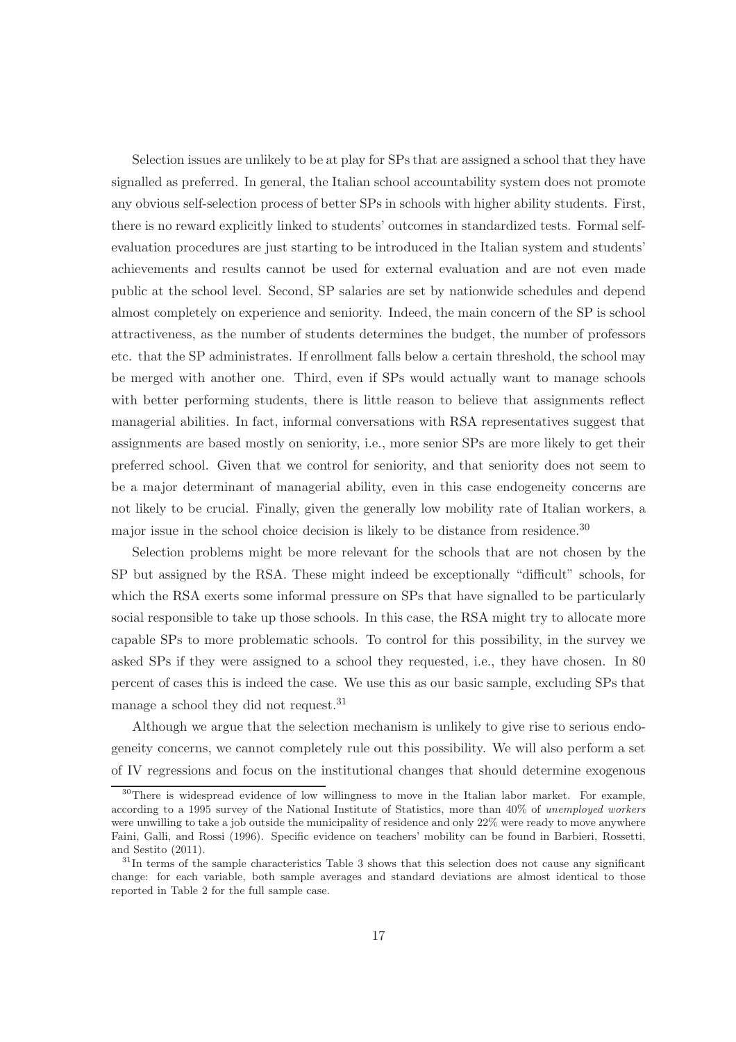Selection issues are unlikely to be at play for SPs that are assigned a school that they have signalled as preferred. In general, the Italian school accountability system does not promote any obvious self-selection process of better SPs in schools with higher ability students. First, there is no reward explicitly linked to students' outcomes in standardized tests. Formal self-evaluation procedures are just starting to be introduced in the Italian system and students' achievements and results cannot be used for external evaluation and are not even made public at the school level. Second, SP salaries are set by nationwide schedules and depend almost completely on experience and seniority. Indeed, the main concern of the SP is school attractiveness, as the number of students determines the budget, the number of professors etc. that the SP administrates. If enrollment falls below a certain threshold, the school may be merged with another one. Third, even if SPs would actually want to manage schools with better performing students, there is little reason to believe that assignments reflect managerial abilities. In fact, informal conversations with RSA representatives suggest that assignments are based mostly on seniority, i.e., more senior SPs are more likely to get their preferred school. Given that we control for seniority, and that seniority does not seem to be a major determinant of managerial ability, even in this case endogeneity concerns are not likely to be crucial. Finally, given the generally low mobility rate of Italian workers, a major issue in the school choice decision is likely to be distance from residence.[30]

Selection problems might be more relevant for the schools that are not chosen by the SP but assigned by the RSA. These might indeed be exceptionally "difficult" schools, for which the RSA exerts some informal pressure on SPs that have signalled to be particularly social responsible to take up those schools. In this case, the RSA might try to allocate more capable SPs to more problematic schools. To control for this possibility, in the survey we asked SPs if they were assigned to a school they requested, i.e., they have chosen. In 80 percent of cases this is indeed the case. We use this as our basic sample, excluding SPs that manage a school they did not request.[31]

Although we argue that the selection mechanism is unlikely to give rise to serious endogeneity concerns, we cannot completely rule out this possibility. We will also perform a set of IV regressions and focus on the institutional changes that should determine exogenous

[30]There is widespread evidence of low willingness to move in the Italian labor market. For example, according to a 1995 survey of the National Institute of Statistics, more than 40% of *unemployed workers* were unwilling to take a job outside the municipality of residence and only 22% were ready to move anywhere Faini, Galli, and Rossi (1996). Specific evidence on teachers' mobility can be found in Barbieri, Rossetti, and Sestito (2011).

[31]In terms of the sample characteristics Table 3 shows that this selection does not cause any significant change: for each variable, both sample averages and standard deviations are almost identical to those reported in Table 2 for the full sample case.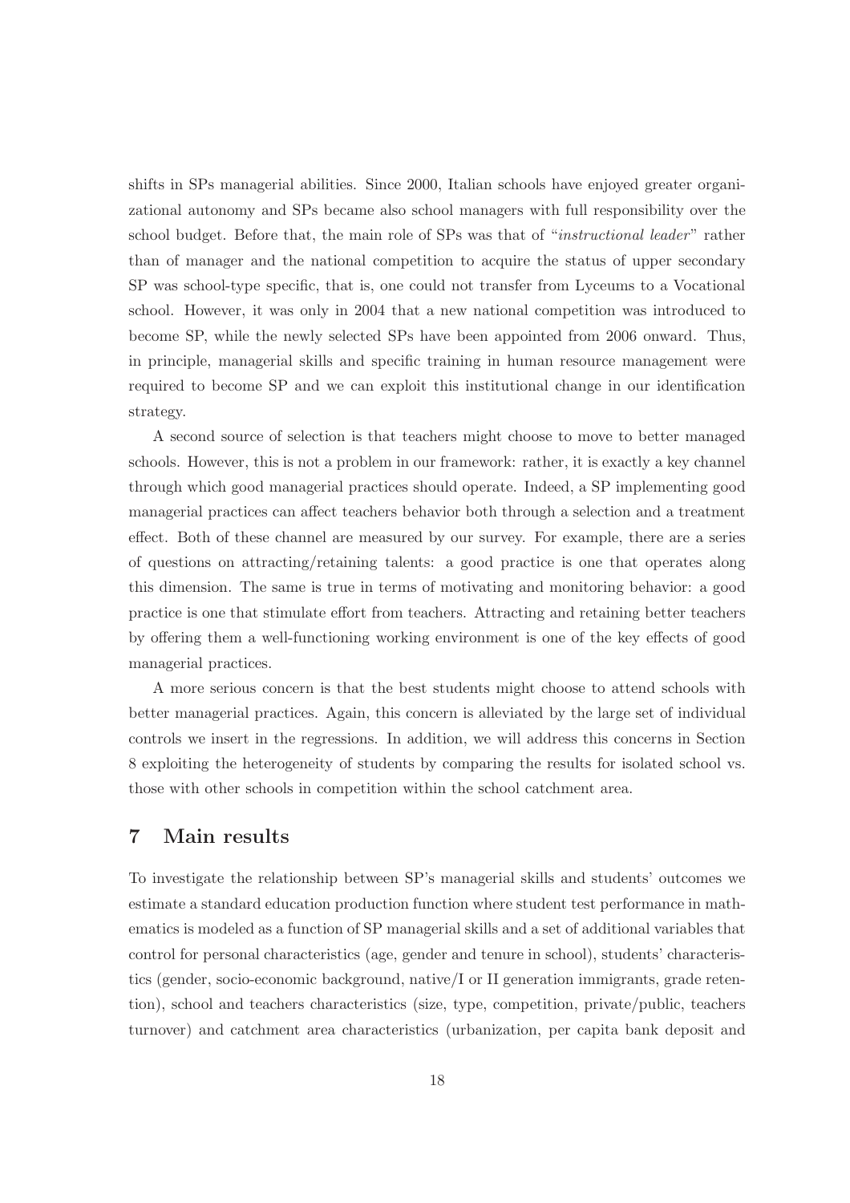shifts in SPs managerial abilities. Since 2000, Italian schools have enjoyed greater organizational autonomy and SPs became also school managers with full responsibility over the school budget. Before that, the main role of SPs was that of "*instructional leader*" rather than of manager and the national competition to acquire the status of upper secondary SP was school-type specific, that is, one could not transfer from Lyceums to a Vocational school. However, it was only in 2004 that a new national competition was introduced to become SP, while the newly selected SPs have been appointed from 2006 onward. Thus, in principle, managerial skills and specific training in human resource management were required to become SP and we can exploit this institutional change in our identification strategy.

A second source of selection is that teachers might choose to move to better managed schools. However, this is not a problem in our framework: rather, it is exactly a key channel through which good managerial practices should operate. Indeed, a SP implementing good managerial practices can affect teachers behavior both through a selection and a treatment effect. Both of these channel are measured by our survey. For example, there are a series of questions on attracting/retaining talents: a good practice is one that operates along this dimension. The same is true in terms of motivating and monitoring behavior: a good practice is one that stimulate effort from teachers. Attracting and retaining better teachers by offering them a well-functioning working environment is one of the key effects of good managerial practices.

A more serious concern is that the best students might choose to attend schools with better managerial practices. Again, this concern is alleviated by the large set of individual controls we insert in the regressions. In addition, we will address this concerns in Section 8 exploiting the heterogeneity of students by comparing the results for isolated school vs. those with other schools in competition within the school catchment area.

## 7 Main results

To investigate the relationship between SP's managerial skills and students' outcomes we estimate a standard education production function where student test performance in mathematics is modeled as a function of SP managerial skills and a set of additional variables that control for personal characteristics (age, gender and tenure in school), students' characteristics (gender, socio-economic background, native/I or II generation immigrants, grade retention), school and teachers characteristics (size, type, competition, private/public, teachers turnover) and catchment area characteristics (urbanization, per capita bank deposit and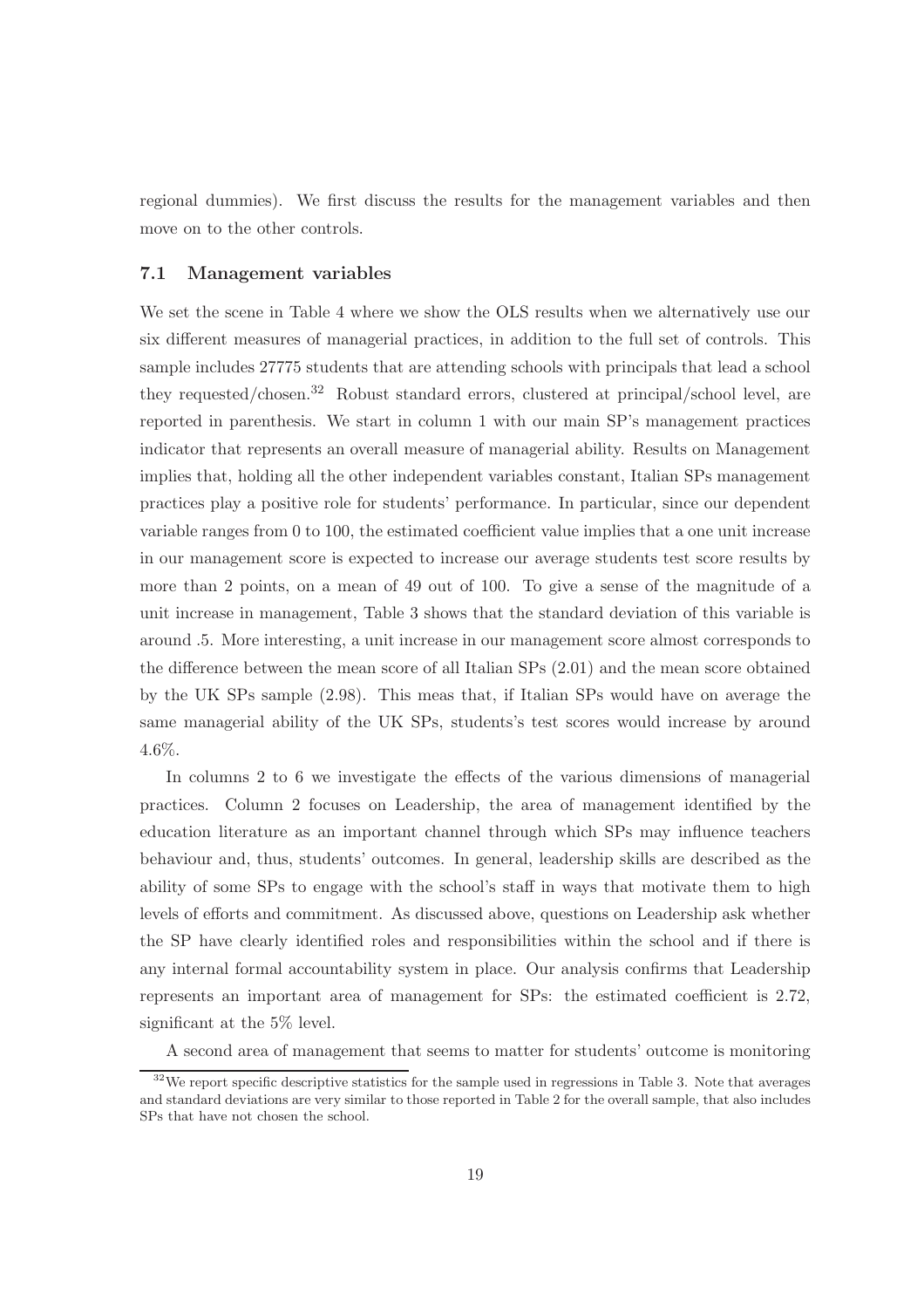regional dummies). We first discuss the results for the management variables and then move on to the other controls.

### 7.1 Management variables

We set the scene in Table 4 where we show the OLS results when we alternatively use our six different measures of managerial practices, in addition to the full set of controls. This sample includes 27775 students that are attending schools with principals that lead a school they requested/chosen.[32] Robust standard errors, clustered at principal/school level, are reported in parenthesis. We start in column 1 with our main SP's management practices indicator that represents an overall measure of managerial ability. Results on Management implies that, holding all the other independent variables constant, Italian SPs management practices play a positive role for students' performance. In particular, since our dependent variable ranges from 0 to 100, the estimated coefficient value implies that a one unit increase in our management score is expected to increase our average students test score results by more than 2 points, on a mean of 49 out of 100. To give a sense of the magnitude of a unit increase in management, Table 3 shows that the standard deviation of this variable is around .5. More interesting, a unit increase in our management score almost corresponds to the difference between the mean score of all Italian SPs (2.01) and the mean score obtained by the UK SPs sample (2.98). This meas that, if Italian SPs would have on average the same managerial ability of the UK SPs, students's test scores would increase by around 4.6%.

In columns 2 to 6 we investigate the effects of the various dimensions of managerial practices. Column 2 focuses on Leadership, the area of management identified by the education literature as an important channel through which SPs may influence teachers behaviour and, thus, students' outcomes. In general, leadership skills are described as the ability of some SPs to engage with the school's staff in ways that motivate them to high levels of efforts and commitment. As discussed above, questions on Leadership ask whether the SP have clearly identified roles and responsibilities within the school and if there is any internal formal accountability system in place. Our analysis confirms that Leadership represents an important area of management for SPs: the estimated coefficient is 2.72, significant at the 5% level.

A second area of management that seems to matter for students' outcome is monitoring

[32] We report specific descriptive statistics for the sample used in regressions in Table 3. Note that averages and standard deviations are very similar to those reported in Table 2 for the overall sample, that also includes SPs that have not chosen the school.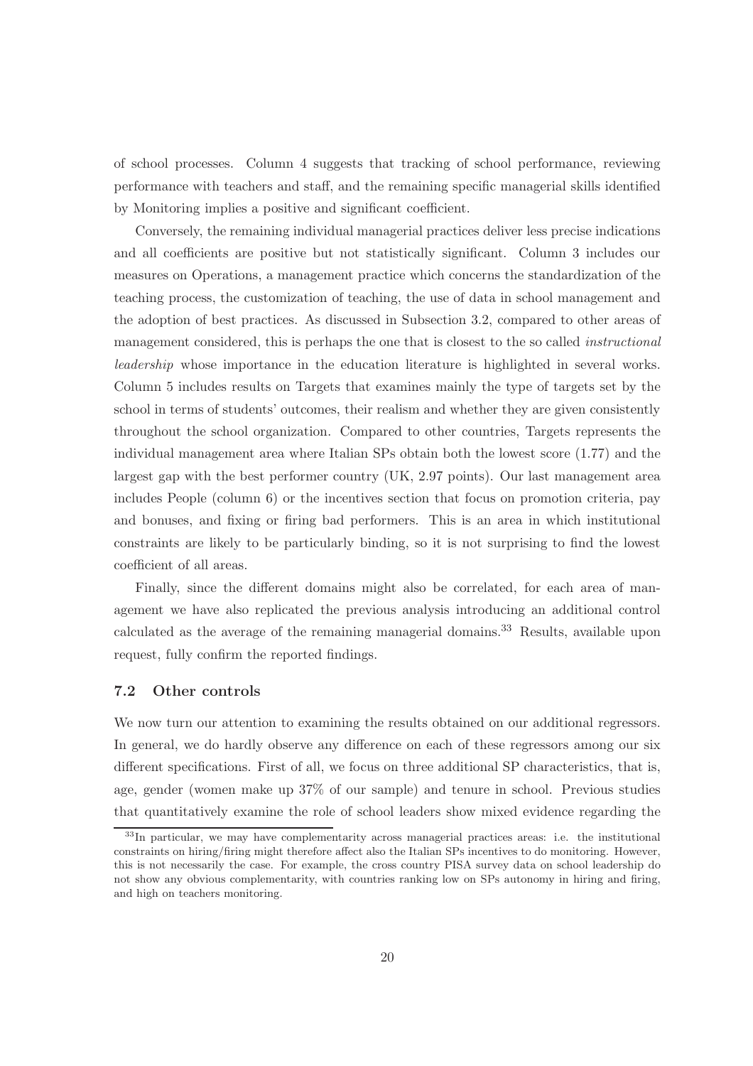of school processes. Column 4 suggests that tracking of school performance, reviewing performance with teachers and staff, and the remaining specific managerial skills identified by Monitoring implies a positive and significant coefficient.

Conversely, the remaining individual managerial practices deliver less precise indications and all coefficients are positive but not statistically significant. Column 3 includes our measures on Operations, a management practice which concerns the standardization of the teaching process, the customization of teaching, the use of data in school management and the adoption of best practices. As discussed in Subsection 3.2, compared to other areas of management considered, this is perhaps the one that is closest to the so called *instructional leadership* whose importance in the education literature is highlighted in several works. Column 5 includes results on Targets that examines mainly the type of targets set by the school in terms of students' outcomes, their realism and whether they are given consistently throughout the school organization. Compared to other countries, Targets represents the individual management area where Italian SPs obtain both the lowest score (1.77) and the largest gap with the best performer country (UK, 2.97 points). Our last management area includes People (column 6) or the incentives section that focus on promotion criteria, pay and bonuses, and fixing or firing bad performers. This is an area in which institutional constraints are likely to be particularly binding, so it is not surprising to find the lowest coefficient of all areas.

Finally, since the different domains might also be correlated, for each area of management we have also replicated the previous analysis introducing an additional control calculated as the average of the remaining managerial domains.[33] Results, available upon request, fully confirm the reported findings.

### 7.2 Other controls

We now turn our attention to examining the results obtained on our additional regressors. In general, we do hardly observe any difference on each of these regressors among our six different specifications. First of all, we focus on three additional SP characteristics, that is, age, gender (women make up 37% of our sample) and tenure in school. Previous studies that quantitatively examine the role of school leaders show mixed evidence regarding the

[33] In particular, we may have complementarity across managerial practices areas: i.e. the institutional constraints on hiring/firing might therefore affect also the Italian SPs incentives to do monitoring. However, this is not necessarily the case. For example, the cross country PISA survey data on school leadership do not show any obvious complementarity, with countries ranking low on SPs autonomy in hiring and firing, and high on teachers monitoring.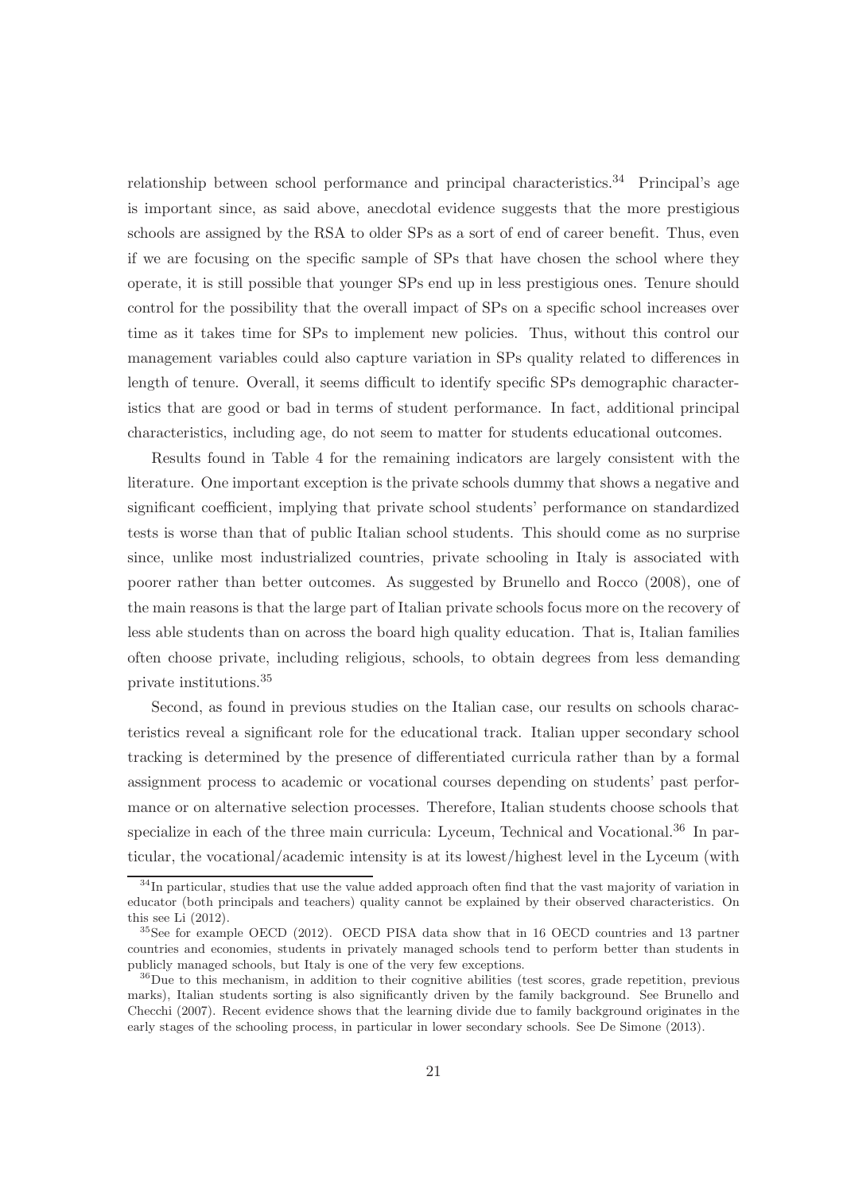relationship between school performance and principal characteristics.[34] Principal's age is important since, as said above, anecdotal evidence suggests that the more prestigious schools are assigned by the RSA to older SPs as a sort of end of career benefit. Thus, even if we are focusing on the specific sample of SPs that have chosen the school where they operate, it is still possible that younger SPs end up in less prestigious ones. Tenure should control for the possibility that the overall impact of SPs on a specific school increases over time as it takes time for SPs to implement new policies. Thus, without this control our management variables could also capture variation in SPs quality related to differences in length of tenure. Overall, it seems difficult to identify specific SPs demographic characteristics that are good or bad in terms of student performance. In fact, additional principal characteristics, including age, do not seem to matter for students educational outcomes.

Results found in Table 4 for the remaining indicators are largely consistent with the literature. One important exception is the private schools dummy that shows a negative and significant coefficient, implying that private school students' performance on standardized tests is worse than that of public Italian school students. This should come as no surprise since, unlike most industrialized countries, private schooling in Italy is associated with poorer rather than better outcomes. As suggested by Brunello and Rocco (2008), one of the main reasons is that the large part of Italian private schools focus more on the recovery of less able students than on across the board high quality education. That is, Italian families often choose private, including religious, schools, to obtain degrees from less demanding private institutions.[35]

Second, as found in previous studies on the Italian case, our results on schools characteristics reveal a significant role for the educational track. Italian upper secondary school tracking is determined by the presence of differentiated curricula rather than by a formal assignment process to academic or vocational courses depending on students' past performance or on alternative selection processes. Therefore, Italian students choose schools that specialize in each of the three main curricula: Lyceum, Technical and Vocational.[36] In particular, the vocational/academic intensity is at its lowest/highest level in the Lyceum (with

[34] In particular, studies that use the value added approach often find that the vast majority of variation in educator (both principals and teachers) quality cannot be explained by their observed characteristics. On this see Li (2012).

[35] See for example OECD (2012). OECD PISA data show that in 16 OECD countries and 13 partner countries and economies, students in privately managed schools tend to perform better than students in publicly managed schools, but Italy is one of the very few exceptions.

[36] Due to this mechanism, in addition to their cognitive abilities (test scores, grade repetition, previous marks), Italian students sorting is also significantly driven by the family background. See Brunello and Checchi (2007). Recent evidence shows that the learning divide due to family background originates in the early stages of the schooling process, in particular in lower secondary schools. See De Simone (2013).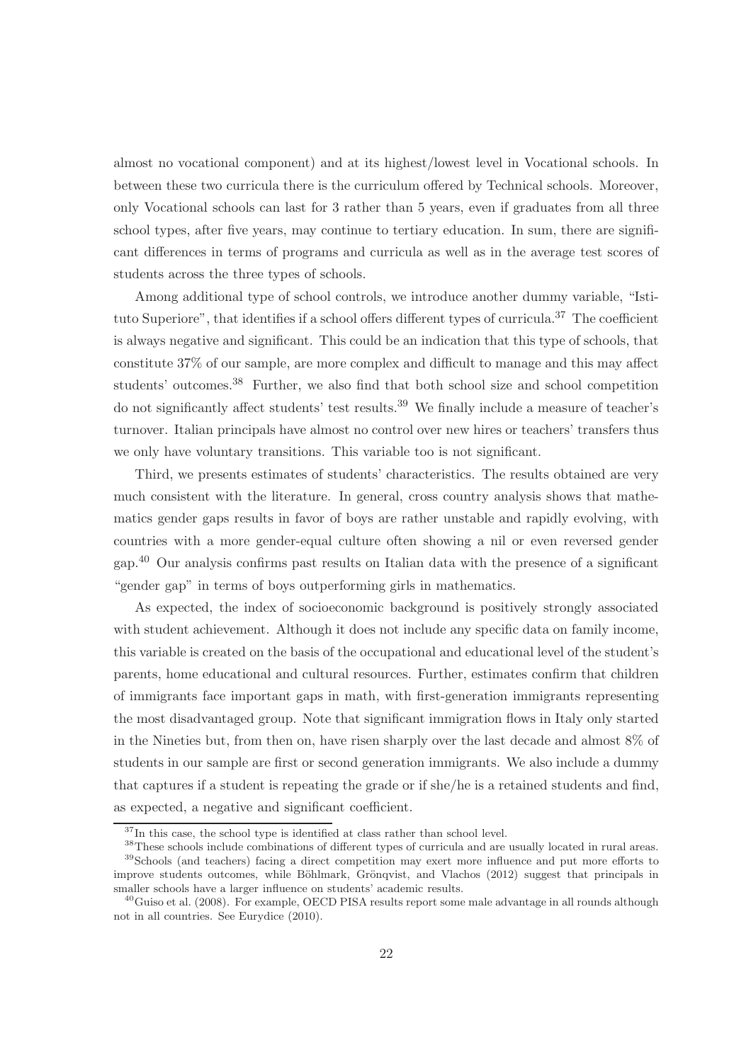almost no vocational component) and at its highest/lowest level in Vocational schools. In between these two curricula there is the curriculum offered by Technical schools. Moreover, only Vocational schools can last for 3 rather than 5 years, even if graduates from all three school types, after five years, may continue to tertiary education. In sum, there are significant differences in terms of programs and curricula as well as in the average test scores of students across the three types of schools.

Among additional type of school controls, we introduce another dummy variable, "Istituto Superiore", that identifies if a school offers different types of curricula.[37] The coefficient is always negative and significant. This could be an indication that this type of schools, that constitute 37% of our sample, are more complex and difficult to manage and this may affect students' outcomes.[38] Further, we also find that both school size and school competition do not significantly affect students' test results.[39] We finally include a measure of teacher's turnover. Italian principals have almost no control over new hires or teachers' transfers thus we only have voluntary transitions. This variable too is not significant.

Third, we presents estimates of students' characteristics. The results obtained are very much consistent with the literature. In general, cross country analysis shows that mathematics gender gaps results in favor of boys are rather unstable and rapidly evolving, with countries with a more gender-equal culture often showing a nil or even reversed gender gap.[40] Our analysis confirms past results on Italian data with the presence of a significant "gender gap" in terms of boys outperforming girls in mathematics.

As expected, the index of socioeconomic background is positively strongly associated with student achievement. Although it does not include any specific data on family income, this variable is created on the basis of the occupational and educational level of the student's parents, home educational and cultural resources. Further, estimates confirm that children of immigrants face important gaps in math, with first-generation immigrants representing the most disadvantaged group. Note that significant immigration flows in Italy only started in the Nineties but, from then on, have risen sharply over the last decade and almost 8% of students in our sample are first or second generation immigrants. We also include a dummy that captures if a student is repeating the grade or if she/he is a retained students and find, as expected, a negative and significant coefficient.

[37] In this case, the school type is identified at class rather than school level.

[38] These schools include combinations of different types of curricula and are usually located in rural areas.

[39] Schools (and teachers) facing a direct competition may exert more influence and put more efforts to improve students outcomes, while Böhlmark, Grönqvist, and Vlachos (2012) suggest that principals in smaller schools have a larger influence on students' academic results.

[40] Guiso et al. (2008). For example, OECD PISA results report some male advantage in all rounds although not in all countries. See Eurydice (2010).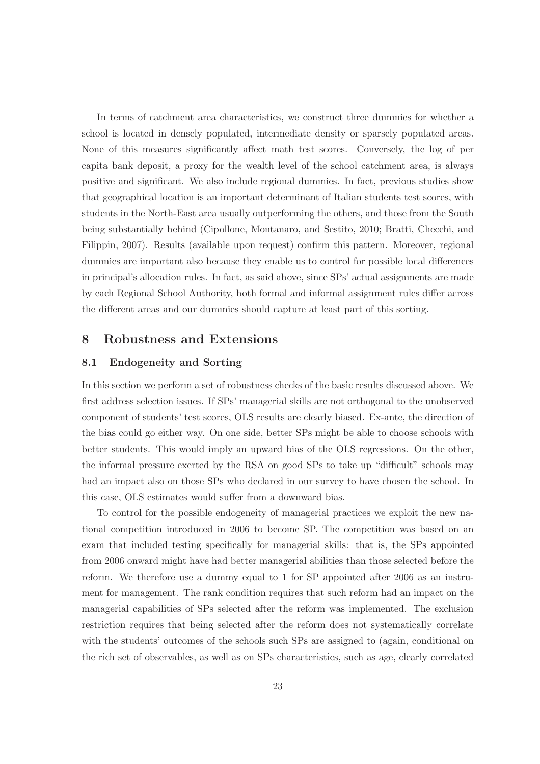In terms of catchment area characteristics, we construct three dummies for whether a school is located in densely populated, intermediate density or sparsely populated areas. None of this measures significantly affect math test scores. Conversely, the log of per capita bank deposit, a proxy for the wealth level of the school catchment area, is always positive and significant. We also include regional dummies. In fact, previous studies show that geographical location is an important determinant of Italian students test scores, with students in the North-East area usually outperforming the others, and those from the South being substantially behind (Cipollone, Montanaro, and Sestito, 2010; Bratti, Checchi, and Filippin, 2007). Results (available upon request) confirm this pattern. Moreover, regional dummies are important also because they enable us to control for possible local differences in principal's allocation rules. In fact, as said above, since SPs' actual assignments are made by each Regional School Authority, both formal and informal assignment rules differ across the different areas and our dummies should capture at least part of this sorting.

# 8 Robustness and Extensions

## 8.1 Endogeneity and Sorting

In this section we perform a set of robustness checks of the basic results discussed above. We first address selection issues. If SPs' managerial skills are not orthogonal to the unobserved component of students' test scores, OLS results are clearly biased. Ex-ante, the direction of the bias could go either way. On one side, better SPs might be able to choose schools with better students. This would imply an upward bias of the OLS regressions. On the other, the informal pressure exerted by the RSA on good SPs to take up "difficult" schools may had an impact also on those SPs who declared in our survey to have chosen the school. In this case, OLS estimates would suffer from a downward bias.

To control for the possible endogeneity of managerial practices we exploit the new national competition introduced in 2006 to become SP. The competition was based on an exam that included testing specifically for managerial skills: that is, the SPs appointed from 2006 onward might have had better managerial abilities than those selected before the reform. We therefore use a dummy equal to 1 for SP appointed after 2006 as an instrument for management. The rank condition requires that such reform had an impact on the managerial capabilities of SPs selected after the reform was implemented. The exclusion restriction requires that being selected after the reform does not systematically correlate with the students' outcomes of the schools such SPs are assigned to (again, conditional on the rich set of observables, as well as on SPs characteristics, such as age, clearly correlated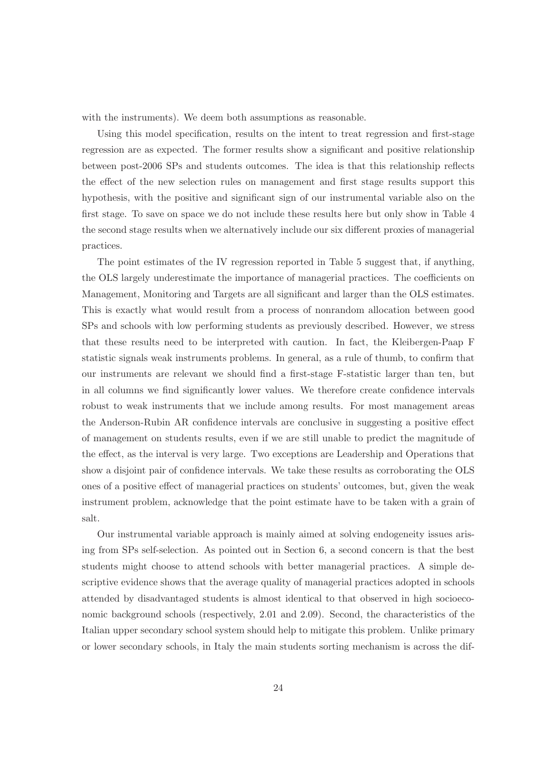with the instruments). We deem both assumptions as reasonable.

Using this model specification, results on the intent to treat regression and first-stage regression are as expected. The former results show a significant and positive relationship between post-2006 SPs and students outcomes. The idea is that this relationship reflects the effect of the new selection rules on management and first stage results support this hypothesis, with the positive and significant sign of our instrumental variable also on the first stage. To save on space we do not include these results here but only show in Table 4 the second stage results when we alternatively include our six different proxies of managerial practices.

The point estimates of the IV regression reported in Table 5 suggest that, if anything, the OLS largely underestimate the importance of managerial practices. The coefficients on Management, Monitoring and Targets are all significant and larger than the OLS estimates. This is exactly what would result from a process of nonrandom allocation between good SPs and schools with low performing students as previously described. However, we stress that these results need to be interpreted with caution. In fact, the Kleibergen-Paap F statistic signals weak instruments problems. In general, as a rule of thumb, to confirm that our instruments are relevant we should find a first-stage F-statistic larger than ten, but in all columns we find significantly lower values. We therefore create confidence intervals robust to weak instruments that we include among results. For most management areas the Anderson-Rubin AR confidence intervals are conclusive in suggesting a positive effect of management on students results, even if we are still unable to predict the magnitude of the effect, as the interval is very large. Two exceptions are Leadership and Operations that show a disjoint pair of confidence intervals. We take these results as corroborating the OLS ones of a positive effect of managerial practices on students' outcomes, but, given the weak instrument problem, acknowledge that the point estimate have to be taken with a grain of salt.

Our instrumental variable approach is mainly aimed at solving endogeneity issues arising from SPs self-selection. As pointed out in Section 6, a second concern is that the best students might choose to attend schools with better managerial practices. A simple descriptive evidence shows that the average quality of managerial practices adopted in schools attended by disadvantaged students is almost identical to that observed in high socioeconomic background schools (respectively, 2.01 and 2.09). Second, the characteristics of the Italian upper secondary school system should help to mitigate this problem. Unlike primary or lower secondary schools, in Italy the main students sorting mechanism is across the dif-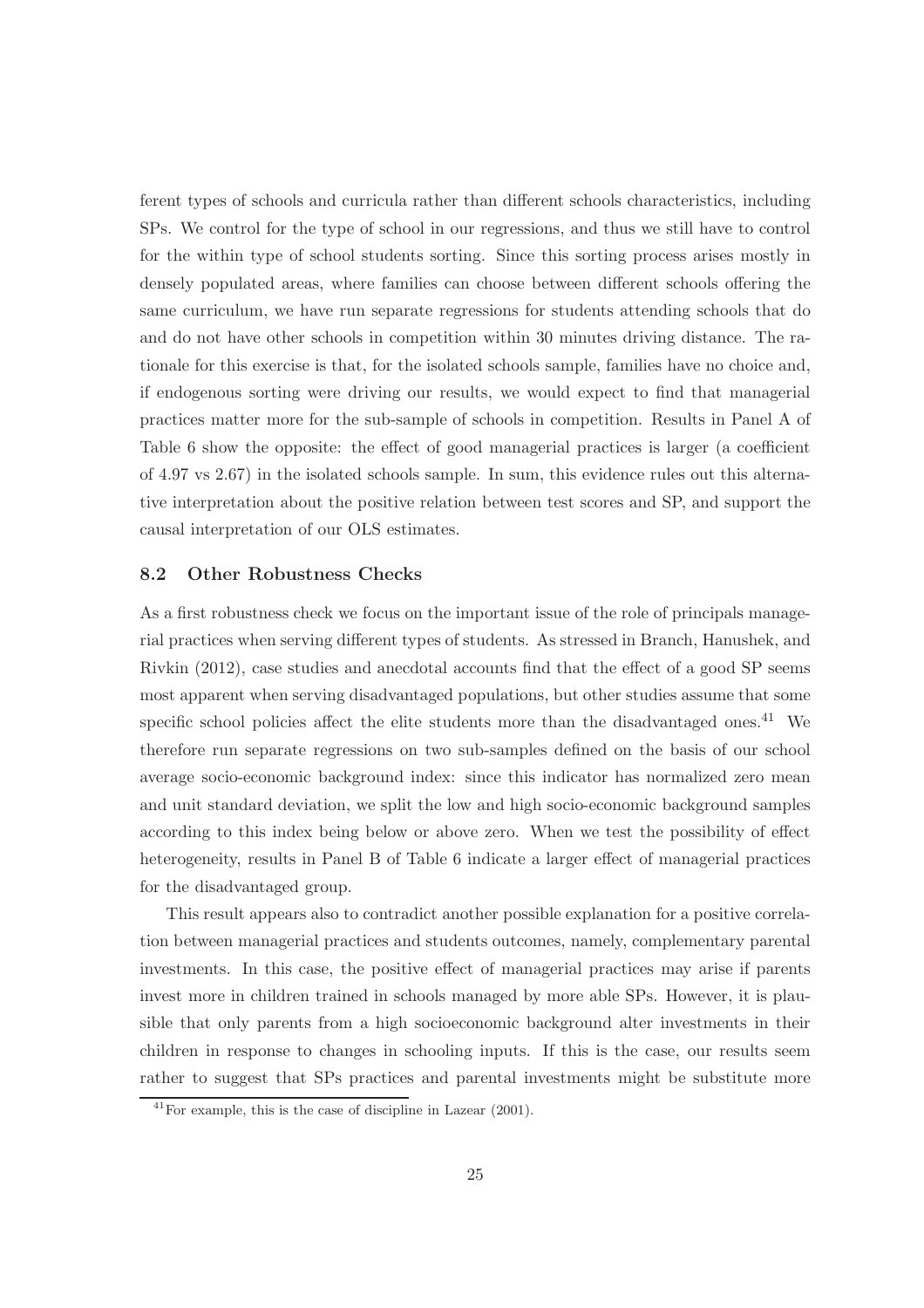ferent types of schools and curricula rather than different schools characteristics, including SPs. We control for the type of school in our regressions, and thus we still have to control for the within type of school students sorting. Since this sorting process arises mostly in densely populated areas, where families can choose between different schools offering the same curriculum, we have run separate regressions for students attending schools that do and do not have other schools in competition within 30 minutes driving distance. The rationale for this exercise is that, for the isolated schools sample, families have no choice and, if endogenous sorting were driving our results, we would expect to find that managerial practices matter more for the sub-sample of schools in competition. Results in Panel A of Table 6 show the opposite: the effect of good managerial practices is larger (a coefficient of 4.97 vs 2.67) in the isolated schools sample. In sum, this evidence rules out this alternative interpretation about the positive relation between test scores and SP, and support the causal interpretation of our OLS estimates.

### 8.2 Other Robustness Checks

As a first robustness check we focus on the important issue of the role of principals managerial practices when serving different types of students. As stressed in Branch, Hanushek, and Rivkin (2012), case studies and anecdotal accounts find that the effect of a good SP seems most apparent when serving disadvantaged populations, but other studies assume that some specific school policies affect the elite students more than the disadvantaged ones.[41] We therefore run separate regressions on two sub-samples defined on the basis of our school average socio-economic background index: since this indicator has normalized zero mean and unit standard deviation, we split the low and high socio-economic background samples according to this index being below or above zero. When we test the possibility of effect heterogeneity, results in Panel B of Table 6 indicate a larger effect of managerial practices for the disadvantaged group.

This result appears also to contradict another possible explanation for a positive correlation between managerial practices and students outcomes, namely, complementary parental investments. In this case, the positive effect of managerial practices may arise if parents invest more in children trained in schools managed by more able SPs. However, it is plausible that only parents from a high socioeconomic background alter investments in their children in response to changes in schooling inputs. If this is the case, our results seem rather to suggest that SPs practices and parental investments might be substitute more

[41] For example, this is the case of discipline in Lazear (2001).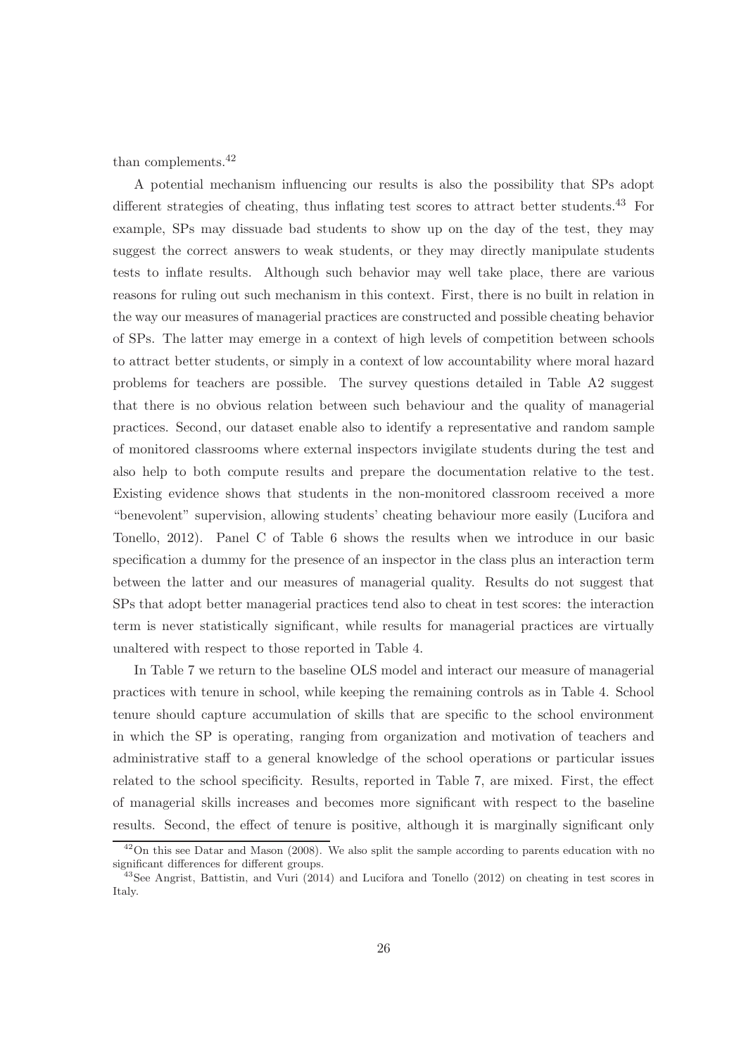than complements.[42]

A potential mechanism influencing our results is also the possibility that SPs adopt different strategies of cheating, thus inflating test scores to attract better students.[43] For example, SPs may dissuade bad students to show up on the day of the test, they may suggest the correct answers to weak students, or they may directly manipulate students tests to inflate results. Although such behavior may well take place, there are various reasons for ruling out such mechanism in this context. First, there is no built in relation in the way our measures of managerial practices are constructed and possible cheating behavior of SPs. The latter may emerge in a context of high levels of competition between schools to attract better students, or simply in a context of low accountability where moral hazard problems for teachers are possible. The survey questions detailed in Table A2 suggest that there is no obvious relation between such behaviour and the quality of managerial practices. Second, our dataset enable also to identify a representative and random sample of monitored classrooms where external inspectors invigilate students during the test and also help to both compute results and prepare the documentation relative to the test. Existing evidence shows that students in the non-monitored classroom received a more "benevolent" supervision, allowing students' cheating behaviour more easily (Lucifora and Tonello, 2012). Panel C of Table 6 shows the results when we introduce in our basic specification a dummy for the presence of an inspector in the class plus an interaction term between the latter and our measures of managerial quality. Results do not suggest that SPs that adopt better managerial practices tend also to cheat in test scores: the interaction term is never statistically significant, while results for managerial practices are virtually unaltered with respect to those reported in Table 4.

In Table 7 we return to the baseline OLS model and interact our measure of managerial practices with tenure in school, while keeping the remaining controls as in Table 4. School tenure should capture accumulation of skills that are specific to the school environment in which the SP is operating, ranging from organization and motivation of teachers and administrative staff to a general knowledge of the school operations or particular issues related to the school specificity. Results, reported in Table 7, are mixed. First, the effect of managerial skills increases and becomes more significant with respect to the baseline results. Second, the effect of tenure is positive, although it is marginally significant only

[42] On this see Datar and Mason (2008). We also split the sample according to parents education with no significant differences for different groups.

[43] See Angrist, Battistin, and Vuri (2014) and Lucifora and Tonello (2012) on cheating in test scores in Italy.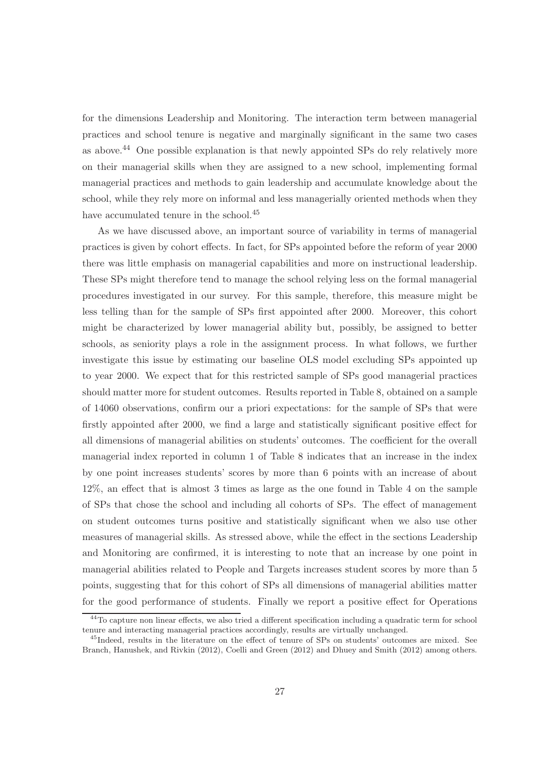for the dimensions Leadership and Monitoring. The interaction term between managerial practices and school tenure is negative and marginally significant in the same two cases as above.[44] One possible explanation is that newly appointed SPs do rely relatively more on their managerial skills when they are assigned to a new school, implementing formal managerial practices and methods to gain leadership and accumulate knowledge about the school, while they rely more on informal and less managerially oriented methods when they have accumulated tenure in the school.[45]

As we have discussed above, an important source of variability in terms of managerial practices is given by cohort effects. In fact, for SPs appointed before the reform of year 2000 there was little emphasis on managerial capabilities and more on instructional leadership. These SPs might therefore tend to manage the school relying less on the formal managerial procedures investigated in our survey. For this sample, therefore, this measure might be less telling than for the sample of SPs first appointed after 2000. Moreover, this cohort might be characterized by lower managerial ability but, possibly, be assigned to better schools, as seniority plays a role in the assignment process. In what follows, we further investigate this issue by estimating our baseline OLS model excluding SPs appointed up to year 2000. We expect that for this restricted sample of SPs good managerial practices should matter more for student outcomes. Results reported in Table 8, obtained on a sample of 14060 observations, confirm our a priori expectations: for the sample of SPs that were firstly appointed after 2000, we find a large and statistically significant positive effect for all dimensions of managerial abilities on students' outcomes. The coefficient for the overall managerial index reported in column 1 of Table 8 indicates that an increase in the index by one point increases students' scores by more than 6 points with an increase of about 12%, an effect that is almost 3 times as large as the one found in Table 4 on the sample of SPs that chose the school and including all cohorts of SPs. The effect of management on student outcomes turns positive and statistically significant when we also use other measures of managerial skills. As stressed above, while the effect in the sections Leadership and Monitoring are confirmed, it is interesting to note that an increase by one point in managerial abilities related to People and Targets increases student scores by more than 5 points, suggesting that for this cohort of SPs all dimensions of managerial abilities matter for the good performance of students. Finally we report a positive effect for Operations

[44] To capture non linear effects, we also tried a different specification including a quadratic term for school tenure and interacting managerial practices accordingly, results are virtually unchanged.

[45] Indeed, results in the literature on the effect of tenure of SPs on students' outcomes are mixed. See Branch, Hanushek, and Rivkin (2012), Coelli and Green (2012) and Dhuey and Smith (2012) among others.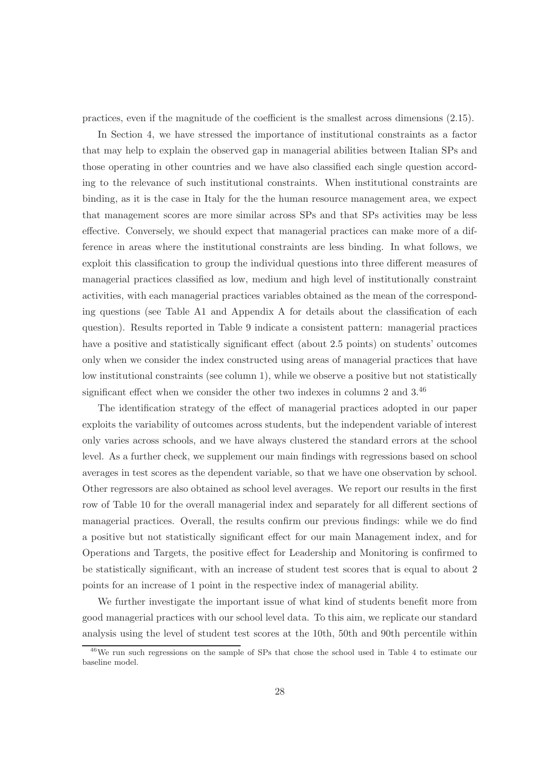practices, even if the magnitude of the coefficient is the smallest across dimensions (2.15).

In Section 4, we have stressed the importance of institutional constraints as a factor that may help to explain the observed gap in managerial abilities between Italian SPs and those operating in other countries and we have also classified each single question according to the relevance of such institutional constraints. When institutional constraints are binding, as it is the case in Italy for the the human resource management area, we expect that management scores are more similar across SPs and that SPs activities may be less effective. Conversely, we should expect that managerial practices can make more of a difference in areas where the institutional constraints are less binding. In what follows, we exploit this classification to group the individual questions into three different measures of managerial practices classified as low, medium and high level of institutionally constraint activities, with each managerial practices variables obtained as the mean of the corresponding questions (see Table A1 and Appendix A for details about the classification of each question). Results reported in Table 9 indicate a consistent pattern: managerial practices have a positive and statistically significant effect (about 2.5 points) on students' outcomes only when we consider the index constructed using areas of managerial practices that have low institutional constraints (see column 1), while we observe a positive but not statistically significant effect when we consider the other two indexes in columns 2 and 3.[46]

The identification strategy of the effect of managerial practices adopted in our paper exploits the variability of outcomes across students, but the independent variable of interest only varies across schools, and we have always clustered the standard errors at the school level. As a further check, we supplement our main findings with regressions based on school averages in test scores as the dependent variable, so that we have one observation by school. Other regressors are also obtained as school level averages. We report our results in the first row of Table 10 for the overall managerial index and separately for all different sections of managerial practices. Overall, the results confirm our previous findings: while we do find a positive but not statistically significant effect for our main Management index, and for Operations and Targets, the positive effect for Leadership and Monitoring is confirmed to be statistically significant, with an increase of student test scores that is equal to about 2 points for an increase of 1 point in the respective index of managerial ability.

We further investigate the important issue of what kind of students benefit more from good managerial practices with our school level data. To this aim, we replicate our standard analysis using the level of student test scores at the 10th, 50th and 90th percentile within

[46] We run such regressions on the sample of SPs that chose the school used in Table 4 to estimate our baseline model.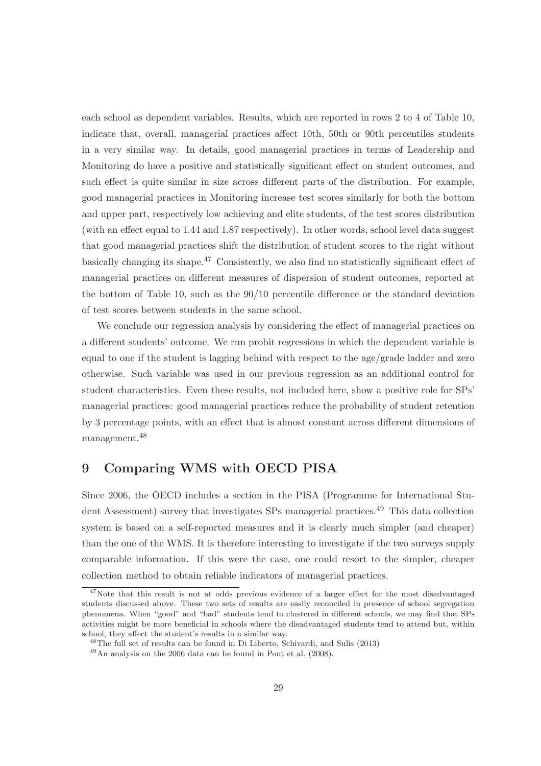each school as dependent variables. Results, which are reported in rows 2 to 4 of Table 10, indicate that, overall, managerial practices affect 10th, 50th or 90th percentiles students in a very similar way. In details, good managerial practices in terms of Leadership and Monitoring do have a positive and statistically significant effect on student outcomes, and such effect is quite similar in size across different parts of the distribution. For example, good managerial practices in Monitoring increase test scores similarly for both the bottom and upper part, respectively low achieving and elite students, of the test scores distribution (with an effect equal to 1.44 and 1.87 respectively). In other words, school level data suggest that good managerial practices shift the distribution of student scores to the right without basically changing its shape.[47] Consistently, we also find no statistically significant effect of managerial practices on different measures of dispersion of student outcomes, reported at the bottom of Table 10, such as the 90/10 percentile difference or the standard deviation of test scores between students in the same school.

We conclude our regression analysis by considering the effect of managerial practices on a different students' outcome. We run probit regressions in which the dependent variable is equal to one if the student is lagging behind with respect to the age/grade ladder and zero otherwise. Such variable was used in our previous regression as an additional control for student characteristics. Even these results, not included here, show a positive role for SPs' managerial practices: good managerial practices reduce the probability of student retention by 3 percentage points, with an effect that is almost constant across different dimensions of management.[48]

## 9 Comparing WMS with OECD PISA

Since 2006, the OECD includes a section in the PISA (Programme for International Student Assessment) survey that investigates SPs managerial practices.[49] This data collection system is based on a self-reported measures and it is clearly much simpler (and cheaper) than the one of the WMS. It is therefore interesting to investigate if the two surveys supply comparable information. If this were the case, one could resort to the simpler, cheaper collection method to obtain reliable indicators of managerial practices.

[47] Note that this result is not at odds previous evidence of a larger effect for the most disadvantaged students discussed above. These two sets of results are easily reconciled in presence of school segregation phenomena. When "good" and "bad" students tend to clustered in different schools, we may find that SPs activities might be more beneficial in schools where the disadvantaged students tend to attend but, within school, they affect the student's results in a similar way.

[48] The full set of results can be found in Di Liberto, Schivardi, and Sulis (2013)

[49] An analysis on the 2006 data can be found in Pont et al. (2008).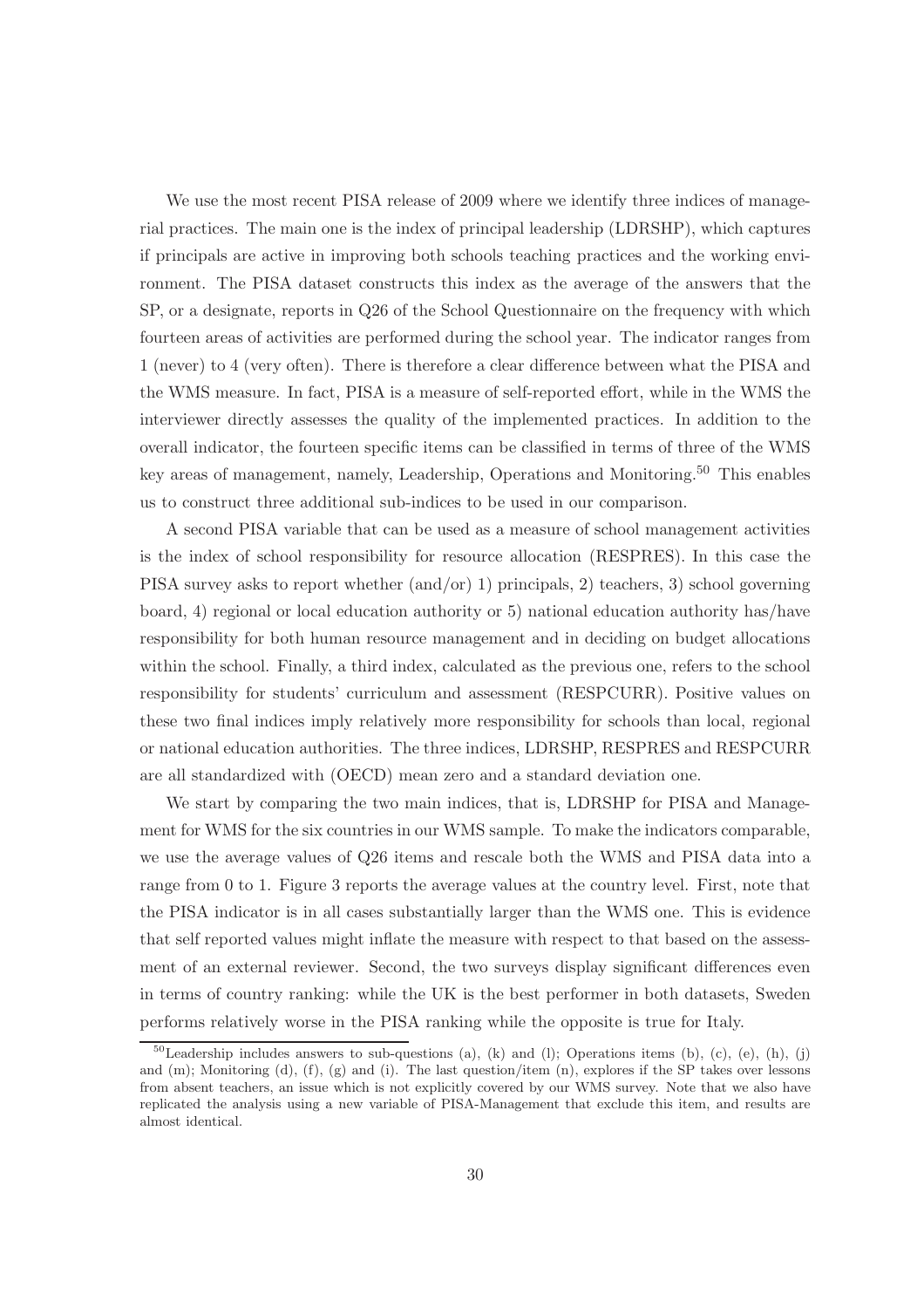We use the most recent PISA release of 2009 where we identify three indices of managerial practices. The main one is the index of principal leadership (LDRSHP), which captures if principals are active in improving both schools teaching practices and the working environment. The PISA dataset constructs this index as the average of the answers that the SP, or a designate, reports in Q26 of the School Questionnaire on the frequency with which fourteen areas of activities are performed during the school year. The indicator ranges from 1 (never) to 4 (very often). There is therefore a clear difference between what the PISA and the WMS measure. In fact, PISA is a measure of self-reported effort, while in the WMS the interviewer directly assesses the quality of the implemented practices. In addition to the overall indicator, the fourteen specific items can be classified in terms of three of the WMS key areas of management, namely, Leadership, Operations and Monitoring.[50] This enables us to construct three additional sub-indices to be used in our comparison.

A second PISA variable that can be used as a measure of school management activities is the index of school responsibility for resource allocation (RESPRES). In this case the PISA survey asks to report whether (and/or) 1) principals, 2) teachers, 3) school governing board, 4) regional or local education authority or 5) national education authority has/have responsibility for both human resource management and in deciding on budget allocations within the school. Finally, a third index, calculated as the previous one, refers to the school responsibility for students' curriculum and assessment (RESPCURR). Positive values on these two final indices imply relatively more responsibility for schools than local, regional or national education authorities. The three indices, LDRSHP, RESPRES and RESPCURR are all standardized with (OECD) mean zero and a standard deviation one.

We start by comparing the two main indices, that is, LDRSHP for PISA and Management for WMS for the six countries in our WMS sample. To make the indicators comparable, we use the average values of Q26 items and rescale both the WMS and PISA data into a range from 0 to 1. Figure 3 reports the average values at the country level. First, note that the PISA indicator is in all cases substantially larger than the WMS one. This is evidence that self reported values might inflate the measure with respect to that based on the assessment of an external reviewer. Second, the two surveys display significant differences even in terms of country ranking: while the UK is the best performer in both datasets, Sweden performs relatively worse in the PISA ranking while the opposite is true for Italy.

[50] Leadership includes answers to sub-questions (a), (k) and (l); Operations items (b), (c), (e), (h), (j) and (m); Monitoring (d), (f), (g) and (i). The last question/item (n), explores if the SP takes over lessons from absent teachers, an issue which is not explicitly covered by our WMS survey. Note that we also have replicated the analysis using a new variable of PISA-Management that exclude this item, and results are almost identical.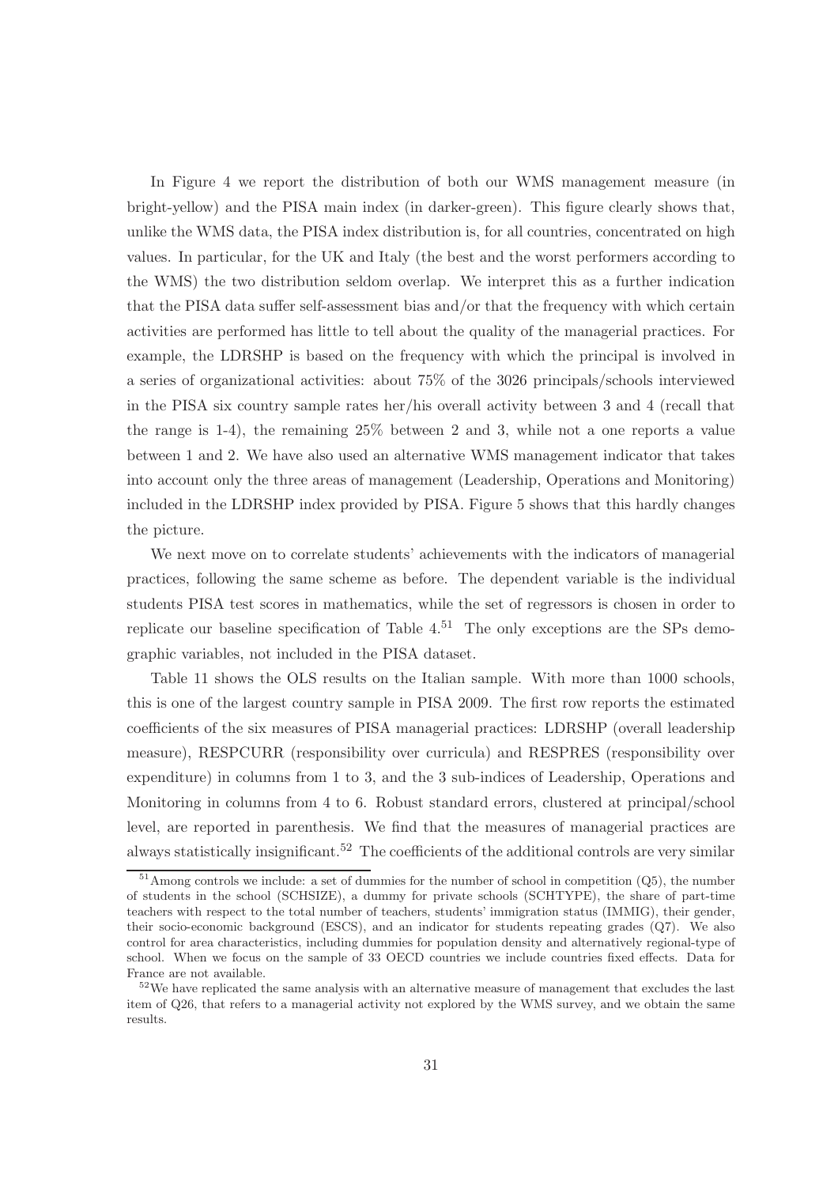In Figure 4 we report the distribution of both our WMS management measure (in bright-yellow) and the PISA main index (in darker-green). This figure clearly shows that, unlike the WMS data, the PISA index distribution is, for all countries, concentrated on high values. In particular, for the UK and Italy (the best and the worst performers according to the WMS) the two distribution seldom overlap. We interpret this as a further indication that the PISA data suffer self-assessment bias and/or that the frequency with which certain activities are performed has little to tell about the quality of the managerial practices. For example, the LDRSHP is based on the frequency with which the principal is involved in a series of organizational activities: about 75% of the 3026 principals/schools interviewed in the PISA six country sample rates her/his overall activity between 3 and 4 (recall that the range is 1-4), the remaining 25% between 2 and 3, while not a one reports a value between 1 and 2. We have also used an alternative WMS management indicator that takes into account only the three areas of management (Leadership, Operations and Monitoring) included in the LDRSHP index provided by PISA. Figure 5 shows that this hardly changes the picture.

We next move on to correlate students' achievements with the indicators of managerial practices, following the same scheme as before. The dependent variable is the individual students PISA test scores in mathematics, while the set of regressors is chosen in order to replicate our baseline specification of Table 4.[51] The only exceptions are the SPs demographic variables, not included in the PISA dataset.

Table 11 shows the OLS results on the Italian sample. With more than 1000 schools, this is one of the largest country sample in PISA 2009. The first row reports the estimated coefficients of the six measures of PISA managerial practices: LDRSHP (overall leadership measure), RESPCURR (responsibility over curricula) and RESPRES (responsibility over expenditure) in columns from 1 to 3, and the 3 sub-indices of Leadership, Operations and Monitoring in columns from 4 to 6. Robust standard errors, clustered at principal/school level, are reported in parenthesis. We find that the measures of managerial practices are always statistically insignificant.[52] The coefficients of the additional controls are very similar

[51] Among controls we include: a set of dummies for the number of school in competition (Q5), the number of students in the school (SCHSIZE), a dummy for private schools (SCHTYPE), the share of part-time teachers with respect to the total number of teachers, students' immigration status (IMMIG), their gender, their socio-economic background (ESCS), and an indicator for students repeating grades (Q7). We also control for area characteristics, including dummies for population density and alternatively regional-type of school. When we focus on the sample of 33 OECD countries we include countries fixed effects. Data for France are not available.

[52] We have replicated the same analysis with an alternative measure of management that excludes the last item of Q26, that refers to a managerial activity not explored by the WMS survey, and we obtain the same results.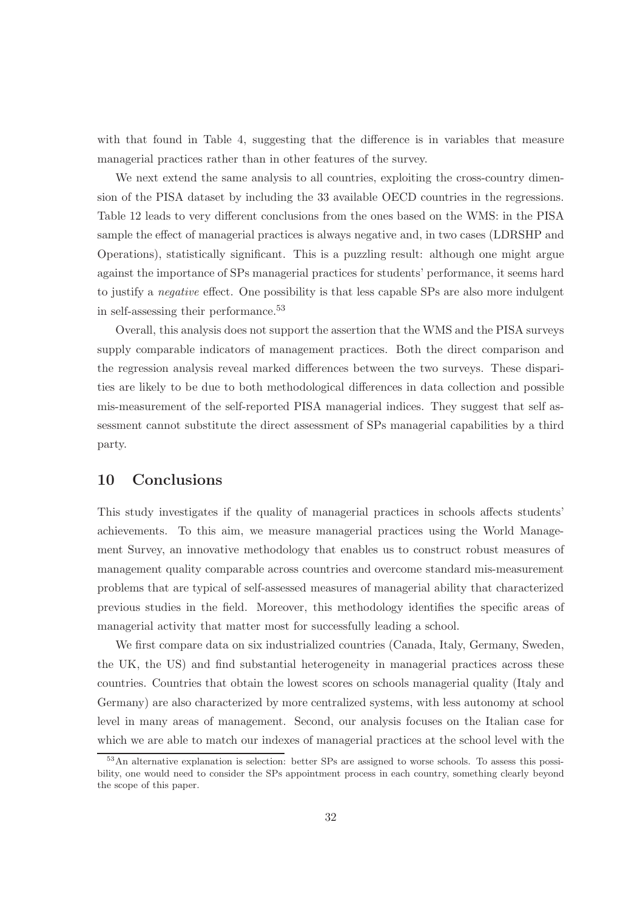with that found in Table 4, suggesting that the difference is in variables that measure managerial practices rather than in other features of the survey.

We next extend the same analysis to all countries, exploiting the cross-country dimension of the PISA dataset by including the 33 available OECD countries in the regressions. Table 12 leads to very different conclusions from the ones based on the WMS: in the PISA sample the effect of managerial practices is always negative and, in two cases (LDRSHP and Operations), statistically significant. This is a puzzling result: although one might argue against the importance of SPs managerial practices for students' performance, it seems hard to justify a *negative* effect. One possibility is that less capable SPs are also more indulgent in self-assessing their performance.[53]

Overall, this analysis does not support the assertion that the WMS and the PISA surveys supply comparable indicators of management practices. Both the direct comparison and the regression analysis reveal marked differences between the two surveys. These disparities are likely to be due to both methodological differences in data collection and possible mis-measurement of the self-reported PISA managerial indices. They suggest that self assessment cannot substitute the direct assessment of SPs managerial capabilities by a third party.

## 10 Conclusions

This study investigates if the quality of managerial practices in schools affects students' achievements. To this aim, we measure managerial practices using the World Management Survey, an innovative methodology that enables us to construct robust measures of management quality comparable across countries and overcome standard mis-measurement problems that are typical of self-assessed measures of managerial ability that characterized previous studies in the field. Moreover, this methodology identifies the specific areas of managerial activity that matter most for successfully leading a school.

We first compare data on six industrialized countries (Canada, Italy, Germany, Sweden, the UK, the US) and find substantial heterogeneity in managerial practices across these countries. Countries that obtain the lowest scores on schools managerial quality (Italy and Germany) are also characterized by more centralized systems, with less autonomy at school level in many areas of management. Second, our analysis focuses on the Italian case for which we are able to match our indexes of managerial practices at the school level with the

[53] An alternative explanation is selection: better SPs are assigned to worse schools. To assess this possibility, one would need to consider the SPs appointment process in each country, something clearly beyond the scope of this paper.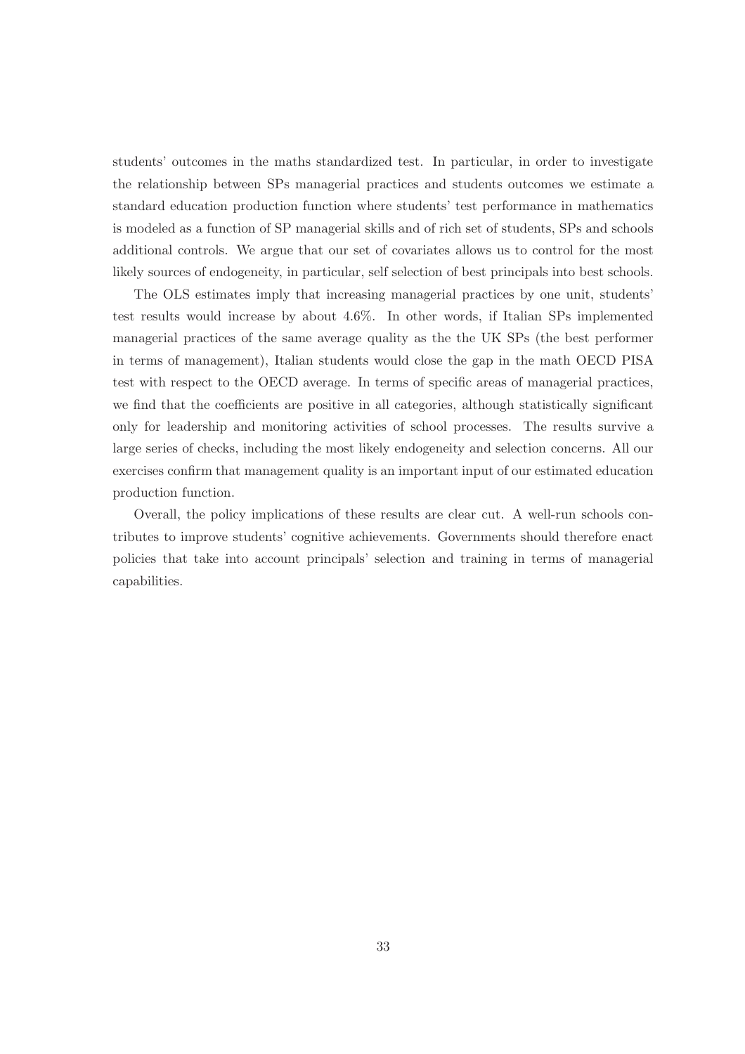students' outcomes in the maths standardized test. In particular, in order to investigate the relationship between SPs managerial practices and students outcomes we estimate a standard education production function where students' test performance in mathematics is modeled as a function of SP managerial skills and of rich set of students, SPs and schools additional controls. We argue that our set of covariates allows us to control for the most likely sources of endogeneity, in particular, self selection of best principals into best schools.

The OLS estimates imply that increasing managerial practices by one unit, students' test results would increase by about 4.6%. In other words, if Italian SPs implemented managerial practices of the same average quality as the the UK SPs (the best performer in terms of management), Italian students would close the gap in the math OECD PISA test with respect to the OECD average. In terms of specific areas of managerial practices, we find that the coefficients are positive in all categories, although statistically significant only for leadership and monitoring activities of school processes. The results survive a large series of checks, including the most likely endogeneity and selection concerns. All our exercises confirm that management quality is an important input of our estimated education production function.

Overall, the policy implications of these results are clear cut. A well-run schools contributes to improve students' cognitive achievements. Governments should therefore enact policies that take into account principals' selection and training in terms of managerial capabilities.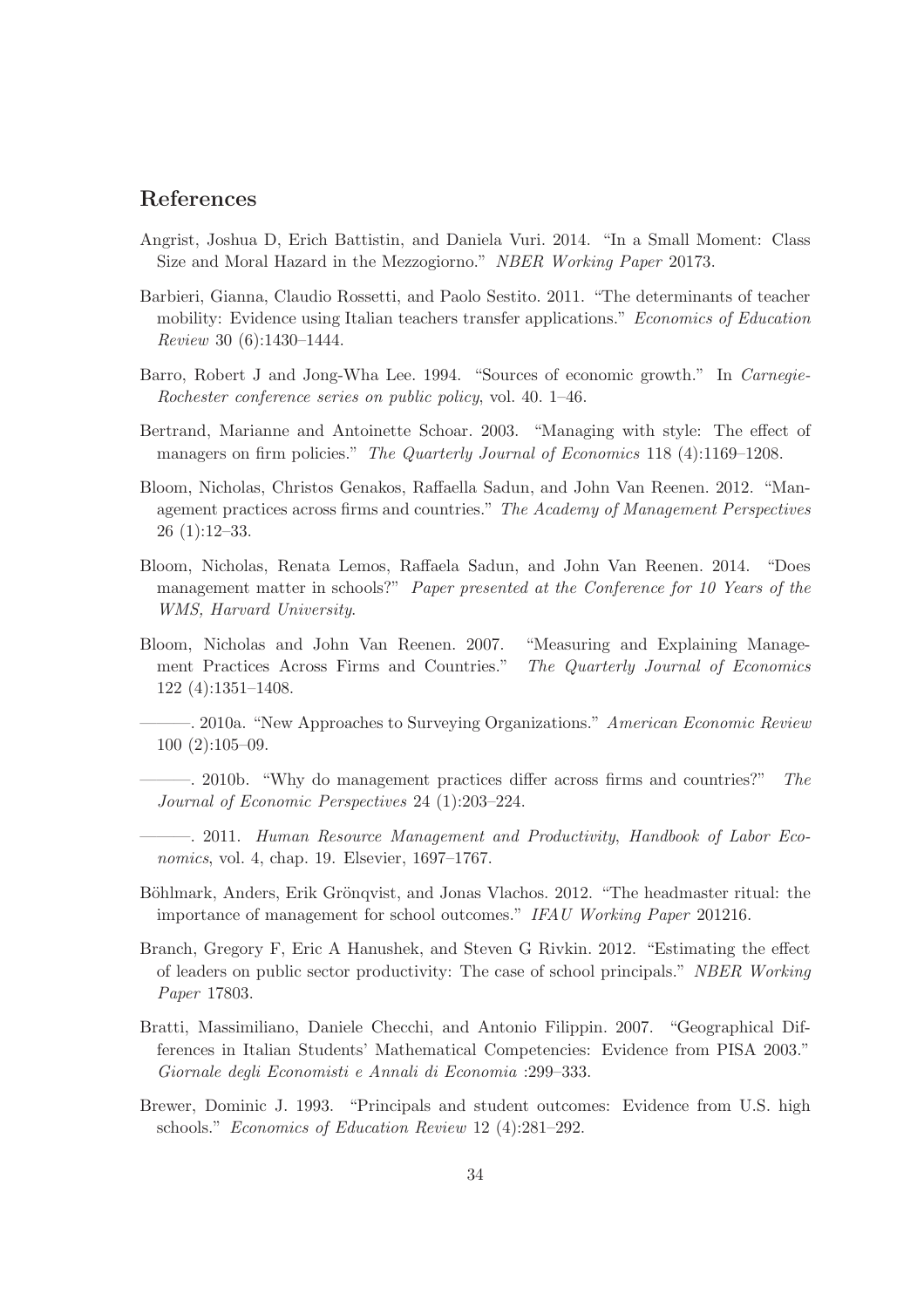## References

Angrist, Joshua D, Erich Battistin, and Daniela Vuri. 2014. "In a Small Moment: Class Size and Moral Hazard in the Mezzogiorno." *NBER Working Paper* 20173.

Barbieri, Gianna, Claudio Rossetti, and Paolo Sestito. 2011. "The determinants of teacher mobility: Evidence using Italian teachers transfer applications." *Economics of Education Review* 30 (6):1430–1444.

Barro, Robert J and Jong-Wha Lee. 1994. "Sources of economic growth." In *Carnegie-Rochester conference series on public policy*, vol. 40. 1–46.

Bertrand, Marianne and Antoinette Schoar. 2003. "Managing with style: The effect of managers on firm policies." *The Quarterly Journal of Economics* 118 (4):1169–1208.

Bloom, Nicholas, Christos Genakos, Raffaella Sadun, and John Van Reenen. 2012. "Management practices across firms and countries." *The Academy of Management Perspectives* 26 (1):12–33.

Bloom, Nicholas, Renata Lemos, Raffaela Sadun, and John Van Reenen. 2014. "Does management matter in schools?" *Paper presented at the Conference for 10 Years of the WMS, Harvard University*.

Bloom, Nicholas and John Van Reenen. 2007. "Measuring and Explaining Management Practices Across Firms and Countries." *The Quarterly Journal of Economics* 122 (4):1351–1408.

———. 2010a. "New Approaches to Surveying Organizations." *American Economic Review* 100 (2):105–09.

———. 2010b. "Why do management practices differ across firms and countries?" *The Journal of Economic Perspectives* 24 (1):203–224.

———. 2011. *Human Resource Management and Productivity*, *Handbook of Labor Economics*, vol. 4, chap. 19. Elsevier, 1697–1767.

Böhlmark, Anders, Erik Grönqvist, and Jonas Vlachos. 2012. "The headmaster ritual: the importance of management for school outcomes." *IFAU Working Paper* 201216.

Branch, Gregory F, Eric A Hanushek, and Steven G Rivkin. 2012. "Estimating the effect of leaders on public sector productivity: The case of school principals." *NBER Working Paper* 17803.

Bratti, Massimiliano, Daniele Checchi, and Antonio Filippin. 2007. "Geographical Differences in Italian Students' Mathematical Competencies: Evidence from PISA 2003." *Giornale degli Economisti e Annali di Economia* :299–333.

Brewer, Dominic J. 1993. "Principals and student outcomes: Evidence from U.S. high schools." *Economics of Education Review* 12 (4):281–292.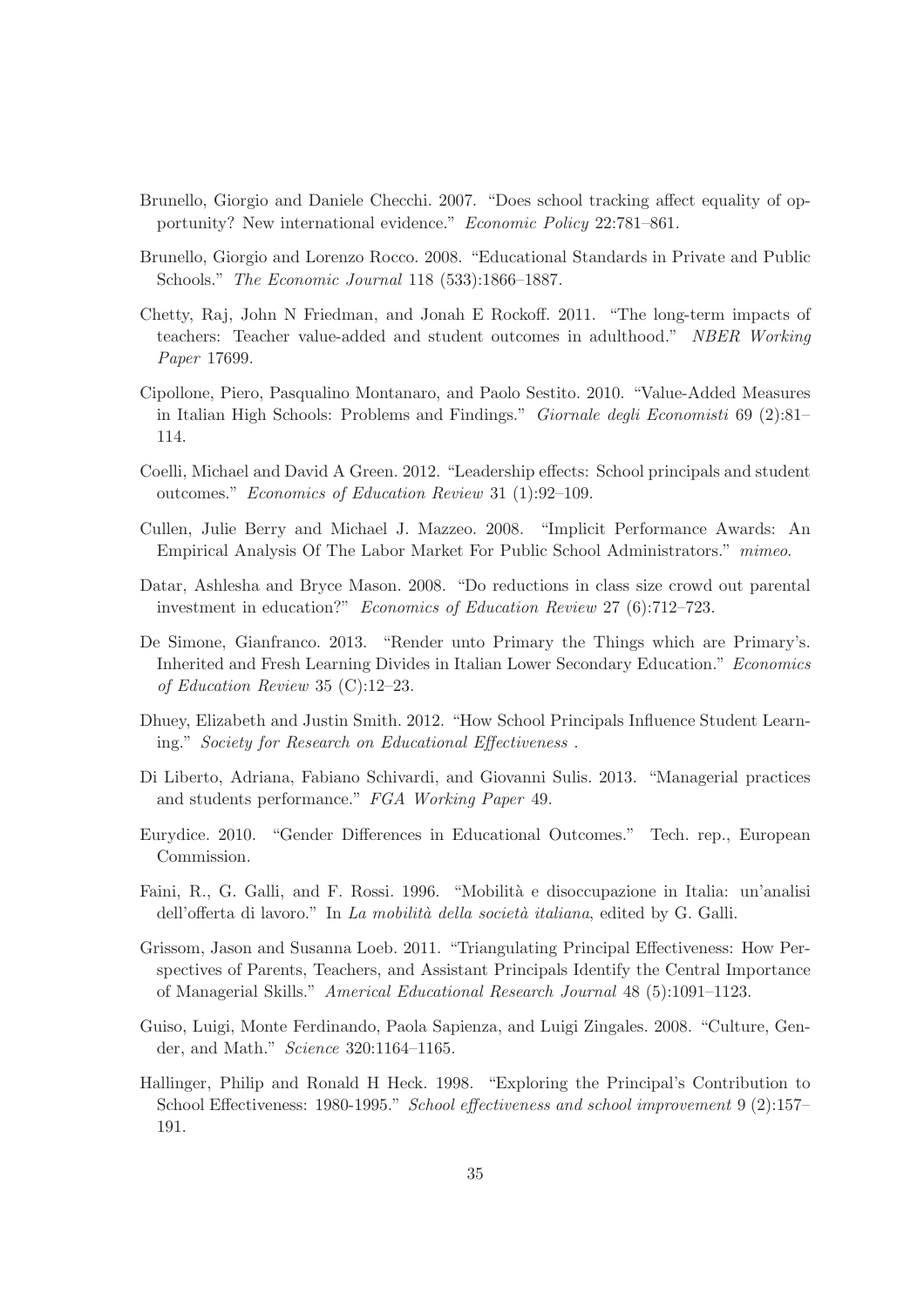Brunello, Giorgio and Daniele Checchi. 2007. "Does school tracking affect equality of opportunity? New international evidence." *Economic Policy* 22:781–861.

Brunello, Giorgio and Lorenzo Rocco. 2008. "Educational Standards in Private and Public Schools." *The Economic Journal* 118 (533):1866–1887.

Chetty, Raj, John N Friedman, and Jonah E Rockoff. 2011. "The long-term impacts of teachers: Teacher value-added and student outcomes in adulthood." *NBER Working Paper* 17699.

Cipollone, Piero, Pasqualino Montanaro, and Paolo Sestito. 2010. "Value-Added Measures in Italian High Schools: Problems and Findings." *Giornale degli Economisti* 69 (2):81–114.

Coelli, Michael and David A Green. 2012. "Leadership effects: School principals and student outcomes." *Economics of Education Review* 31 (1):92–109.

Cullen, Julie Berry and Michael J. Mazzeo. 2008. "Implicit Performance Awards: An Empirical Analysis Of The Labor Market For Public School Administrators." *mimeo*.

Datar, Ashlesha and Bryce Mason. 2008. "Do reductions in class size crowd out parental investment in education?" *Economics of Education Review* 27 (6):712–723.

De Simone, Gianfranco. 2013. "Render unto Primary the Things which are Primary's. Inherited and Fresh Learning Divides in Italian Lower Secondary Education." *Economics of Education Review* 35 (C):12–23.

Dhuey, Elizabeth and Justin Smith. 2012. "How School Principals Influence Student Learning." *Society for Research on Educational Effectiveness* .

Di Liberto, Adriana, Fabiano Schivardi, and Giovanni Sulis. 2013. "Managerial practices and students performance." *FGA Working Paper* 49.

Eurydice. 2010. "Gender Differences in Educational Outcomes." Tech. rep., European Commission.

Faini, R., G. Galli, and F. Rossi. 1996. "Mobilità e disoccupazione in Italia: un'analisi dell'offerta di lavoro." In *La mobilità della società italiana*, edited by G. Galli.

Grissom, Jason and Susanna Loeb. 2011. "Triangulating Principal Effectiveness: How Perspectives of Parents, Teachers, and Assistant Principals Identify the Central Importance of Managerial Skills." *Americal Educational Research Journal* 48 (5):1091–1123.

Guiso, Luigi, Monte Ferdinando, Paola Sapienza, and Luigi Zingales. 2008. "Culture, Gender, and Math." *Science* 320:1164–1165.

Hallinger, Philip and Ronald H Heck. 1998. "Exploring the Principal's Contribution to School Effectiveness: 1980-1995." *School effectiveness and school improvement* 9 (2):157–191.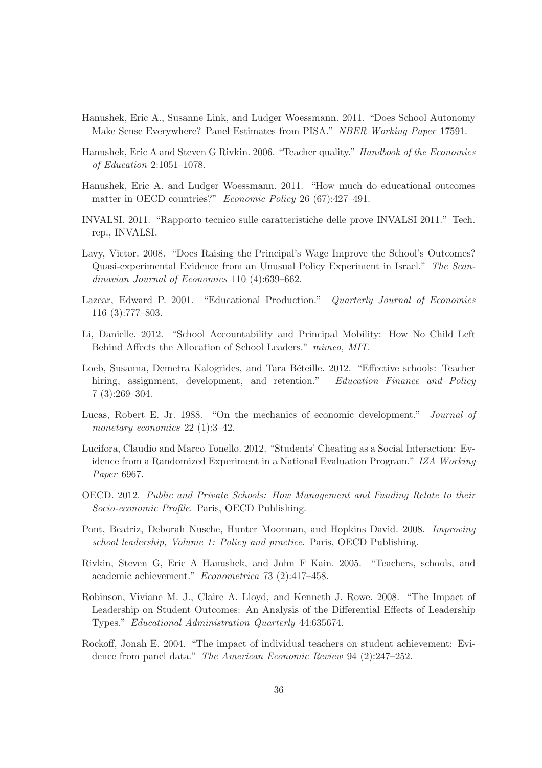Hanushek, Eric A., Susanne Link, and Ludger Woessmann. 2011. "Does School Autonomy Make Sense Everywhere? Panel Estimates from PISA." *NBER Working Paper* 17591.

Hanushek, Eric A and Steven G Rivkin. 2006. "Teacher quality." *Handbook of the Economics of Education* 2:1051–1078.

Hanushek, Eric A. and Ludger Woessmann. 2011. "How much do educational outcomes matter in OECD countries?" *Economic Policy* 26 (67):427–491.

INVALSI. 2011. "Rapporto tecnico sulle caratteristiche delle prove INVALSI 2011." Tech. rep., INVALSI.

Lavy, Victor. 2008. "Does Raising the Principal's Wage Improve the School's Outcomes? Quasi-experimental Evidence from an Unusual Policy Experiment in Israel." *The Scandinavian Journal of Economics* 110 (4):639–662.

Lazear, Edward P. 2001. "Educational Production." *Quarterly Journal of Economics* 116 (3):777–803.

Li, Danielle. 2012. "School Accountability and Principal Mobility: How No Child Left Behind Affects the Allocation of School Leaders." *mimeo, MIT*.

Loeb, Susanna, Demetra Kalogrides, and Tara Béteille. 2012. "Effective schools: Teacher hiring, assignment, development, and retention." *Education Finance and Policy* 7 (3):269–304.

Lucas, Robert E. Jr. 1988. "On the mechanics of economic development." *Journal of monetary economics* 22 (1):3–42.

Lucifora, Claudio and Marco Tonello. 2012. "Students' Cheating as a Social Interaction: Evidence from a Randomized Experiment in a National Evaluation Program." *IZA Working Paper* 6967.

OECD. 2012. *Public and Private Schools: How Management and Funding Relate to their Socio-economic Profile*. Paris, OECD Publishing.

Pont, Beatriz, Deborah Nusche, Hunter Moorman, and Hopkins David. 2008. *Improving school leadership, Volume 1: Policy and practice*. Paris, OECD Publishing.

Rivkin, Steven G, Eric A Hanushek, and John F Kain. 2005. "Teachers, schools, and academic achievement." *Econometrica* 73 (2):417–458.

Robinson, Viviane M. J., Claire A. Lloyd, and Kenneth J. Rowe. 2008. "The Impact of Leadership on Student Outcomes: An Analysis of the Differential Effects of Leadership Types." *Educational Administration Quarterly* 44:635674.

Rockoff, Jonah E. 2004. "The impact of individual teachers on student achievement: Evidence from panel data." *The American Economic Review* 94 (2):247–252.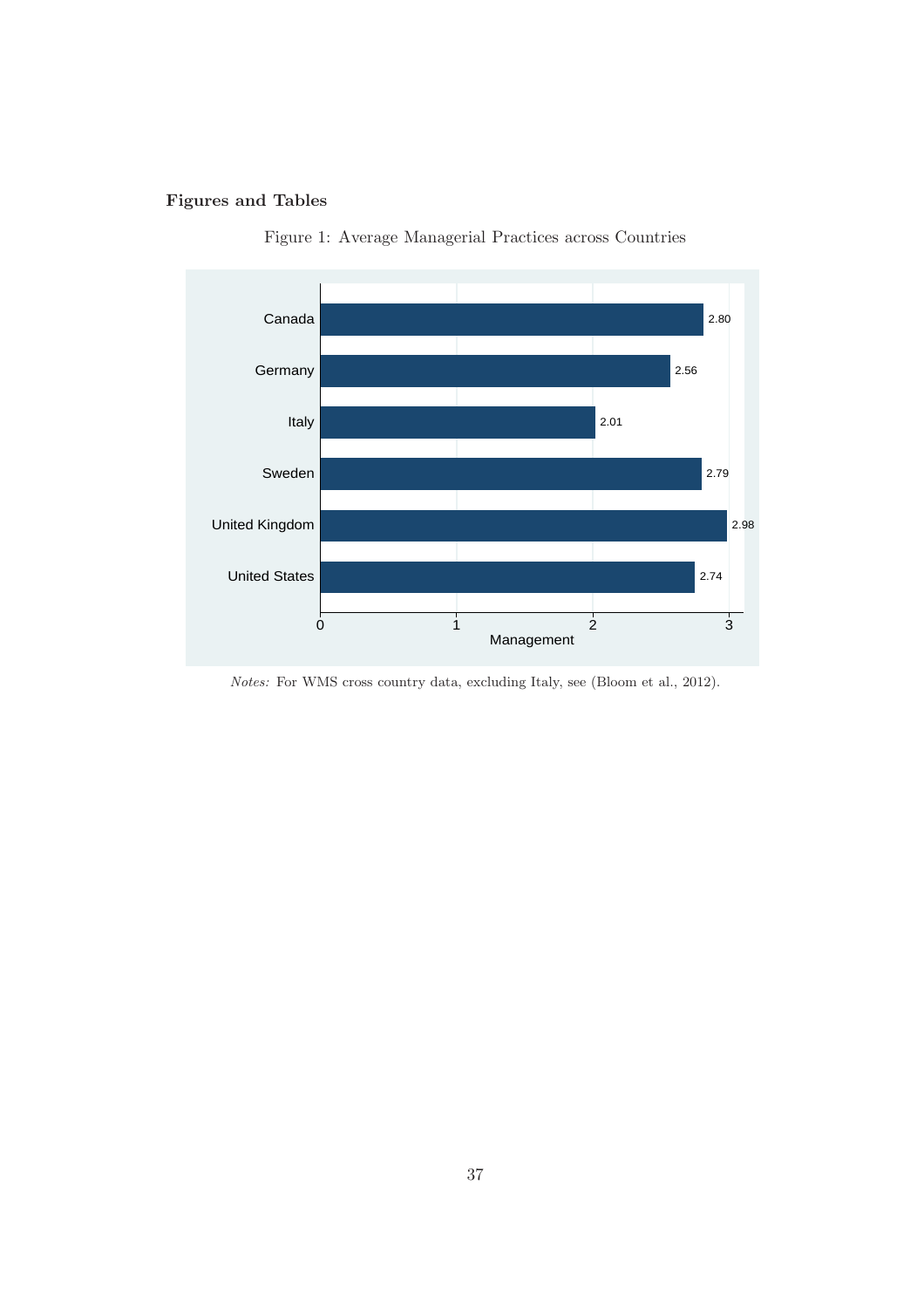## Figures and Tables

Figure 1: Average Managerial Practices across Countries

| Country | Management |
|---|---|
| Canada | 2.80 |
| Germany | 2.56 |
| Italy | 2.01 |
| Sweden | 2.79 |
| United Kingdom | 2.98 |
| United States | 2.74 |

*Notes:* For WMS cross country data, excluding Italy, see (Bloom et al., 2012).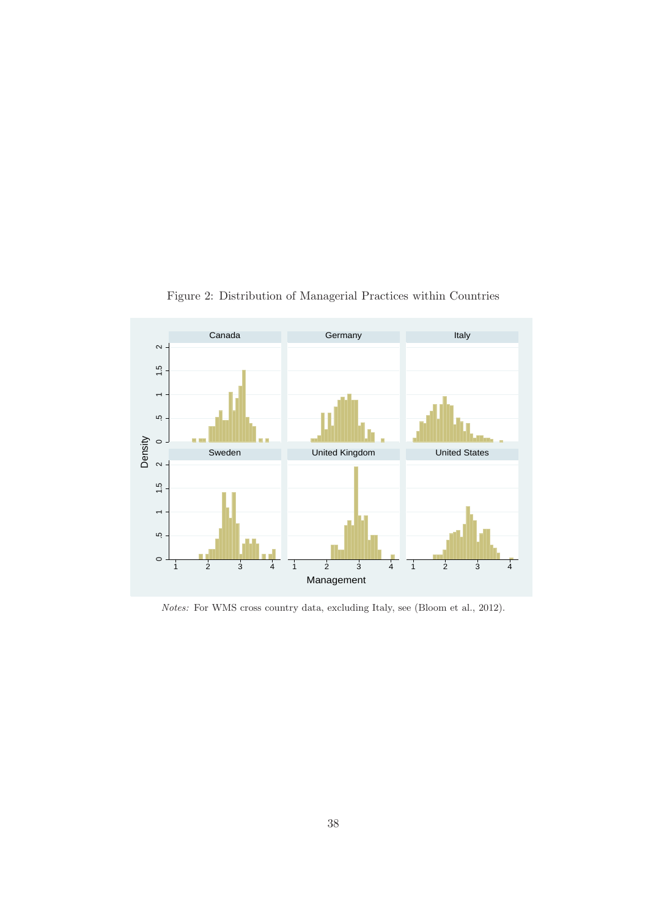Figure 2: Distribution of Managerial Practices within Countries

*Notes:* For WMS cross country data, excluding Italy, see (Bloom et al., 2012).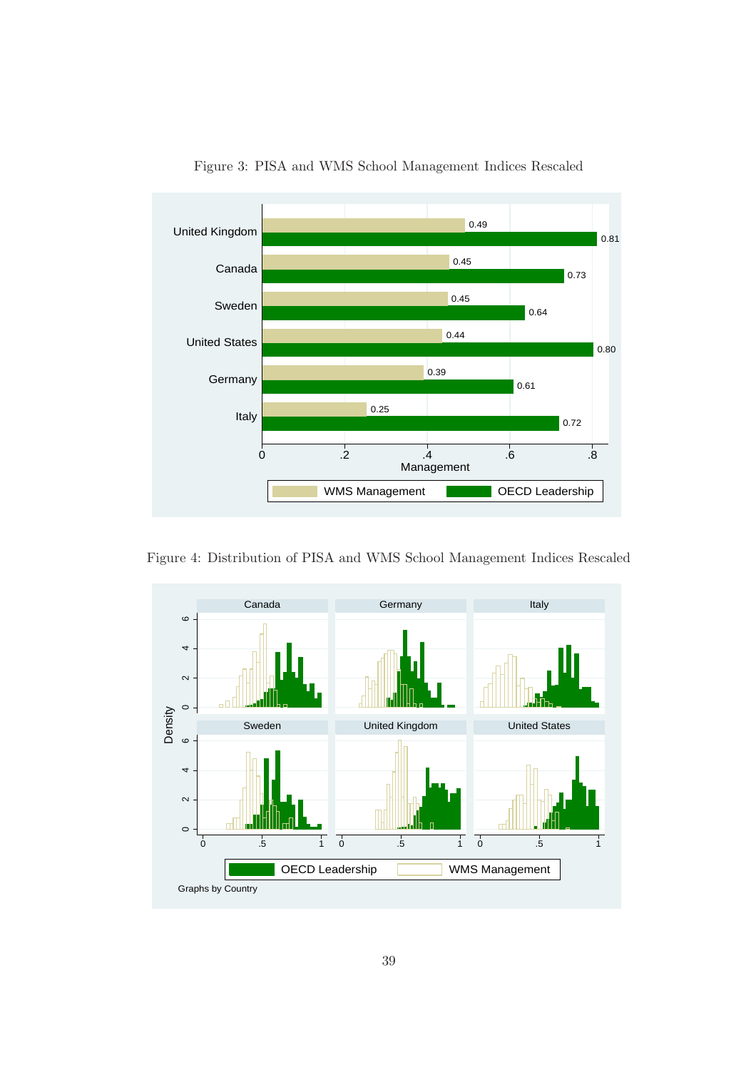Figure 3: PISA and WMS School Management Indices Rescaled

Figure 4: Distribution of PISA and WMS School Management Indices Rescaled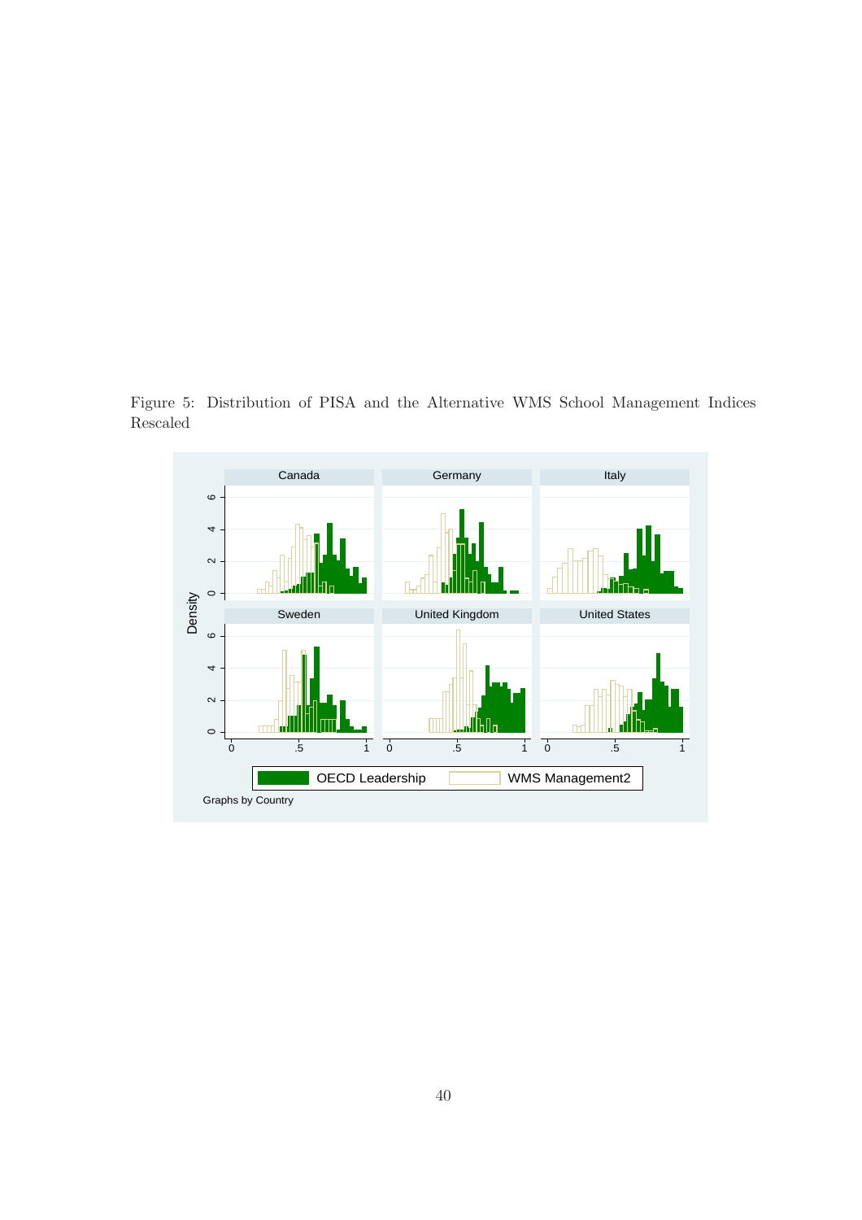Figure 5: Distribution of PISA and the Alternative WMS School Management Indices Rescaled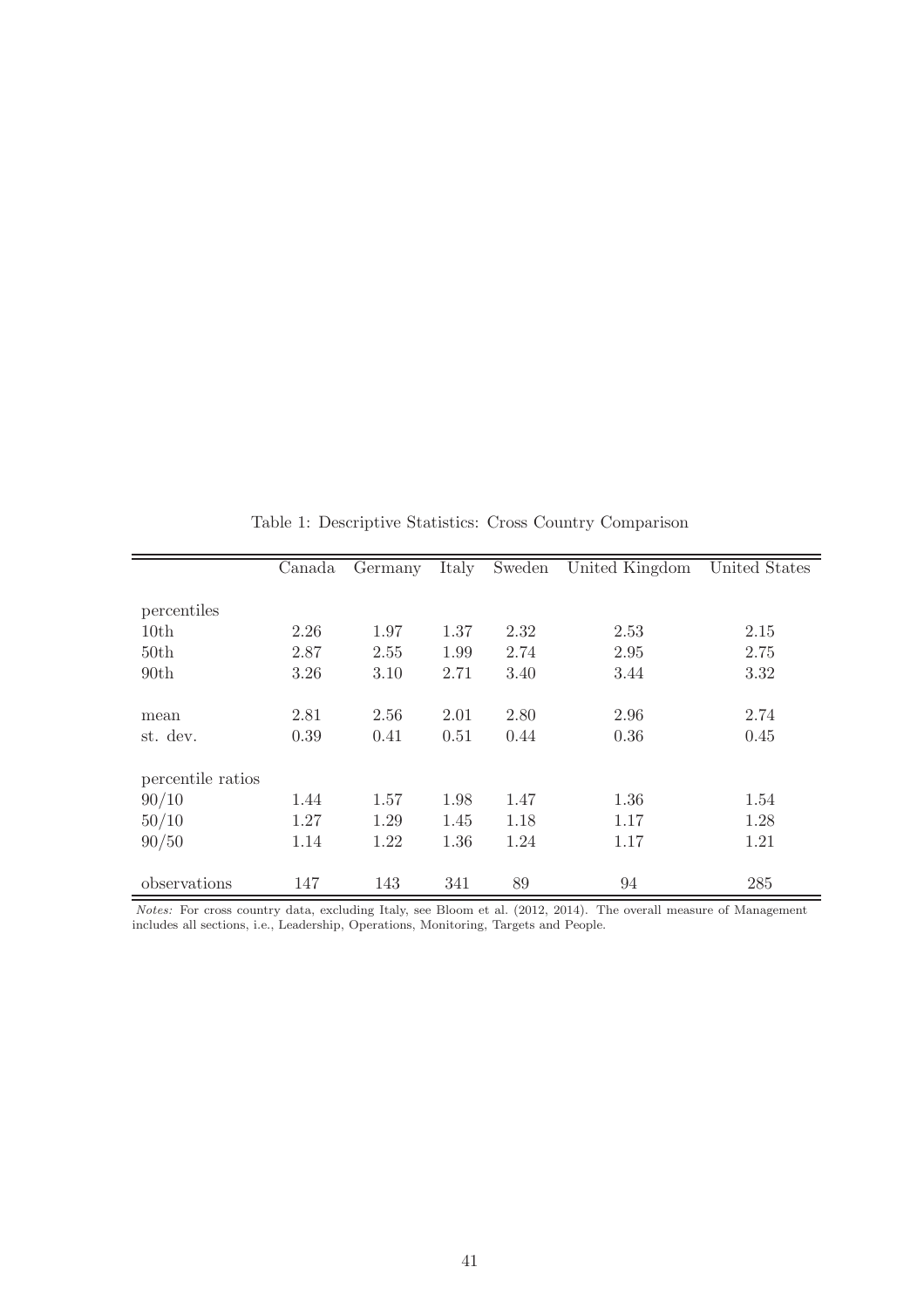Table 1: Descriptive Statistics: Cross Country Comparison

| | Canada | Germany | Italy | Sweden | United Kingdom | United States |
|---|---|---|---|---|---|---|
| percentiles | | | | | | |
| 10th | 2.26 | 1.97 | 1.37 | 2.32 | 2.53 | 2.15 |
| 50th | 2.87 | 2.55 | 1.99 | 2.74 | 2.95 | 2.75 |
| 90th | 3.26 | 3.10 | 2.71 | 3.40 | 3.44 | 3.32 |
| mean | 2.81 | 2.56 | 2.01 | 2.80 | 2.96 | 2.74 |
| st. dev. | 0.39 | 0.41 | 0.51 | 0.44 | 0.36 | 0.45 |
| percentile ratios | | | | | | |
| 90/10 | 1.44 | 1.57 | 1.98 | 1.47 | 1.36 | 1.54 |
| 50/10 | 1.27 | 1.29 | 1.45 | 1.18 | 1.17 | 1.28 |
| 90/50 | 1.14 | 1.22 | 1.36 | 1.24 | 1.17 | 1.21 |
| observations | 147 | 143 | 341 | 89 | 94 | 285 |

*Notes:* For cross country data, excluding Italy, see Bloom et al. (2012, 2014). The overall measure of Management includes all sections, i.e., Leadership, Operations, Monitoring, Targets and People.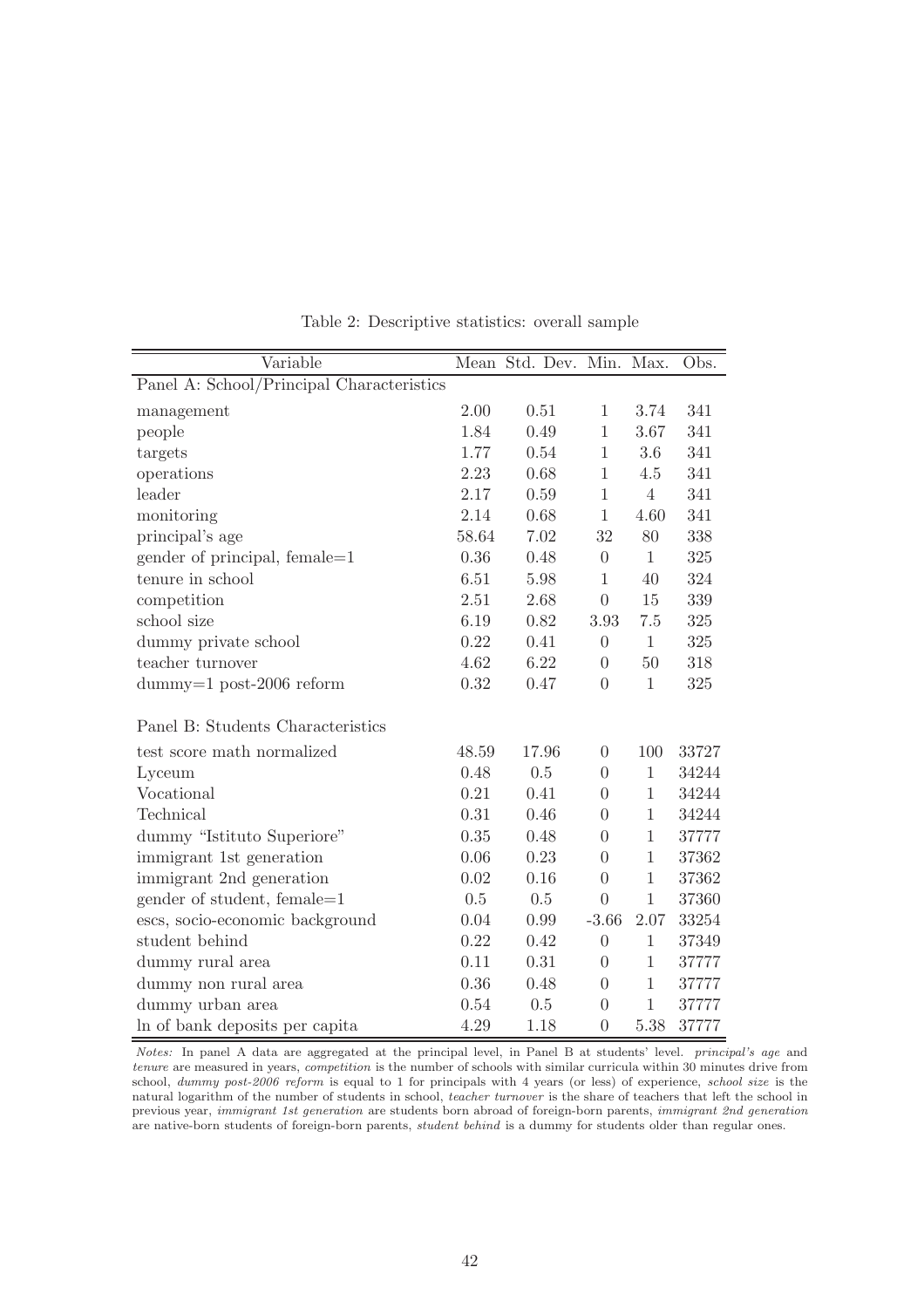Table 2: Descriptive statistics: overall sample

| Variable | Mean | Std. Dev. | Min. | Max. | Obs. |
|---|---|---|---|---|---|
| Panel A: School/Principal Characteristics | | | | | |
| management | 2.00 | 0.51 | 1 | 3.74 | 341 |
| people | 1.84 | 0.49 | 1 | 3.67 | 341 |
| targets | 1.77 | 0.54 | 1 | 3.6 | 341 |
| operations | 2.23 | 0.68 | 1 | 4.5 | 341 |
| leader | 2.17 | 0.59 | 1 | 4 | 341 |
| monitoring | 2.14 | 0.68 | 1 | 4.60 | 341 |
| principal's age | 58.64 | 7.02 | 32 | 80 | 338 |
| gender of principal, female=1 | 0.36 | 0.48 | 0 | 1 | 325 |
| tenure in school | 6.51 | 5.98 | 1 | 40 | 324 |
| competition | 2.51 | 2.68 | 0 | 15 | 339 |
| school size | 6.19 | 0.82 | 3.93 | 7.5 | 325 |
| dummy private school | 0.22 | 0.41 | 0 | 1 | 325 |
| teacher turnover | 4.62 | 6.22 | 0 | 50 | 318 |
| dummy=1 post-2006 reform | 0.32 | 0.47 | 0 | 1 | 325 |
| Panel B: Students Characteristics | | | | | |
| test score math normalized | 48.59 | 17.96 | 0 | 100 | 33727 |
| Lyceum | 0.48 | 0.5 | 0 | 1 | 34244 |
| Vocational | 0.21 | 0.41 | 0 | 1 | 34244 |
| Technical | 0.31 | 0.46 | 0 | 1 | 34244 |
| dummy "Istituto Superiore" | 0.35 | 0.48 | 0 | 1 | 37777 |
| immigrant 1st generation | 0.06 | 0.23 | 0 | 1 | 37362 |
| immigrant 2nd generation | 0.02 | 0.16 | 0 | 1 | 37362 |
| gender of student, female=1 | 0.5 | 0.5 | 0 | 1 | 37360 |
| escs, socio-economic background | 0.04 | 0.99 | -3.66 | 2.07 | 33254 |
| student behind | 0.22 | 0.42 | 0 | 1 | 37349 |
| dummy rural area | 0.11 | 0.31 | 0 | 1 | 37777 |
| dummy non rural area | 0.36 | 0.48 | 0 | 1 | 37777 |
| dummy urban area | 0.54 | 0.5 | 0 | 1 | 37777 |
| ln of bank deposits per capita | 4.29 | 1.18 | 0 | 5.38 | 37777 |

*Notes:* In panel A data are aggregated at the principal level, in Panel B at students' level. *principal's age* and *tenure* are measured in years, *competition* is the number of schools with similar curricula within 30 minutes drive from school, *dummy post-2006 reform* is equal to 1 for principals with 4 years (or less) of experience, *school size* is the natural logarithm of the number of students in school, *teacher turnover* is the share of teachers that left the school in previous year, *immigrant 1st generation* are students born abroad of foreign-born parents, *immigrant 2nd generation* are native-born students of foreign-born parents, *student behind* is a dummy for students older than regular ones.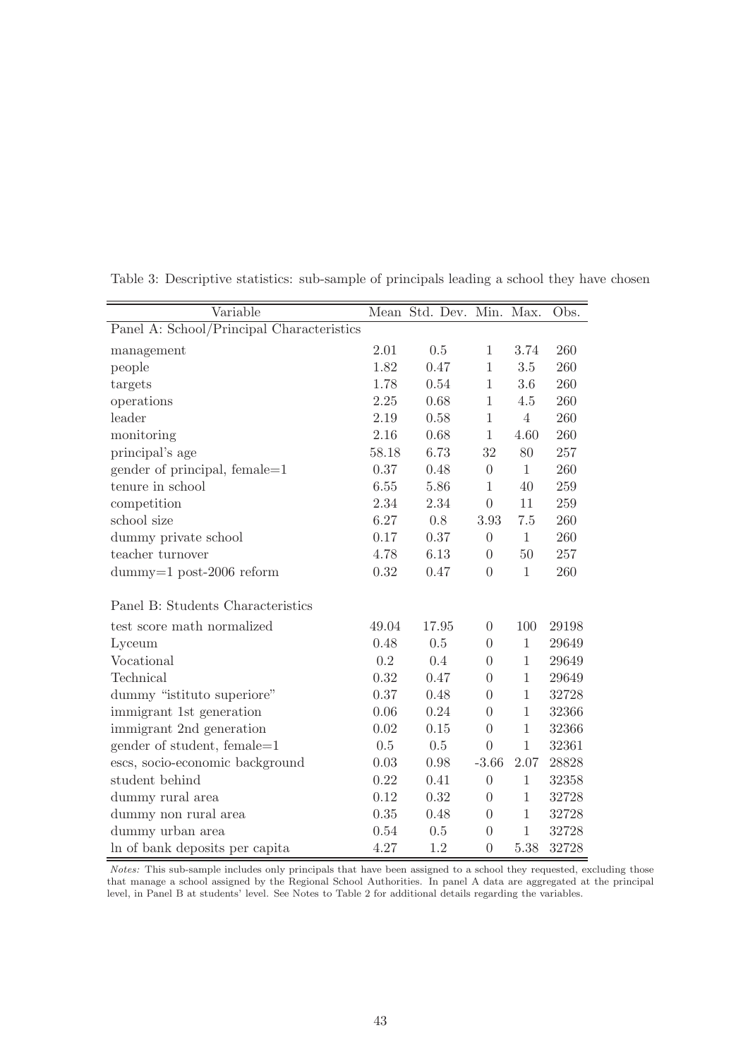Table 3: Descriptive statistics: sub-sample of principals leading a school they have chosen

| Variable | Mean | Std. Dev. | Min. | Max. | Obs. |
|---|---|---|---|---|---|
| Panel A: School/Principal Characteristics | | | | | |
| management | 2.01 | 0.5 | 1 | 3.74 | 260 |
| people | 1.82 | 0.47 | 1 | 3.5 | 260 |
| targets | 1.78 | 0.54 | 1 | 3.6 | 260 |
| operations | 2.25 | 0.68 | 1 | 4.5 | 260 |
| leader | 2.19 | 0.58 | 1 | 4 | 260 |
| monitoring | 2.16 | 0.68 | 1 | 4.60 | 260 |
| principal's age | 58.18 | 6.73 | 32 | 80 | 257 |
| gender of principal, female=1 | 0.37 | 0.48 | 0 | 1 | 260 |
| tenure in school | 6.55 | 5.86 | 1 | 40 | 259 |
| competition | 2.34 | 2.34 | 0 | 11 | 259 |
| school size | 6.27 | 0.8 | 3.93 | 7.5 | 260 |
| dummy private school | 0.17 | 0.37 | 0 | 1 | 260 |
| teacher turnover | 4.78 | 6.13 | 0 | 50 | 257 |
| dummy=1 post-2006 reform | 0.32 | 0.47 | 0 | 1 | 260 |
| Panel B: Students Characteristics | | | | | |
| test score math normalized | 49.04 | 17.95 | 0 | 100 | 29198 |
| Lyceum | 0.48 | 0.5 | 0 | 1 | 29649 |
| Vocational | 0.2 | 0.4 | 0 | 1 | 29649 |
| Technical | 0.32 | 0.47 | 0 | 1 | 29649 |
| dummy "istituto superiore" | 0.37 | 0.48 | 0 | 1 | 32728 |
| immigrant 1st generation | 0.06 | 0.24 | 0 | 1 | 32366 |
| immigrant 2nd generation | 0.02 | 0.15 | 0 | 1 | 32366 |
| gender of student, female=1 | 0.5 | 0.5 | 0 | 1 | 32361 |
| escs, socio-economic background | 0.03 | 0.98 | -3.66 | 2.07 | 28828 |
| student behind | 0.22 | 0.41 | 0 | 1 | 32358 |
| dummy rural area | 0.12 | 0.32 | 0 | 1 | 32728 |
| dummy non rural area | 0.35 | 0.48 | 0 | 1 | 32728 |
| dummy urban area | 0.54 | 0.5 | 0 | 1 | 32728 |
| ln of bank deposits per capita | 4.27 | 1.2 | 0 | 5.38 | 32728 |

*Notes:* This sub-sample includes only principals that have been assigned to a school they requested, excluding those that manage a school assigned by the Regional School Authorities. In panel A data are aggregated at the principal level, in Panel B at students' level. See Notes to Table 2 for additional details regarding the variables.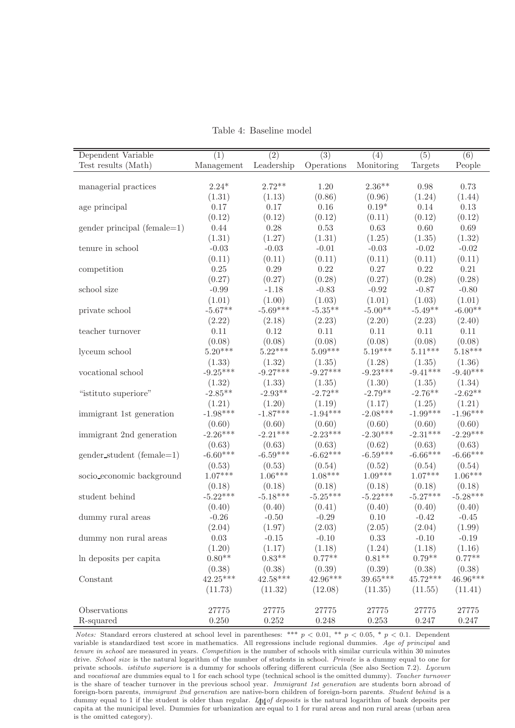Table 4: Baseline model

| Dependent Variable<br>Test results (Math) | (1)<br>Management | (2)<br>Leadership | (3)<br>Operations | (4)<br>Monitoring | (5)<br>Targets | (6)<br>People |
|---|---|---|---|---|---|---|
| managerial practices | 2.24* | 2.72** | 1.20 | 2.36** | 0.98 | 0.73 |
| | (1.31) | (1.13) | (0.86) | (0.96) | (1.24) | (1.44) |
| age principal | 0.17 | 0.17 | 0.16 | 0.19* | 0.14 | 0.13 |
| | (0.12) | (0.12) | (0.12) | (0.11) | (0.12) | (0.12) |
| gender principal (female=1) | 0.44 | 0.28 | 0.53 | 0.63 | 0.60 | 0.69 |
| | (1.31) | (1.27) | (1.31) | (1.25) | (1.35) | (1.32) |
| tenure in school | -0.03 | -0.03 | -0.01 | -0.03 | -0.02 | -0.02 |
| | (0.11) | (0.11) | (0.11) | (0.11) | (0.11) | (0.11) |
| competition | 0.25 | 0.29 | 0.22 | 0.27 | 0.22 | 0.21 |
| | (0.27) | (0.27) | (0.28) | (0.27) | (0.28) | (0.28) |
| school size | -0.99 | -1.18 | -0.83 | -0.92 | -0.87 | -0.80 |
| | (1.01) | (1.00) | (1.03) | (1.01) | (1.03) | (1.01) |
| private school | -5.67** | -5.69*** | -5.35** | -5.00** | -5.49** | -6.00** |
| | (2.22) | (2.18) | (2.23) | (2.20) | (2.23) | (2.40) |
| teacher turnover | 0.11 | 0.12 | 0.11 | 0.11 | 0.11 | 0.11 |
| | (0.08) | (0.08) | (0.08) | (0.08) | (0.08) | (0.08) |
| lyceum school | 5.20*** | 5.22*** | 5.09*** | 5.19*** | 5.11*** | 5.18*** |
| | (1.33) | (1.32) | (1.35) | (1.28) | (1.35) | (1.36) |
| vocational school | -9.25*** | -9.27*** | -9.27*** | -9.23*** | -9.41*** | -9.40*** |
| | (1.32) | (1.33) | (1.35) | (1.30) | (1.35) | (1.34) |
| "istituto superiore" | -2.85** | -2.93** | -2.72** | -2.79** | -2.76** | -2.62** |
| | (1.21) | (1.20) | (1.19) | (1.17) | (1.25) | (1.21) |
| immigrant 1st generation | -1.98*** | -1.87*** | -1.94*** | -2.08*** | -1.99*** | -1.96*** |
| | (0.60) | (0.60) | (0.60) | (0.60) | (0.60) | (0.60) |
| immigrant 2nd generation | -2.26*** | -2.21*** | -2.23*** | -2.30*** | -2.31*** | -2.29*** |
| | (0.63) | (0.63) | (0.63) | (0.62) | (0.63) | (0.63) |
| gender_student (female=1) | -6.60*** | -6.59*** | -6.62*** | -6.59*** | -6.66*** | -6.66*** |
| | (0.53) | (0.53) | (0.54) | (0.52) | (0.54) | (0.54) |
| socio_economic background | 1.07*** | 1.06*** | 1.08*** | 1.09*** | 1.07*** | 1.06*** |
| | (0.18) | (0.18) | (0.18) | (0.18) | (0.18) | (0.18) |
| student behind | -5.22*** | -5.18*** | -5.25*** | -5.22*** | -5.27*** | -5.28*** |
| | (0.40) | (0.40) | (0.41) | (0.40) | (0.40) | (0.40) |
| dummy rural areas | -0.26 | -0.50 | -0.29 | 0.10 | -0.42 | -0.45 |
| | (2.04) | (1.97) | (2.03) | (2.05) | (2.04) | (1.99) |
| dummy non rural areas | 0.03 | -0.15 | -0.10 | 0.33 | -0.10 | -0.19 |
| | (1.20) | (1.17) | (1.18) | (1.24) | (1.18) | (1.16) |
| ln deposits per capita | 0.80** | 0.83** | 0.77** | 0.81** | 0.79** | 0.77** |
| | (0.38) | (0.38) | (0.39) | (0.39) | (0.38) | (0.38) |
| Constant | 42.25*** | 42.58*** | 42.96*** | 39.65*** | 45.72*** | 46.96*** |
| | (11.73) | (11.32) | (12.08) | (11.35) | (11.55) | (11.41) |
| Observations | 27775 | 27775 | 27775 | 27775 | 27775 | 27775 |
| R-squared | 0.250 | 0.252 | 0.248 | 0.253 | 0.247 | 0.247 |

*Notes:* Standard errors clustered at school level in parentheses: *** $p < 0.01$, ** $p < 0.05$, * $p < 0.1$. Dependent variable is standardized test score in mathematics. All regressions include regional dummies. *Age of principal* and *tenure in school* are measured in years. *Competition* is the number of schools with similar curricula within 30 minutes drive. *School size* is the natural logarithm of the number of students in school. *Private* is a dummy equal to one for private schools. *istituto superiore* is a dummy for schools offering different curricula (See also Section 7.2). *Lyceum* and *vocational* are dummies equal to 1 for each school type (technical school is the omitted dummy). *Teacher turnover* is the share of teacher turnover in the previous school year. *Immigrant 1st generation* are students born abroad of foreign-born parents, *immigrant 2nd generation* are native-born children of foreign-born parents. *Student behind* is a dummy equal to 1 if the student is older than regular. *Ln of deposits* is the natural logarithm of bank deposits per capita at the municipal level. Dummies for urbanization are equal to 1 for rural areas and non rural areas (urban area is the omitted category).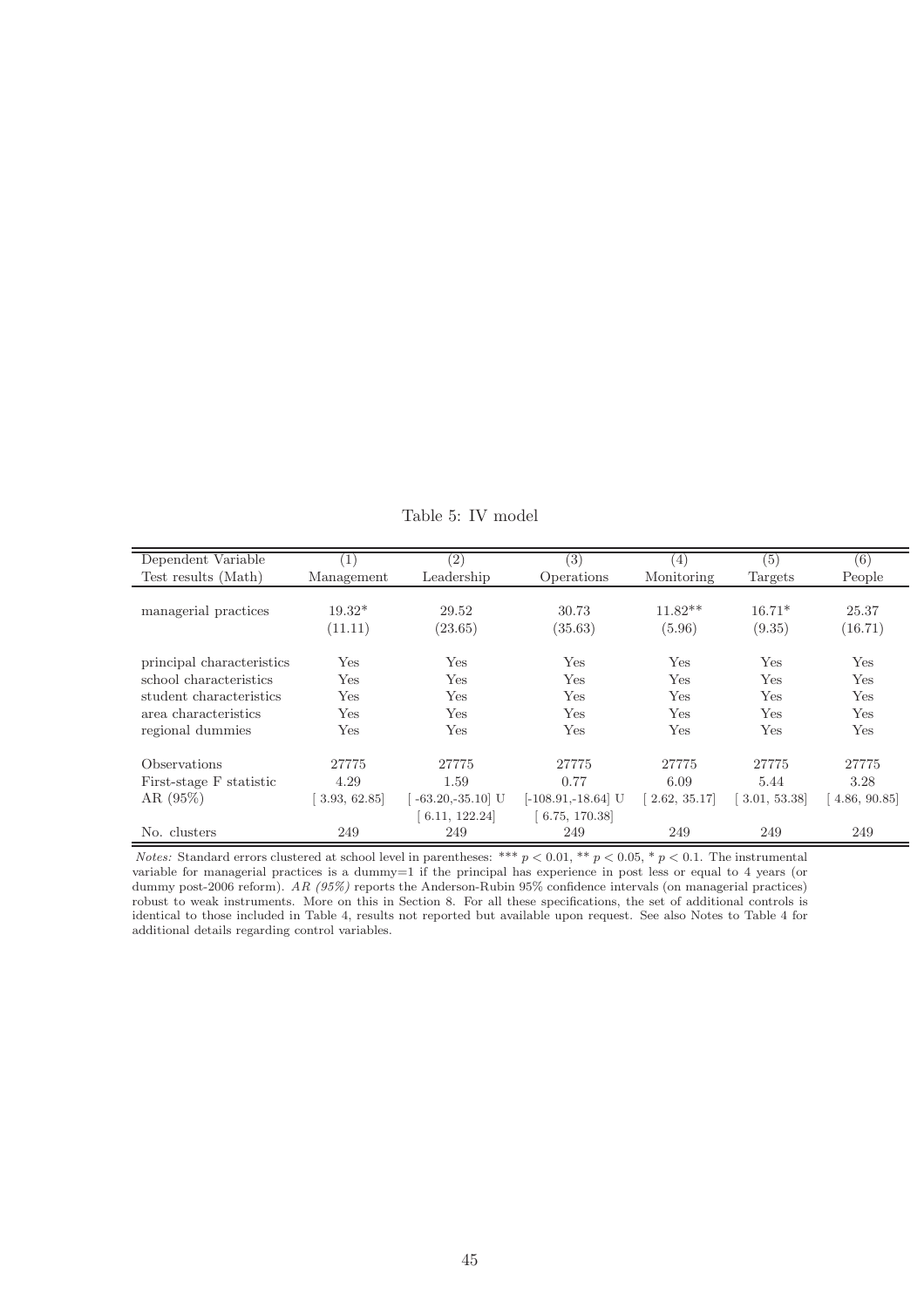Table 5: IV model

| Dependent Variable<br>Test results (Math) | (1)<br>Management | (2)<br>Leadership | (3)<br>Operations | (4)<br>Monitoring | (5)<br>Targets | (6)<br>People |
|---|---|---|---|---|---|---|
| managerial practices | 19.32* | 29.52 | 30.73 | 11.82** | 16.71* | 25.37 |
| | (11.11) | (23.65) | (35.63) | (5.96) | (9.35) | (16.71) |
| principal characteristics | Yes | Yes | Yes | Yes | Yes | Yes |
| school characteristics | Yes | Yes | Yes | Yes | Yes | Yes |
| student characteristics | Yes | Yes | Yes | Yes | Yes | Yes |
| area characteristics | Yes | Yes | Yes | Yes | Yes | Yes |
| regional dummies | Yes | Yes | Yes | Yes | Yes | Yes |
| Observations | 27775 | 27775 | 27775 | 27775 | 27775 | 27775 |
| First-stage F statistic | 4.29 | 1.59 | 0.77 | 6.09 | 5.44 | 3.28 |
| AR (95%) | [ 3.93, 62.85] | [ -63.20,-35.10] U<br>[ 6.11, 122.24] | [-108.91,-18.64] U<br>[ 6.75, 170.38] | [ 2.62, 35.17] | [ 3.01, 53.38] | [ 4.86, 90.85] |
| No. clusters | 249 | 249 | 249 | 249 | 249 | 249 |

*Notes:* Standard errors clustered at school level in parentheses: *** $p < 0.01$, ** $p < 0.05$, * $p < 0.1$. The instrumental variable for managerial practices is a dummy=1 if the principal has experience in post less or equal to 4 years (or dummy post-2006 reform). *AR (95%)* reports the Anderson-Rubin 95% confidence intervals (on managerial practices) robust to weak instruments. More on this in Section 8. For all these specifications, the set of additional controls is identical to those included in Table 4, results not reported but available upon request. See also Notes to Table 4 for additional details regarding control variables.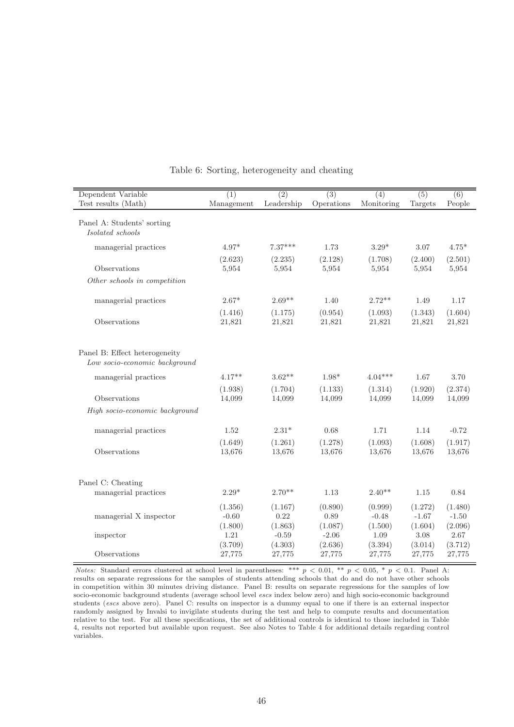Table 6: Sorting, heterogeneity and cheating

| Dependent Variable<br>Test results (Math) | (1)<br>Management | (2)<br>Leadership | (3)<br>Operations | (4)<br>Monitoring | (5)<br>Targets | (6)<br>People |
|---|---|---|---|---|---|---|
| Panel A: Students' sorting | | | | | | |
| *Isolated schools* | | | | | | |
| managerial practices | 4.97* | 7.37*** | 1.73 | 3.29* | 3.07 | 4.75* |
| | (2.623) | (2.235) | (2.128) | (1.708) | (2.400) | (2.501) |
| Observations | 5,954 | 5,954 | 5,954 | 5,954 | 5,954 | 5,954 |
| *Other schools in competition* | | | | | | |
| managerial practices | 2.67* | 2.69** | 1.40 | 2.72** | 1.49 | 1.17 |
| | (1.416) | (1.175) | (0.954) | (1.093) | (1.343) | (1.604) |
| Observations | 21,821 | 21,821 | 21,821 | 21,821 | 21,821 | 21,821 |
| Panel B: Effect heterogeneity | | | | | | |
| *Low socio-economic background* | | | | | | |
| managerial practices | 4.17** | 3.62** | 1.98* | 4.04*** | 1.67 | 3.70 |
| | (1.938) | (1.704) | (1.133) | (1.314) | (1.920) | (2.374) |
| Observations | 14,099 | 14,099 | 14,099 | 14,099 | 14,099 | 14,099 |
| *High socio-economic background* | | | | | | |
| managerial practices | 1.52 | 2.31* | 0.68 | 1.71 | 1.14 | -0.72 |
| | (1.649) | (1.261) | (1.278) | (1.093) | (1.608) | (1.917) |
| Observations | 13,676 | 13,676 | 13,676 | 13,676 | 13,676 | 13,676 |
| Panel C: Cheating | | | | | | |
| managerial practices | 2.29* | 2.70** | 1.13 | 2.40** | 1.15 | 0.84 |
| | (1.356) | (1.167) | (0.890) | (0.999) | (1.272) | (1.480) |
| managerial X inspector | -0.60 | 0.22 | 0.89 | -0.48 | -1.67 | -1.50 |
| | (1.800) | (1.863) | (1.087) | (1.500) | (1.604) | (2.096) |
| inspector | 1.21 | -0.59 | -2.06 | 1.09 | 3.08 | 2.67 |
| | (3.709) | (4.303) | (2.636) | (3.394) | (3.014) | (3.712) |
| Observations | 27,775 | 27,775 | 27,775 | 27,775 | 27,775 | 27,775 |

*Notes:* Standard errors clustered at school level in parentheses: *** $p < 0.01$, ** $p < 0.05$, * $p < 0.1$. Panel A: results on separate regressions for the samples of students attending schools that do and do not have other schools in competition within 30 minutes driving distance. Panel B: results on separate regressions for the samples of low socio-economic background students (average school level *escs* index below zero) and high socio-economic background students (*escs* above zero). Panel C: results on inspector is a dummy equal to one if there is an external inspector randomly assigned by Invalsi to invigilate students during the test and help to compute results and documentation relative to the test. For all these specifications, the set of additional controls is identical to those included in Table 4, results not reported but available upon request. See also Notes to Table 4 for additional details regarding control variables.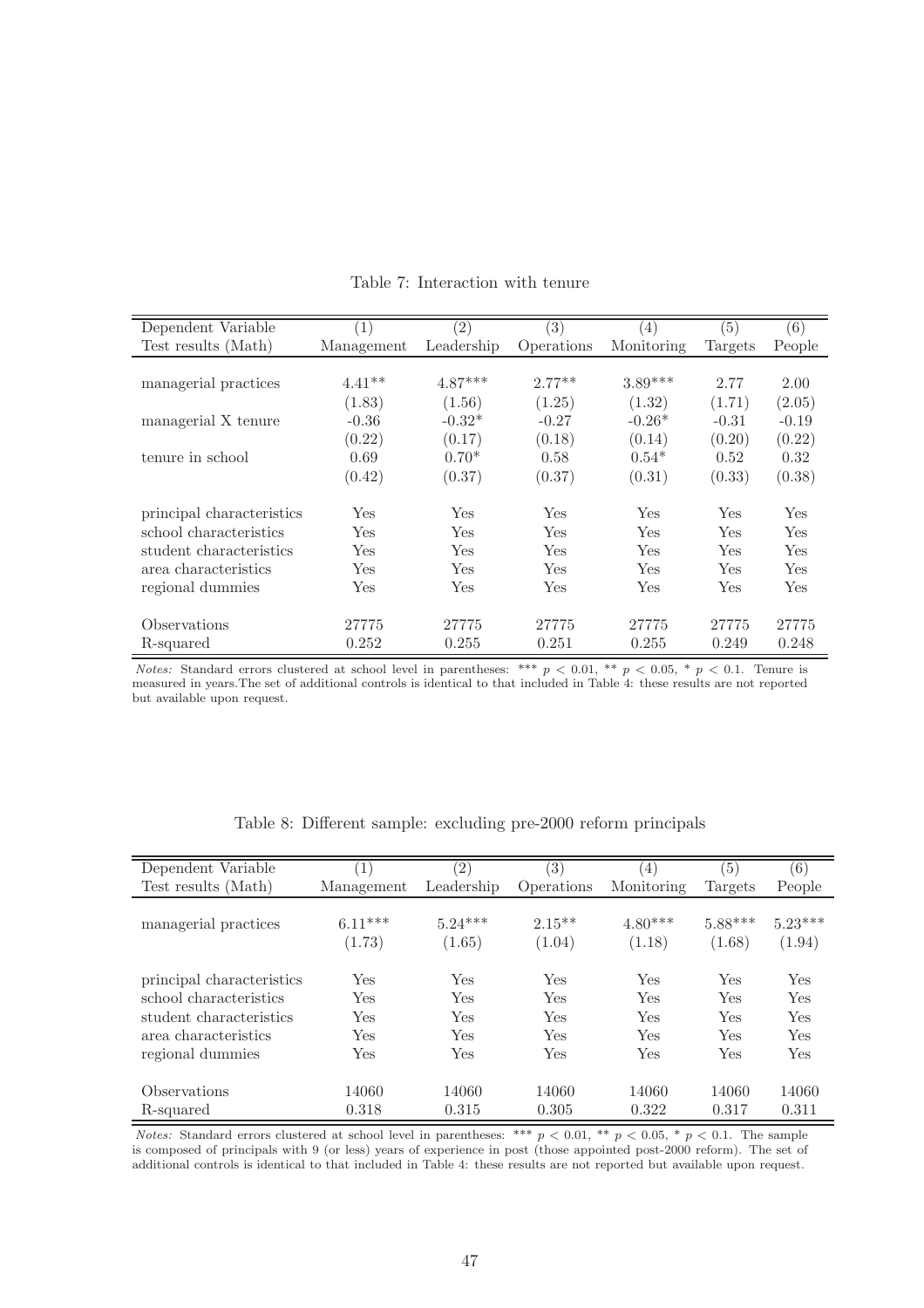Table 7: Interaction with tenure

| Dependent Variable | (1) | (2) | (3) | (4) | (5) | (6) |
|---|---|---|---|---|---|---|
| Test results (Math) | Management | Leadership | Operations | Monitoring | Targets | People |
| managerial practices | 4.41** | 4.87*** | 2.77** | 3.89*** | 2.77 | 2.00 |
| | (1.83) | (1.56) | (1.25) | (1.32) | (1.71) | (2.05) |
| managerial X tenure | -0.36 | -0.32* | -0.27 | -0.26* | -0.31 | -0.19 |
| | (0.22) | (0.17) | (0.18) | (0.14) | (0.20) | (0.22) |
| tenure in school | 0.69 | 0.70* | 0.58 | 0.54* | 0.52 | 0.32 |
| | (0.42) | (0.37) | (0.37) | (0.31) | (0.33) | (0.38) |
| principal characteristics | Yes | Yes | Yes | Yes | Yes | Yes |
| school characteristics | Yes | Yes | Yes | Yes | Yes | Yes |
| student characteristics | Yes | Yes | Yes | Yes | Yes | Yes |
| area characteristics | Yes | Yes | Yes | Yes | Yes | Yes |
| regional dummies | Yes | Yes | Yes | Yes | Yes | Yes |
| Observations | 27775 | 27775 | 27775 | 27775 | 27775 | 27775 |
| R-squared | 0.252 | 0.255 | 0.251 | 0.255 | 0.249 | 0.248 |

*Notes:* Standard errors clustered at school level in parentheses: *** $p < 0.01$, ** $p < 0.05$, * $p < 0.1$. Tenure is measured in years.The set of additional controls is identical to that included in Table 4: these results are not reported but available upon request.

Table 8: Different sample: excluding pre-2000 reform principals

| Dependent Variable | (1) | (2) | (3) | (4) | (5) | (6) |
|---|---|---|---|---|---|---|
| Test results (Math) | Management | Leadership | Operations | Monitoring | Targets | People |
| managerial practices | 6.11*** | 5.24*** | 2.15** | 4.80*** | 5.88*** | 5.23*** |
| | (1.73) | (1.65) | (1.04) | (1.18) | (1.68) | (1.94) |
| principal characteristics | Yes | Yes | Yes | Yes | Yes | Yes |
| school characteristics | Yes | Yes | Yes | Yes | Yes | Yes |
| student characteristics | Yes | Yes | Yes | Yes | Yes | Yes |
| area characteristics | Yes | Yes | Yes | Yes | Yes | Yes |
| regional dummies | Yes | Yes | Yes | Yes | Yes | Yes |
| Observations | 14060 | 14060 | 14060 | 14060 | 14060 | 14060 |
| R-squared | 0.318 | 0.315 | 0.305 | 0.322 | 0.317 | 0.311 |

*Notes:* Standard errors clustered at school level in parentheses: *** $p < 0.01$, ** $p < 0.05$, * $p < 0.1$. The sample is composed of principals with 9 (or less) years of experience in post (those appointed post-2000 reform). The set of additional controls is identical to that included in Table 4: these results are not reported but available upon request.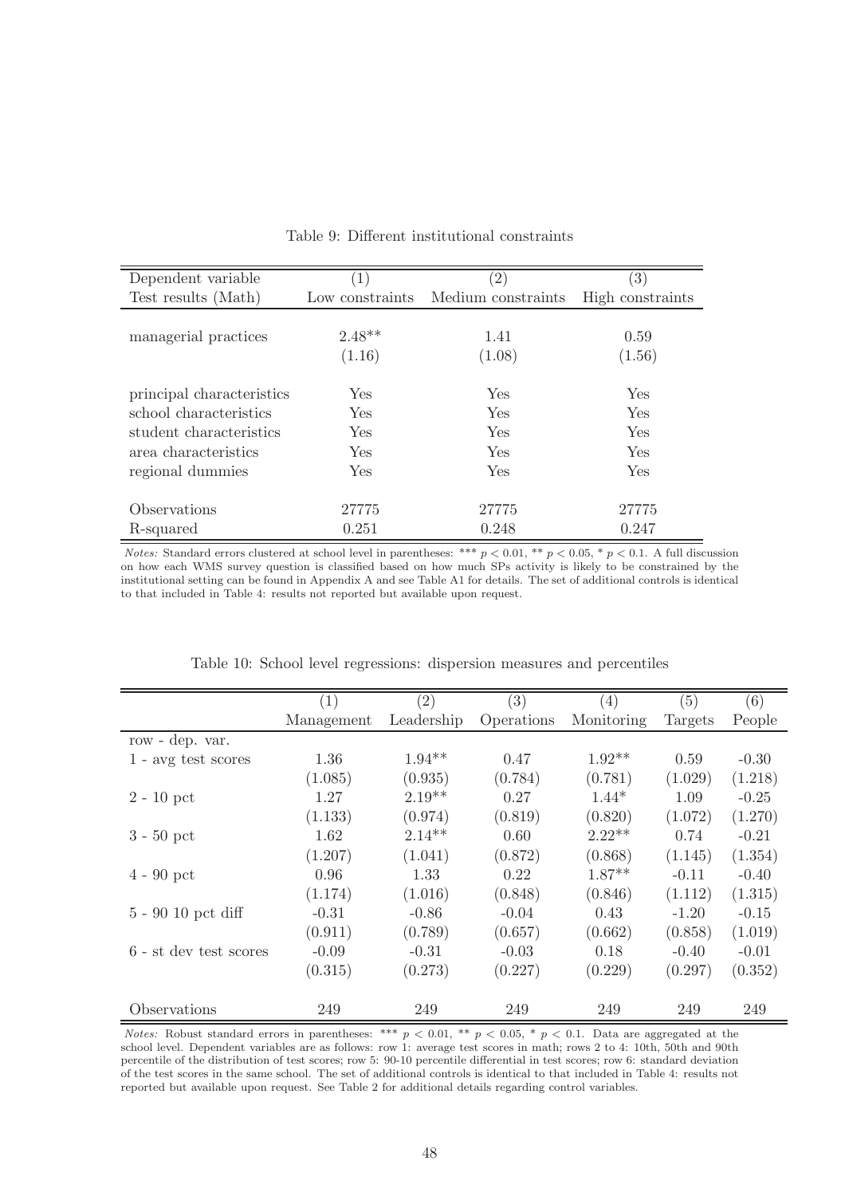Table 9: Different institutional constraints

| Dependent variable | (1) | (2) | (3) |
|---|---|---|---|
| Test results (Math) | Low constraints | Medium constraints | High constraints |
| managerial practices | 2.48** | 1.41 | 0.59 |
| | (1.16) | (1.08) | (1.56) |
| principal characteristics | Yes | Yes | Yes |
| school characteristics | Yes | Yes | Yes |
| student characteristics | Yes | Yes | Yes |
| area characteristics | Yes | Yes | Yes |
| regional dummies | Yes | Yes | Yes |
| Observations | 27775 | 27775 | 27775 |
| R-squared | 0.251 | 0.248 | 0.247 |

*Notes:* Standard errors clustered at school level in parentheses: *** $p < 0.01$, ** $p < 0.05$, * $p < 0.1$. A full discussion on how each WMS survey question is classified based on how much SPs activity is likely to be constrained by the institutional setting can be found in Appendix A and see Table A1 for details. The set of additional controls is identical to that included in Table 4: results not reported but available upon request.

Table 10: School level regressions: dispersion measures and percentiles

| | (1) | (2) | (3) | (4) | (5) | (6) |
|---|---|---|---|---|---|---|
| | Management | Leadership | Operations | Monitoring | Targets | People |
| row - dep. var. | | | | | | |
| 1 - avg test scores | 1.36 | 1.94** | 0.47 | 1.92** | 0.59 | -0.30 |
| | (1.085) | (0.935) | (0.784) | (0.781) | (1.029) | (1.218) |
| 2 - 10 pct | 1.27 | 2.19** | 0.27 | 1.44* | 1.09 | -0.25 |
| | (1.133) | (0.974) | (0.819) | (0.820) | (1.072) | (1.270) |
| 3 - 50 pct | 1.62 | 2.14** | 0.60 | 2.22** | 0.74 | -0.21 |
| | (1.207) | (1.041) | (0.872) | (0.868) | (1.145) | (1.354) |
| 4 - 90 pct | 0.96 | 1.33 | 0.22 | 1.87** | -0.11 | -0.40 |
| | (1.174) | (1.016) | (0.848) | (0.846) | (1.112) | (1.315) |
| 5 - 90 10 pct diff | -0.31 | -0.86 | -0.04 | 0.43 | -1.20 | -0.15 |
| | (0.911) | (0.789) | (0.657) | (0.662) | (0.858) | (1.019) |
| 6 - st dev test scores | -0.09 | -0.31 | -0.03 | 0.18 | -0.40 | -0.01 |
| | (0.315) | (0.273) | (0.227) | (0.229) | (0.297) | (0.352) |
| Observations | 249 | 249 | 249 | 249 | 249 | 249 |

*Notes:* Robust standard errors in parentheses: *** $p < 0.01$, ** $p < 0.05$, * $p < 0.1$. Data are aggregated at the school level. Dependent variables are as follows: row 1: average test scores in math; rows 2 to 4: 10th, 50th and 90th percentile of the distribution of test scores; row 5: 90-10 percentile differential in test scores; row 6: standard deviation of the test scores in the same school. The set of additional controls is identical to that included in Table 4: results not reported but available upon request. See Table 2 for additional details regarding control variables.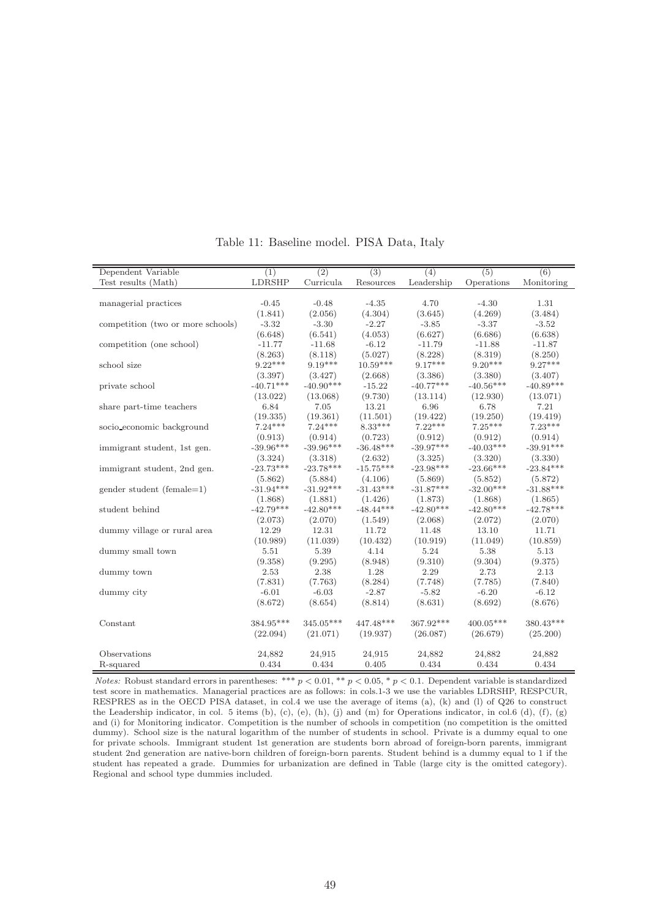Table 11: Baseline model. PISA Data, Italy

| Dependent Variable | (1) | (2) | (3) | (4) | (5) | (6) |
|---|---|---|---|---|---|---|
| Test results (Math) | LDRSHP | Curricula | Resources | Leadership | Operations | Monitoring |
| managerial practices | -0.45 | -0.48 | -4.35 | 4.70 | -4.30 | 1.31 |
| | (1.841) | (2.056) | (4.304) | (3.645) | (4.269) | (3.484) |
| competition (two or more schools) | -3.32 | -3.30 | -2.27 | -3.85 | -3.37 | -3.52 |
| | (6.648) | (6.541) | (4.053) | (6.627) | (6.686) | (6.638) |
| competition (one school) | -11.77 | -11.68 | -6.12 | -11.79 | -11.88 | -11.87 |
| | (8.263) | (8.118) | (5.027) | (8.228) | (8.319) | (8.250) |
| school size | 9.22*** | 9.19*** | 10.59*** | 9.17*** | 9.20*** | 9.27*** |
| | (3.397) | (3.427) | (2.668) | (3.386) | (3.380) | (3.407) |
| private school | -40.71*** | -40.90*** | -15.22 | -40.77*** | -40.56*** | -40.89*** |
| | (13.022) | (13.068) | (9.730) | (13.114) | (12.930) | (13.071) |
| share part-time teachers | 6.84 | 7.05 | 13.21 | 6.96 | 6.78 | 7.21 |
| | (19.335) | (19.361) | (11.501) | (19.422) | (19.250) | (19.419) |
| socio_economic background | 7.24*** | 7.24*** | 8.33*** | 7.22*** | 7.25*** | 7.23*** |
| | (0.913) | (0.914) | (0.723) | (0.912) | (0.912) | (0.914) |
| immigrant student, 1st gen. | -39.96*** | -39.96*** | -36.48*** | -39.97*** | -40.03*** | -39.91*** |
| | (3.324) | (3.318) | (2.632) | (3.325) | (3.320) | (3.330) |
| immigrant student, 2nd gen. | -23.73*** | -23.78*** | -15.75*** | -23.98*** | -23.66*** | -23.84*** |
| | (5.862) | (5.884) | (4.106) | (5.869) | (5.852) | (5.872) |
| gender student (female=1) | -31.94*** | -31.92*** | -31.43*** | -31.87*** | -32.00*** | -31.88*** |
| | (1.868) | (1.881) | (1.426) | (1.873) | (1.868) | (1.865) |
| student behind | -42.79*** | -42.80*** | -48.44*** | -42.80*** | -42.80*** | -42.78*** |
| | (2.073) | (2.070) | (1.549) | (2.068) | (2.072) | (2.070) |
| dummy village or rural area | 12.29 | 12.31 | 11.72 | 11.48 | 13.10 | 11.71 |
| | (10.989) | (11.039) | (10.432) | (10.919) | (11.049) | (10.859) |
| dummy small town | 5.51 | 5.39 | 4.14 | 5.24 | 5.38 | 5.13 |
| | (9.358) | (9.295) | (8.948) | (9.310) | (9.304) | (9.375) |
| dummy town | 2.53 | 2.38 | 1.28 | 2.29 | 2.73 | 2.13 |
| | (7.831) | (7.763) | (8.284) | (7.748) | (7.785) | (7.840) |
| dummy city | -6.01 | -6.03 | -2.87 | -5.82 | -6.20 | -6.12 |
| | (8.672) | (8.654) | (8.814) | (8.631) | (8.692) | (8.676) |
| Constant | 384.95*** | 345.05*** | 447.48*** | 367.92*** | 400.05*** | 380.43*** |
| | (22.094) | (21.071) | (19.937) | (26.087) | (26.679) | (25.200) |
| Observations | 24,882 | 24,915 | 24,915 | 24,882 | 24,882 | 24,882 |
| R-squared | 0.434 | 0.434 | 0.405 | 0.434 | 0.434 | 0.434 |

*Notes:* Robust standard errors in parentheses: *** $p < 0.01$, ** $p < 0.05$, * $p < 0.1$. Dependent variable is standardized test score in mathematics. Managerial practices are as follows: in cols.1-3 we use the variables LDRSHP, RESPCUR, RESPRES as in the OECD PISA dataset, in col.4 we use the average of items (a), (k) and (l) of Q26 to construct the Leadership indicator, in col. 5 items (b), (c), (e), (h), (j) and (m) for Operations indicator, in col.6 (d), (f), (g) and (i) for Monitoring indicator. Competition is the number of schools in competition (no competition is the omitted dummy). School size is the natural logarithm of the number of students in school. Private is a dummy equal to one for private schools. Immigrant student 1st generation are students born abroad of foreign-born parents, immigrant student 2nd generation are native-born children of foreign-born parents. Student behind is a dummy equal to 1 if the student has repeated a grade. Dummies for urbanization are defined in Table (large city is the omitted category). Regional and school type dummies included.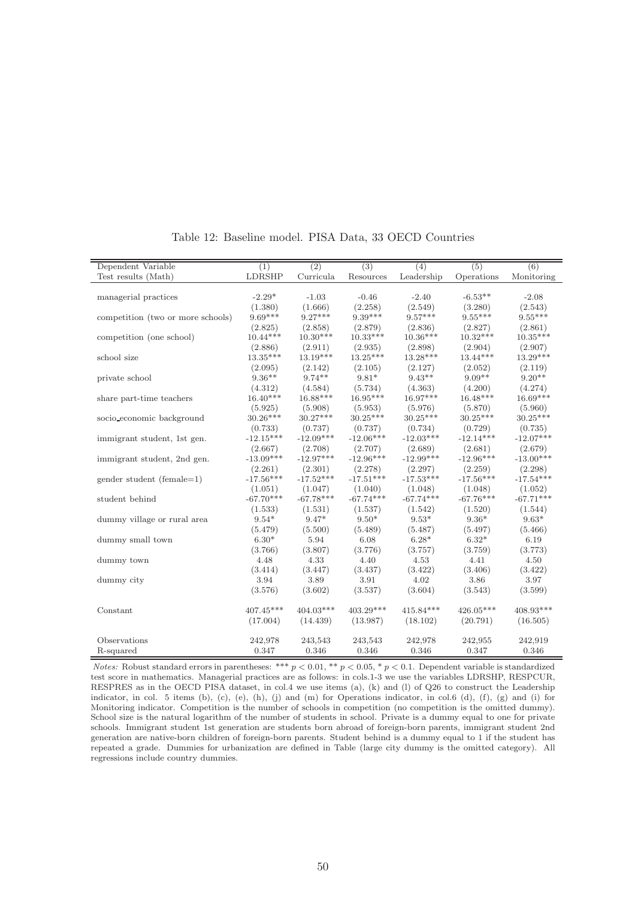Table 12: Baseline model. PISA Data, 33 OECD Countries

| Dependent Variable | (1) | (2) | (3) | (4) | (5) | (6) |
|---|---|---|---|---|---|---|
| Test results (Math) | LDRSHP | Curricula | Resources | Leadership | Operations | Monitoring |
| managerial practices | -2.29* | -1.03 | -0.46 | -2.40 | -6.53** | -2.08 |
| | (1.380) | (1.666) | (2.258) | (2.549) | (3.280) | (2.543) |
| competition (two or more schools) | 9.69*** | 9.27*** | 9.39*** | 9.57*** | 9.55*** | 9.55*** |
| | (2.825) | (2.858) | (2.879) | (2.836) | (2.827) | (2.861) |
| competition (one school) | 10.44*** | 10.30*** | 10.33*** | 10.36*** | 10.32*** | 10.35*** |
| | (2.886) | (2.911) | (2.935) | (2.898) | (2.904) | (2.907) |
| school size | 13.35*** | 13.19*** | 13.25*** | 13.28*** | 13.44*** | 13.29*** |
| | (2.095) | (2.142) | (2.105) | (2.127) | (2.052) | (2.119) |
| private school | 9.36** | 9.74** | 9.81* | 9.43** | 9.09** | 9.20** |
| | (4.312) | (4.584) | (5.734) | (4.363) | (4.200) | (4.274) |
| share part-time teachers | 16.40*** | 16.88*** | 16.95*** | 16.97*** | 16.48*** | 16.69*** |
| | (5.925) | (5.908) | (5.953) | (5.976) | (5.870) | (5.960) |
| socio_economic background | 30.26*** | 30.27*** | 30.25*** | 30.25*** | 30.25*** | 30.25*** |
| | (0.733) | (0.737) | (0.737) | (0.734) | (0.729) | (0.735) |
| immigrant student, 1st gen. | -12.15*** | -12.09*** | -12.06*** | -12.03*** | -12.14*** | -12.07*** |
| | (2.667) | (2.708) | (2.707) | (2.689) | (2.681) | (2.679) |
| immigrant student, 2nd gen. | -13.09*** | -12.97*** | -12.96*** | -12.99*** | -12.96*** | -13.00*** |
| | (2.261) | (2.301) | (2.278) | (2.297) | (2.259) | (2.298) |
| gender student (female=1) | -17.56*** | -17.52*** | -17.51*** | -17.53*** | -17.56*** | -17.54*** |
| | (1.051) | (1.047) | (1.040) | (1.048) | (1.048) | (1.052) |
| student behind | -67.70*** | -67.78*** | -67.74*** | -67.74*** | -67.76*** | -67.71*** |
| | (1.533) | (1.531) | (1.537) | (1.542) | (1.520) | (1.544) |
| dummy village or rural area | 9.54* | 9.47* | 9.50* | 9.53* | 9.36* | 9.63* |
| | (5.479) | (5.500) | (5.489) | (5.487) | (5.497) | (5.466) |
| dummy small town | 6.30* | 5.94 | 6.08 | 6.28* | 6.32* | 6.19 |
| | (3.766) | (3.807) | (3.776) | (3.757) | (3.759) | (3.773) |
| dummy town | 4.48 | 4.33 | 4.40 | 4.53 | 4.41 | 4.50 |
| | (3.414) | (3.447) | (3.437) | (3.422) | (3.406) | (3.422) |
| dummy city | 3.94 | 3.89 | 3.91 | 4.02 | 3.86 | 3.97 |
| | (3.576) | (3.602) | (3.537) | (3.604) | (3.543) | (3.599) |
| Constant | 407.45*** | 404.03*** | 403.29*** | 415.84*** | 426.05*** | 408.93*** |
| | (17.004) | (14.439) | (13.987) | (18.102) | (20.791) | (16.505) |
| Observations | 242,978 | 243,543 | 243,543 | 242,978 | 242,955 | 242,919 |
| R-squared | 0.347 | 0.346 | 0.346 | 0.346 | 0.347 | 0.346 |

*Notes:* Robust standard errors in parentheses: *** $p < 0.01$, ** $p < 0.05$, * $p < 0.1$. Dependent variable is standardized test score in mathematics. Managerial practices are as follows: in cols.1-3 we use the variables LDRSHP, RESPCUR, RESPRES as in the OECD PISA dataset, in col.4 we use items (a), (k) and (l) of Q26 to construct the Leadership indicator, in col. 5 items (b), (c), (e), (h), (j) and (m) for Operations indicator, in col.6 (d), (f), (g) and (i) for Monitoring indicator. Competition is the number of schools in competition (no competition is the omitted dummy). School size is the natural logarithm of the number of students in school. Private is a dummy equal to one for private schools. Immigrant student 1st generation are students born abroad of foreign-born parents, immigrant student 2nd generation are native-born children of foreign-born parents. Student behind is a dummy equal to 1 if the student has repeated a grade. Dummies for urbanization are defined in Table (large city dummy is the omitted category). All regressions include country dummies.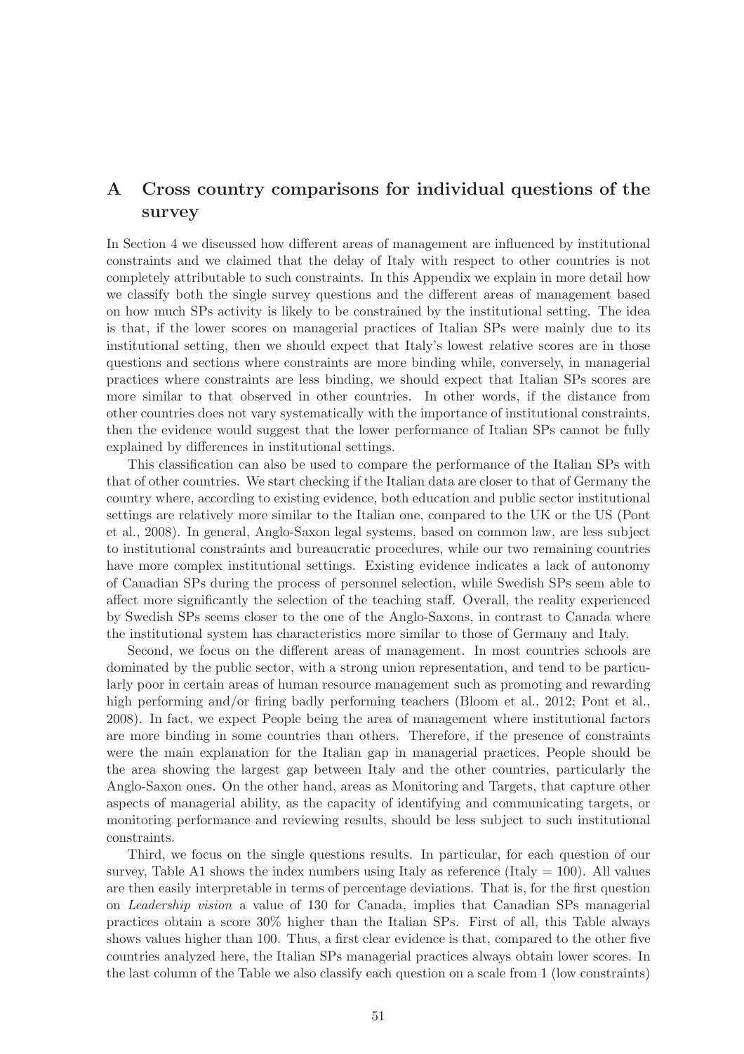# A Cross country comparisons for individual questions of the survey

In Section 4 we discussed how different areas of management are influenced by institutional constraints and we claimed that the delay of Italy with respect to other countries is not completely attributable to such constraints. In this Appendix we explain in more detail how we classify both the single survey questions and the different areas of management based on how much SPs activity is likely to be constrained by the institutional setting. The idea is that, if the lower scores on managerial practices of Italian SPs were mainly due to its institutional setting, then we should expect that Italy's lowest relative scores are in those questions and sections where constraints are more binding while, conversely, in managerial practices where constraints are less binding, we should expect that Italian SPs scores are more similar to that observed in other countries. In other words, if the distance from other countries does not vary systematically with the importance of institutional constraints, then the evidence would suggest that the lower performance of Italian SPs cannot be fully explained by differences in institutional settings.

This classification can also be used to compare the performance of the Italian SPs with that of other countries. We start checking if the Italian data are closer to that of Germany the country where, according to existing evidence, both education and public sector institutional settings are relatively more similar to the Italian one, compared to the UK or the US (Pont et al., 2008). In general, Anglo-Saxon legal systems, based on common law, are less subject to institutional constraints and bureaucratic procedures, while our two remaining countries have more complex institutional settings. Existing evidence indicates a lack of autonomy of Canadian SPs during the process of personnel selection, while Swedish SPs seem able to affect more significantly the selection of the teaching staff. Overall, the reality experienced by Swedish SPs seems closer to the one of the Anglo-Saxons, in contrast to Canada where the institutional system has characteristics more similar to those of Germany and Italy.

Second, we focus on the different areas of management. In most countries schools are dominated by the public sector, with a strong union representation, and tend to be particularly poor in certain areas of human resource management such as promoting and rewarding high performing and/or firing badly performing teachers (Bloom et al., 2012; Pont et al., 2008). In fact, we expect People being the area of management where institutional factors are more binding in some countries than others. Therefore, if the presence of constraints were the main explanation for the Italian gap in managerial practices, People should be the area showing the largest gap between Italy and the other countries, particularly the Anglo-Saxon ones. On the other hand, areas as Monitoring and Targets, that capture other aspects of managerial ability, as the capacity of identifying and communicating targets, or monitoring performance and reviewing results, should be less subject to such institutional constraints.

Third, we focus on the single questions results. In particular, for each question of our survey, Table A1 shows the index numbers using Italy as reference (Italy = 100). All values are then easily interpretable in terms of percentage deviations. That is, for the first question on *Leadership vision* a value of 130 for Canada, implies that Canadian SPs managerial practices obtain a score 30% higher than the Italian SPs. First of all, this Table always shows values higher than 100. Thus, a first clear evidence is that, compared to the other five countries analyzed here, the Italian SPs managerial practices always obtain lower scores. In the last column of the Table we also classify each question on a scale from 1 (low constraints)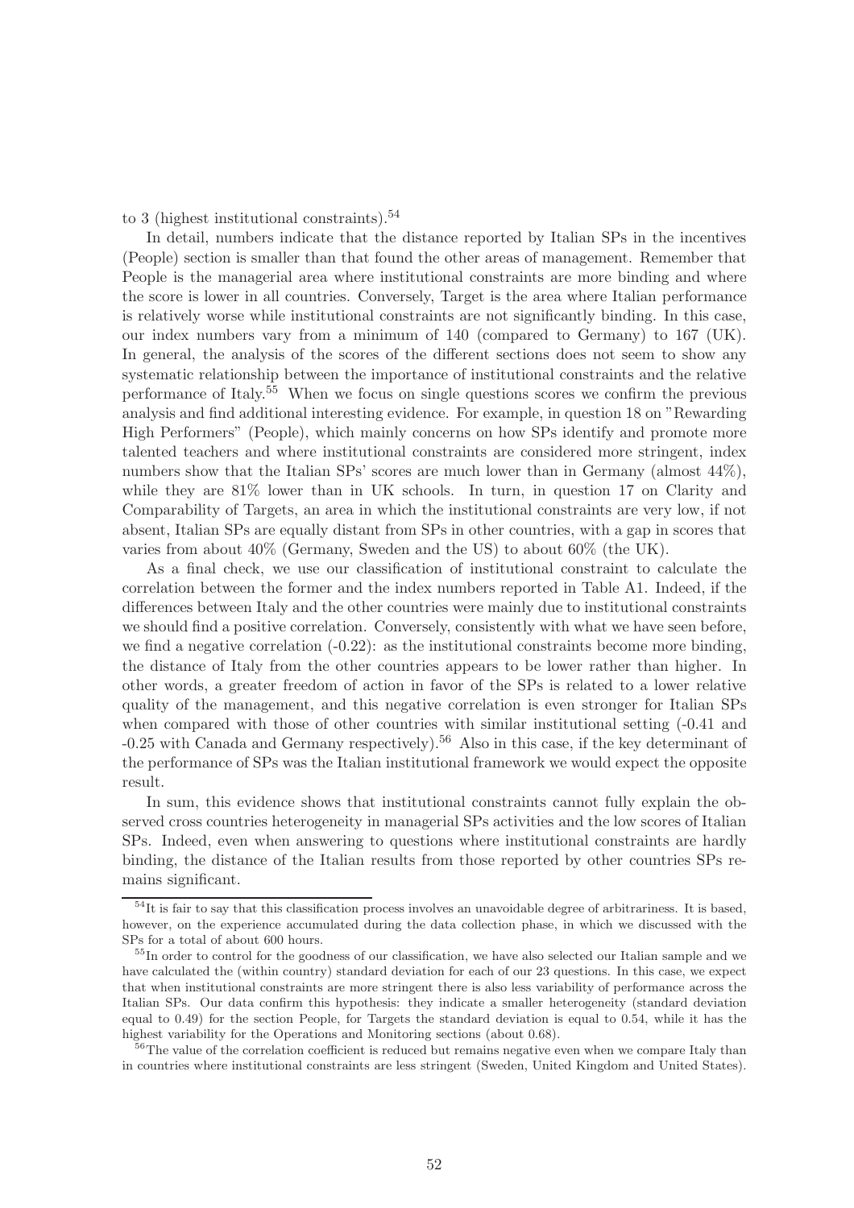to 3 (highest institutional constraints).[54]

In detail, numbers indicate that the distance reported by Italian SPs in the incentives (People) section is smaller than that found the other areas of management. Remember that People is the managerial area where institutional constraints are more binding and where the score is lower in all countries. Conversely, Target is the area where Italian performance is relatively worse while institutional constraints are not significantly binding. In this case, our index numbers vary from a minimum of 140 (compared to Germany) to 167 (UK). In general, the analysis of the scores of the different sections does not seem to show any systematic relationship between the importance of institutional constraints and the relative performance of Italy.[55] When we focus on single questions scores we confirm the previous analysis and find additional interesting evidence. For example, in question 18 on "Rewarding High Performers" (People), which mainly concerns on how SPs identify and promote more talented teachers and where institutional constraints are considered more stringent, index numbers show that the Italian SPs' scores are much lower than in Germany (almost 44%), while they are 81% lower than in UK schools. In turn, in question 17 on Clarity and Comparability of Targets, an area in which the institutional constraints are very low, if not absent, Italian SPs are equally distant from SPs in other countries, with a gap in scores that varies from about 40% (Germany, Sweden and the US) to about 60% (the UK).

As a final check, we use our classification of institutional constraint to calculate the correlation between the former and the index numbers reported in Table A1. Indeed, if the differences between Italy and the other countries were mainly due to institutional constraints we should find a positive correlation. Conversely, consistently with what we have seen before, we find a negative correlation (-0.22): as the institutional constraints become more binding, the distance of Italy from the other countries appears to be lower rather than higher. In other words, a greater freedom of action in favor of the SPs is related to a lower relative quality of the management, and this negative correlation is even stronger for Italian SPs when compared with those of other countries with similar institutional setting (-0.41 and -0.25 with Canada and Germany respectively).[56] Also in this case, if the key determinant of the performance of SPs was the Italian institutional framework we would expect the opposite result.

In sum, this evidence shows that institutional constraints cannot fully explain the observed cross countries heterogeneity in managerial SPs activities and the low scores of Italian SPs. Indeed, even when answering to questions where institutional constraints are hardly binding, the distance of the Italian results from those reported by other countries SPs remains significant.

[54] It is fair to say that this classification process involves an unavoidable degree of arbitrariness. It is based, however, on the experience accumulated during the data collection phase, in which we discussed with the SPs for a total of about 600 hours.

[55] In order to control for the goodness of our classification, we have also selected our Italian sample and we have calculated the (within country) standard deviation for each of our 23 questions. In this case, we expect that when institutional constraints are more stringent there is also less variability of performance across the Italian SPs. Our data confirm this hypothesis: they indicate a smaller heterogeneity (standard deviation equal to 0.49) for the section People, for Targets the standard deviation is equal to 0.54, while it has the highest variability for the Operations and Monitoring sections (about 0.68).

[56] The value of the correlation coefficient is reduced but remains negative even when we compare Italy than in countries where institutional constraints are less stringent (Sweden, United Kingdom and United States).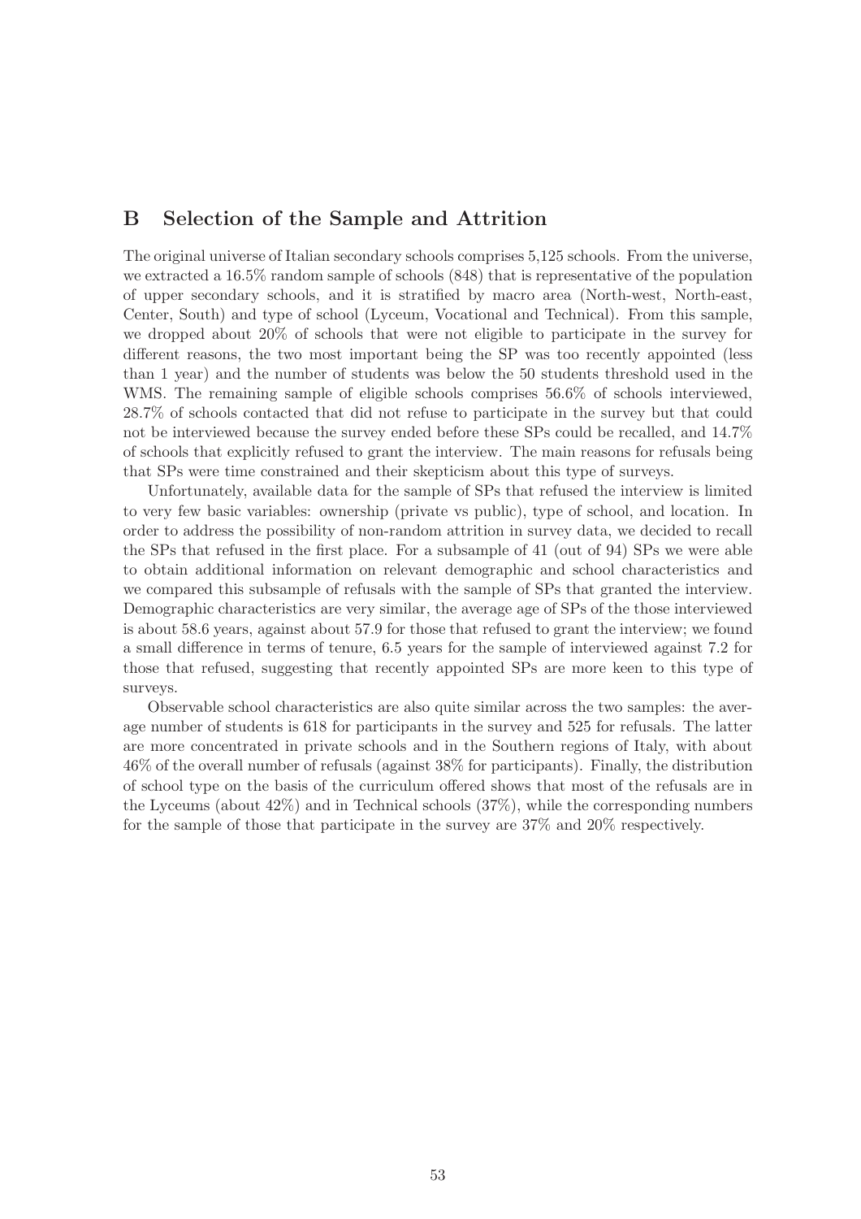## B Selection of the Sample and Attrition

The original universe of Italian secondary schools comprises 5,125 schools. From the universe, we extracted a 16.5% random sample of schools (848) that is representative of the population of upper secondary schools, and it is stratified by macro area (North-west, North-east, Center, South) and type of school (Lyceum, Vocational and Technical). From this sample, we dropped about 20% of schools that were not eligible to participate in the survey for different reasons, the two most important being the SP was too recently appointed (less than 1 year) and the number of students was below the 50 students threshold used in the WMS. The remaining sample of eligible schools comprises 56.6% of schools interviewed, 28.7% of schools contacted that did not refuse to participate in the survey but that could not be interviewed because the survey ended before these SPs could be recalled, and 14.7% of schools that explicitly refused to grant the interview. The main reasons for refusals being that SPs were time constrained and their skepticism about this type of surveys.

Unfortunately, available data for the sample of SPs that refused the interview is limited to very few basic variables: ownership (private vs public), type of school, and location. In order to address the possibility of non-random attrition in survey data, we decided to recall the SPs that refused in the first place. For a subsample of 41 (out of 94) SPs we were able to obtain additional information on relevant demographic and school characteristics and we compared this subsample of refusals with the sample of SPs that granted the interview. Demographic characteristics are very similar, the average age of SPs of the those interviewed is about 58.6 years, against about 57.9 for those that refused to grant the interview; we found a small difference in terms of tenure, 6.5 years for the sample of interviewed against 7.2 for those that refused, suggesting that recently appointed SPs are more keen to this type of surveys.

Observable school characteristics are also quite similar across the two samples: the average number of students is 618 for participants in the survey and 525 for refusals. The latter are more concentrated in private schools and in the Southern regions of Italy, with about 46% of the overall number of refusals (against 38% for participants). Finally, the distribution of school type on the basis of the curriculum offered shows that most of the refusals are in the Lyceums (about 42%) and in Technical schools (37%), while the corresponding numbers for the sample of those that participate in the survey are 37% and 20% respectively.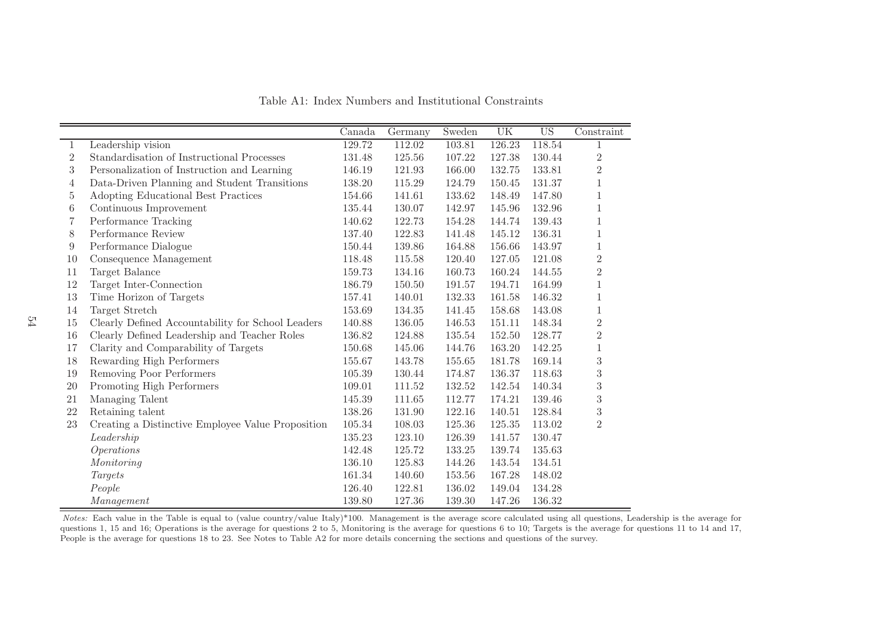Table A1: Index Numbers and Institutional Constraints

| | | Canada | Germany | Sweden | UK | US | Constraint |
|---|---|---|---|---|---|---|---|
| 1 | Leadership vision | 129.72 | 112.02 | 103.81 | 126.23 | 118.54 | 1 |
| 2 | Standardisation of Instructional Processes | 131.48 | 125.56 | 107.22 | 127.38 | 130.44 | 2 |
| 3 | Personalization of Instruction and Learning | 146.19 | 121.93 | 166.00 | 132.75 | 133.81 | 2 |
| 4 | Data-Driven Planning and Student Transitions | 138.20 | 115.29 | 124.79 | 150.45 | 131.37 | 1 |
| 5 | Adopting Educational Best Practices | 154.66 | 141.61 | 133.62 | 148.49 | 147.80 | 1 |
| 6 | Continuous Improvement | 135.44 | 130.07 | 142.97 | 145.96 | 132.96 | 1 |
| 7 | Performance Tracking | 140.62 | 122.73 | 154.28 | 144.74 | 139.43 | 1 |
| 8 | Performance Review | 137.40 | 122.83 | 141.48 | 145.12 | 136.31 | 1 |
| 9 | Performance Dialogue | 150.44 | 139.86 | 164.88 | 156.66 | 143.97 | 1 |
| 10 | Consequence Management | 118.48 | 115.58 | 120.40 | 127.05 | 121.08 | 2 |
| 11 | Target Balance | 159.73 | 134.16 | 160.73 | 160.24 | 144.55 | 2 |
| 12 | Target Inter-Connection | 186.79 | 150.50 | 191.57 | 194.71 | 164.99 | 1 |
| 13 | Time Horizon of Targets | 157.41 | 140.01 | 132.33 | 161.58 | 146.32 | 1 |
| 14 | Target Stretch | 153.69 | 134.35 | 141.45 | 158.68 | 143.08 | 1 |
| 15 | Clearly Defined Accountability for School Leaders | 140.88 | 136.05 | 146.53 | 151.11 | 148.34 | 2 |
| 16 | Clearly Defined Leadership and Teacher Roles | 136.82 | 124.88 | 135.54 | 152.50 | 128.77 | 2 |
| 17 | Clarity and Comparability of Targets | 150.68 | 145.06 | 144.76 | 163.20 | 142.25 | 1 |
| 18 | Rewarding High Performers | 155.67 | 143.78 | 155.65 | 181.78 | 169.14 | 3 |
| 19 | Removing Poor Performers | 105.39 | 130.44 | 174.87 | 136.37 | 118.63 | 3 |
| 20 | Promoting High Performers | 109.01 | 111.52 | 132.52 | 142.54 | 140.34 | 3 |
| 21 | Managing Talent | 145.39 | 111.65 | 112.77 | 174.21 | 139.46 | 3 |
| 22 | Retaining talent | 138.26 | 131.90 | 122.16 | 140.51 | 128.84 | 3 |
| 23 | Creating a Distinctive Employee Value Proposition | 105.34 | 108.03 | 125.36 | 125.35 | 113.02 | 2 |
| | *Leadership* | 135.23 | 123.10 | 126.39 | 141.57 | 130.47 | |
| | *Operations* | 142.48 | 125.72 | 133.25 | 139.74 | 135.63 | |
| | *Monitoring* | 136.10 | 125.83 | 144.26 | 143.54 | 134.51 | |
| | *Targets* | 161.34 | 140.60 | 153.56 | 167.28 | 148.02 | |
| | *People* | 126.40 | 122.81 | 136.02 | 149.04 | 134.28 | |
| | *Management* | 139.80 | 127.36 | 139.30 | 147.26 | 136.32 | |

*Notes:* Each value in the Table is equal to (value country/value Italy)*100. Management is the average score calculated using all questions, Leadership is the average for questions 1, 15 and 16; Operations is the average for questions 2 to 5, Monitoring is the average for questions 6 to 10; Targets is the average for questions 11 to 14 and 17, People is the average for questions 18 to 23. See Notes to Table A2 for more details concerning the sections and questions of the survey.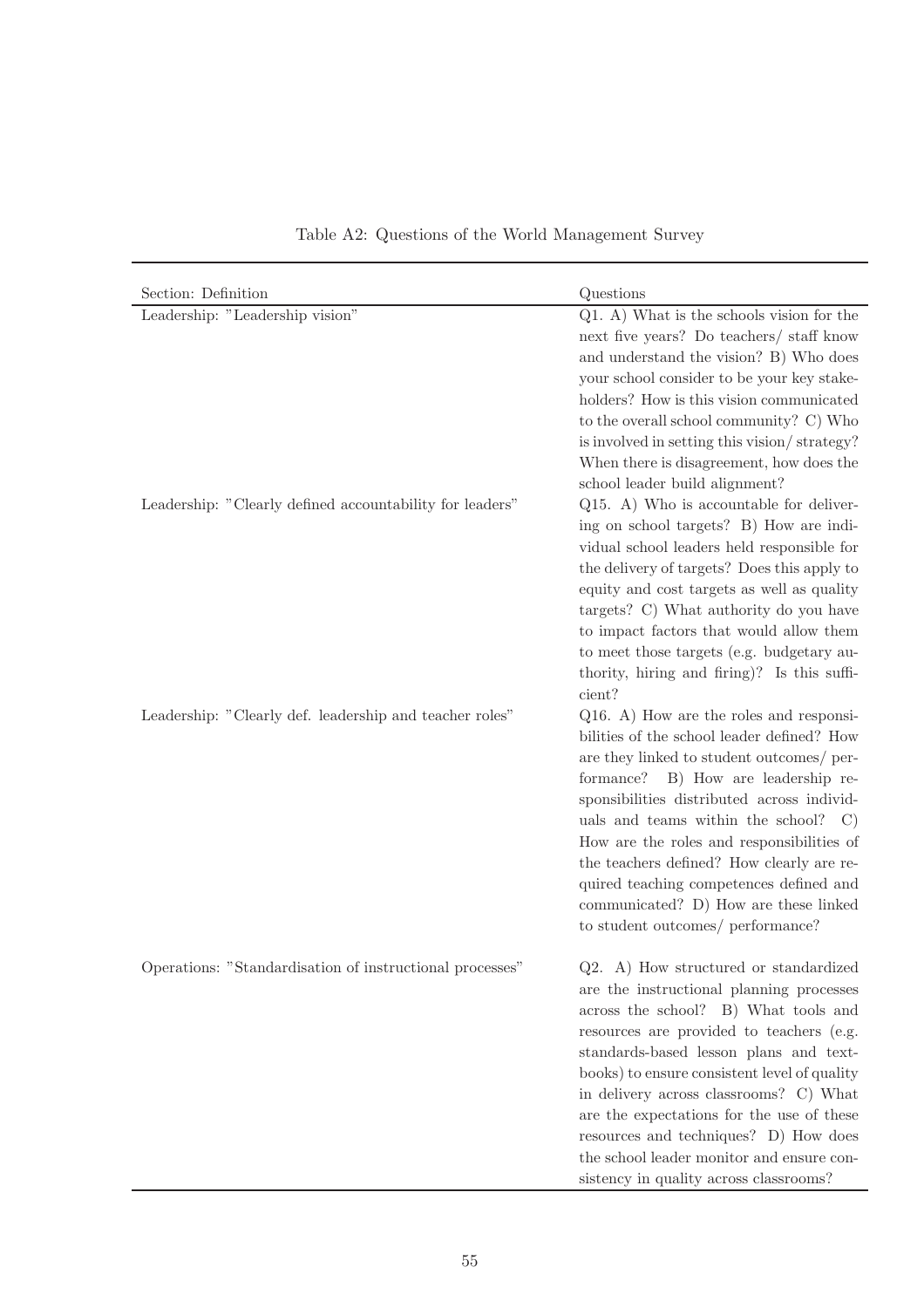Table A2: Questions of the World Management Survey

| Section: Definition | Questions |
|---|---|
| Leadership: "Leadership vision" | Q1. A) What is the schools vision for the next five years? Do teachers/ staff know and understand the vision? B) Who does your school consider to be your key stakeholders? How is this vision communicated to the overall school community? C) Who is involved in setting this vision/ strategy? When there is disagreement, how does the school leader build alignment? |
| Leadership: "Clearly defined accountability for leaders" | Q15. A) Who is accountable for delivering on school targets? B) How are individual school leaders held responsible for the delivery of targets? Does this apply to equity and cost targets as well as quality targets? C) What authority do you have to impact factors that would allow them to meet those targets (e.g. budgetary authority, hiring and firing)? Is this sufficient? |
| Leadership: "Clearly def. leadership and teacher roles" | Q16. A) How are the roles and responsibilities of the school leader defined? How are they linked to student outcomes/ performance? B) How are leadership responsibilities distributed across individuals and teams within the school? C) How are the roles and responsibilities of the teachers defined? How clearly are required teaching competences defined and communicated? D) How are these linked to student outcomes/ performance? |
| Operations: "Standardisation of instructional processes" | Q2. A) How structured or standardized are the instructional planning processes across the school? B) What tools and resources are provided to teachers (e.g. standards-based lesson plans and textbooks) to ensure consistent level of quality in delivery across classrooms? C) What are the expectations for the use of these resources and techniques? D) How does the school leader monitor and ensure consistency in quality across classrooms? |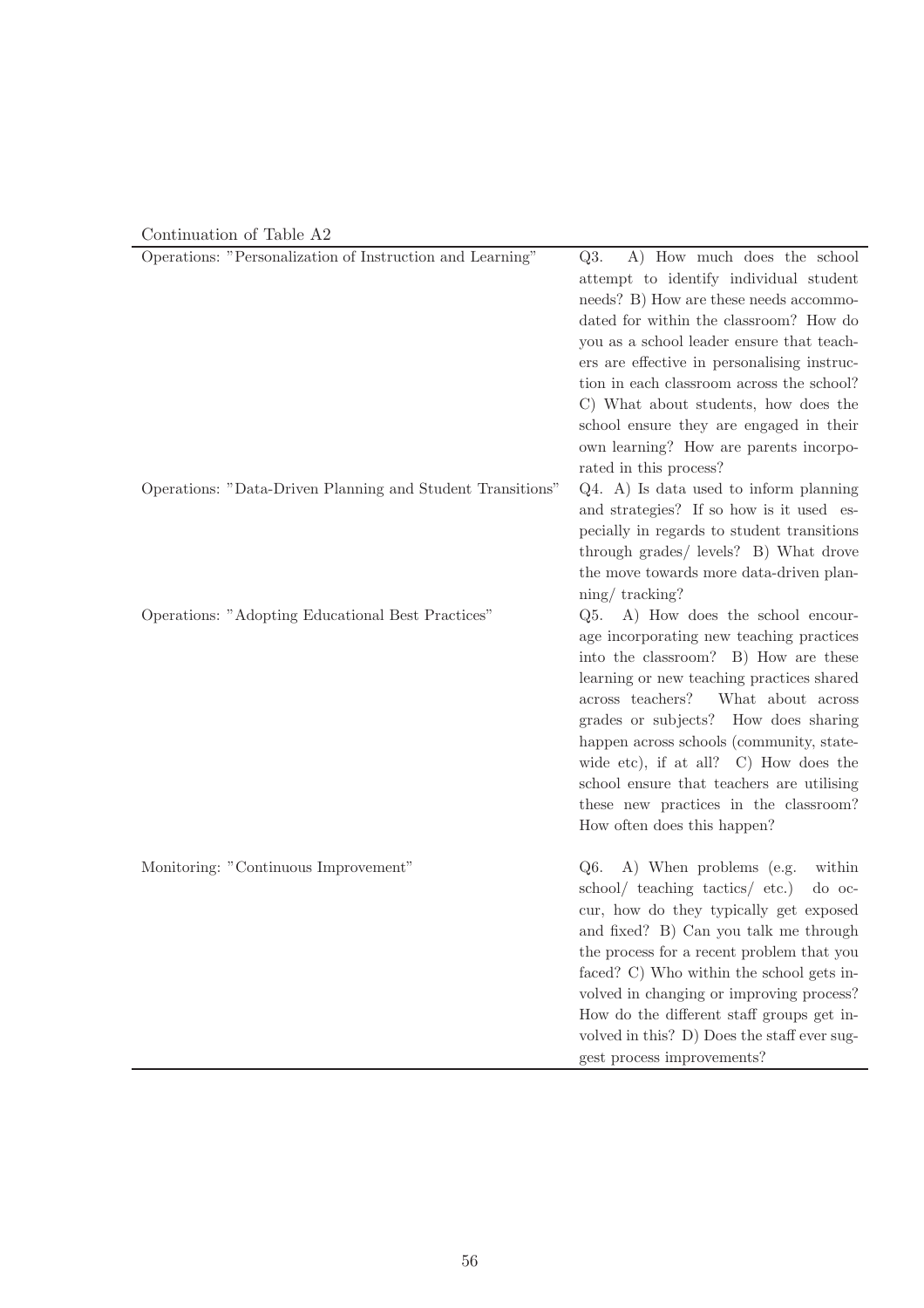Continuation of Table A2

| | |
|---|---|
| Operations: "Personalization of Instruction and Learning" | Q3. A) How much does the school attempt to identify individual student needs? B) How are these needs accommodated for within the classroom? How do you as a school leader ensure that teachers are effective in personalising instruction in each classroom across the school? C) What about students, how does the school ensure they are engaged in their own learning? How are parents incorporated in this process? |
| Operations: "Data-Driven Planning and Student Transitions" | Q4. A) Is data used to inform planning and strategies? If so how is it used especially in regards to student transitions through grades/ levels? B) What drove the move towards more data-driven planning/ tracking? |
| Operations: "Adopting Educational Best Practices" | Q5. A) How does the school encourage incorporating new teaching practices into the classroom? B) How are these learning or new teaching practices shared across teachers? What about across grades or subjects? How does sharing happen across schools (community, state-wide etc), if at all? C) How does the school ensure that teachers are utilising these new practices in the classroom? How often does this happen? |
| Monitoring: "Continuous Improvement" | Q6. A) When problems (e.g. within school/ teaching tactics/ etc.) do occur, how do they typically get exposed and fixed? B) Can you talk me through the process for a recent problem that you faced? C) Who within the school gets involved in changing or improving process? How do the different staff groups get involved in this? D) Does the staff ever suggest process improvements? |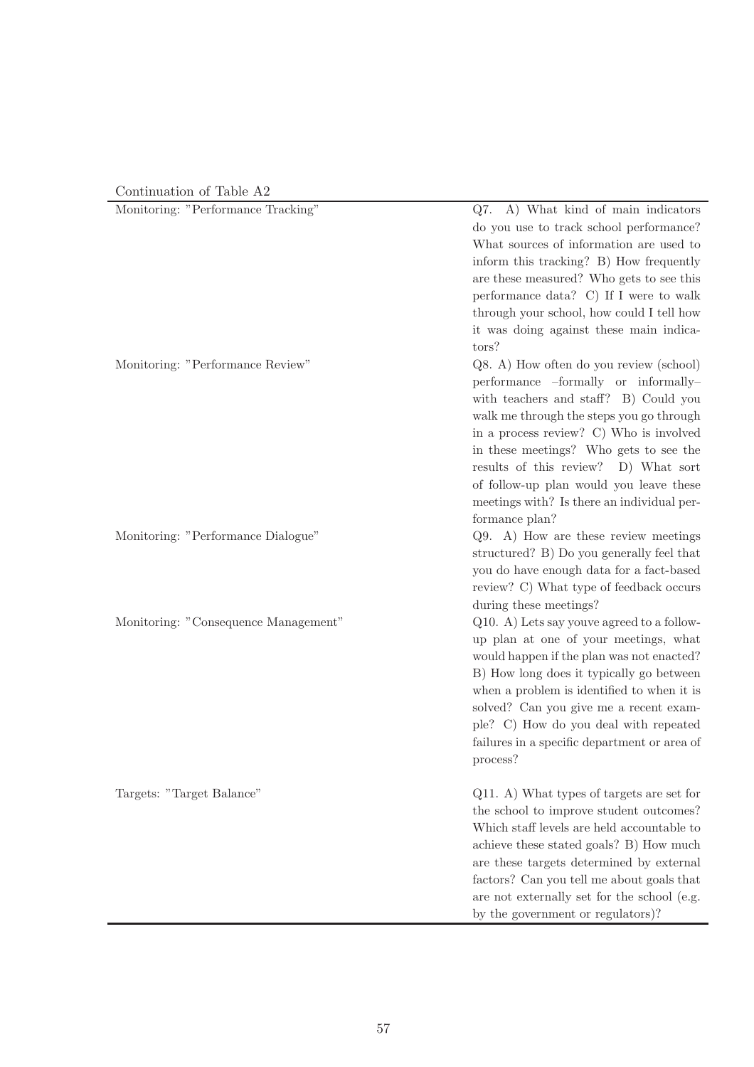Continuation of Table A2

| | |
|---|---|
| Monitoring: "Performance Tracking" | Q7. A) What kind of main indicators do you use to track school performance? What sources of information are used to inform this tracking? B) How frequently are these measured? Who gets to see this performance data? C) If I were to walk through your school, how could I tell how it was doing against these main indicators? |
| Monitoring: "Performance Review" | Q8. A) How often do you review (school) performance –formally or informally– with teachers and staff? B) Could you walk me through the steps you go through in a process review? C) Who is involved in these meetings? Who gets to see the results of this review? D) What sort of follow-up plan would you leave these meetings with? Is there an individual performance plan? |
| Monitoring: "Performance Dialogue" | Q9. A) How are these review meetings structured? B) Do you generally feel that you do have enough data for a fact-based review? C) What type of feedback occurs during these meetings? |
| Monitoring: "Consequence Management" | Q10. A) Lets say youve agreed to a follow-up plan at one of your meetings, what would happen if the plan was not enacted? B) How long does it typically go between when a problem is identified to when it is solved? Can you give me a recent example? C) How do you deal with repeated failures in a specific department or area of process? |
| Targets: "Target Balance" | Q11. A) What types of targets are set for the school to improve student outcomes? Which staff levels are held accountable to achieve these stated goals? B) How much are these targets determined by external factors? Can you tell me about goals that are not externally set for the school (e.g. by the government or regulators)? |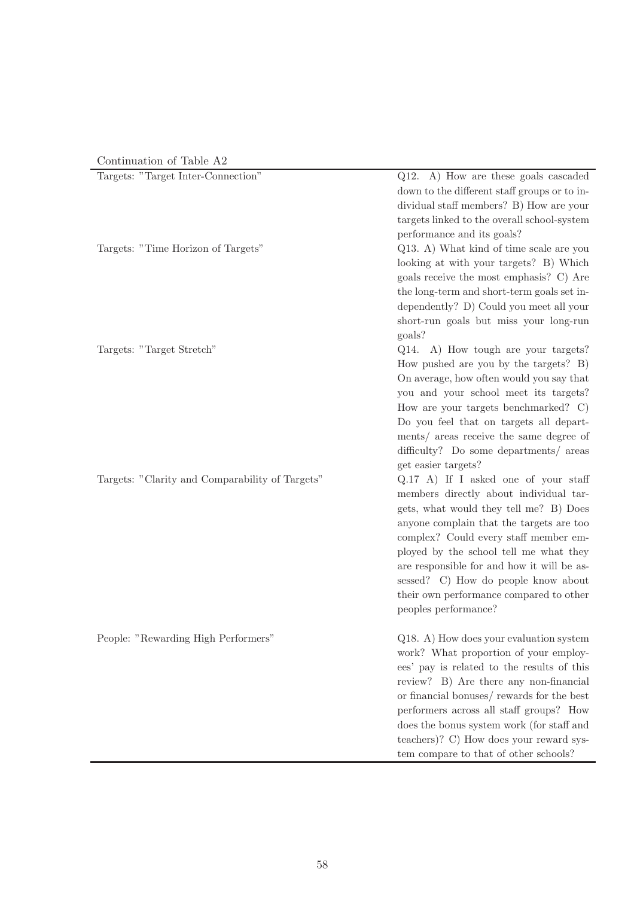Continuation of Table A2

| | |
|---|---|
| Targets: "Target Inter-Connection" | Q12. A) How are these goals cascaded down to the different staff groups or to individual staff members? B) How are your targets linked to the overall school-system performance and its goals? |
| Targets: "Time Horizon of Targets" | Q13. A) What kind of time scale are you looking at with your targets? B) Which goals receive the most emphasis? C) Are the long-term and short-term goals set independently? D) Could you meet all your short-run goals but miss your long-run goals? |
| Targets: "Target Stretch" | Q14. A) How tough are your targets? How pushed are you by the targets? B) On average, how often would you say that you and your school meet its targets? How are your targets benchmarked? C) Do you feel that on targets all departments/ areas receive the same degree of difficulty? Do some departments/ areas get easier targets? |
| Targets: "Clarity and Comparability of Targets" | Q.17 A) If I asked one of your staff members directly about individual targets, what would they tell me? B) Does anyone complain that the targets are too complex? Could every staff member employed by the school tell me what they are responsible for and how it will be assessed? C) How do people know about their own performance compared to other peoples performance? |
| People: "Rewarding High Performers" | Q18. A) How does your evaluation system work? What proportion of your employees' pay is related to the results of this review? B) Are there any non-financial or financial bonuses/ rewards for the best performers across all staff groups? How does the bonus system work (for staff and teachers)? C) How does your reward system compare to that of other schools? |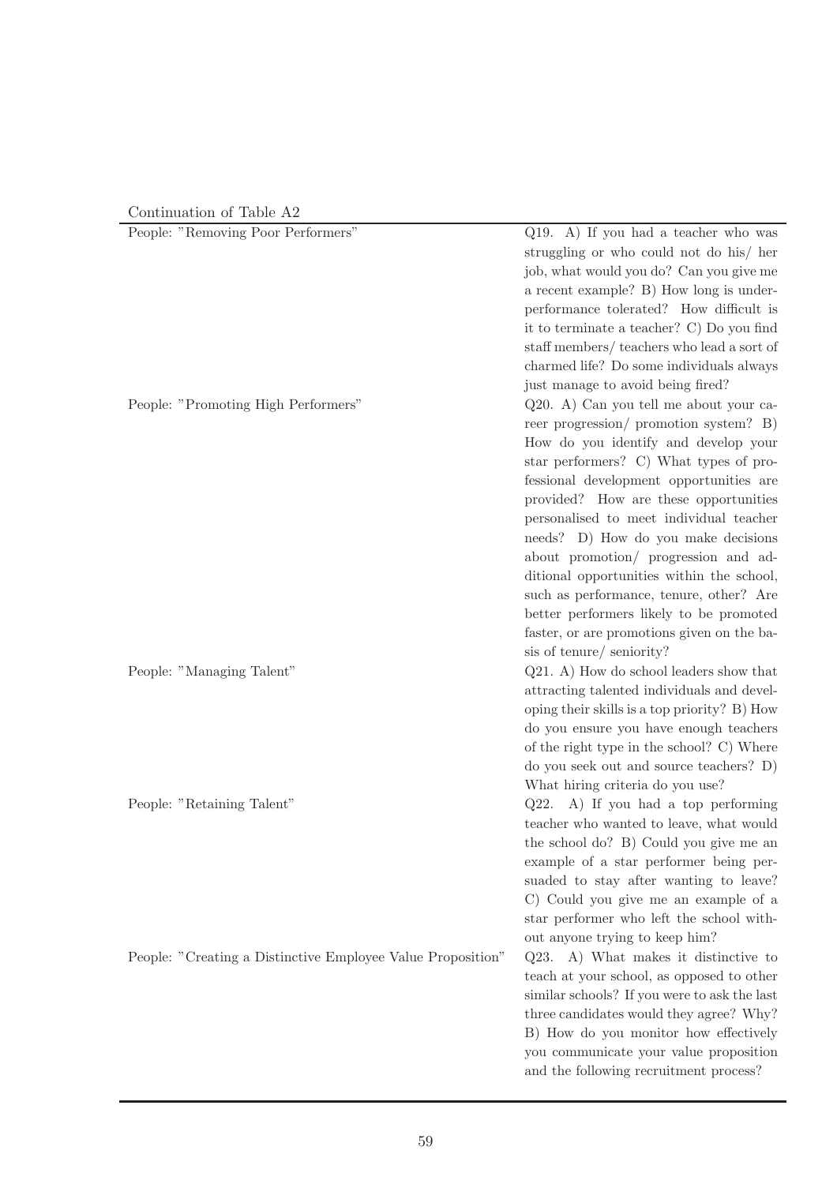Continuation of Table A2

| | |
|---|---|
| People: "Removing Poor Performers" | Q19. A) If you had a teacher who was struggling or who could not do his/ her job, what would you do? Can you give me a recent example? B) How long is underperformance tolerated? How difficult is it to terminate a teacher? C) Do you find staff members/ teachers who lead a sort of charmed life? Do some individuals always just manage to avoid being fired? |
| People: "Promoting High Performers" | Q20. A) Can you tell me about your career progression/ promotion system? B) How do you identify and develop your star performers? C) What types of professional development opportunities are provided? How are these opportunities personalised to meet individual teacher needs? D) How do you make decisions about promotion/ progression and additional opportunities within the school, such as performance, tenure, other? Are better performers likely to be promoted faster, or are promotions given on the basis of tenure/ seniority? |
| People: "Managing Talent" | Q21. A) How do school leaders show that attracting talented individuals and developing their skills is a top priority? B) How do you ensure you have enough teachers of the right type in the school? C) Where do you seek out and source teachers? D) What hiring criteria do you use? |
| People: "Retaining Talent" | Q22. A) If you had a top performing teacher who wanted to leave, what would the school do? B) Could you give me an example of a star performer being persuaded to stay after wanting to leave? C) Could you give me an example of a star performer who left the school without anyone trying to keep him? |
| People: "Creating a Distinctive Employee Value Proposition" | Q23. A) What makes it distinctive to teach at your school, as opposed to other similar schools? If you were to ask the last three candidates would they agree? Why? B) How do you monitor how effectively you communicate your value proposition and the following recruitment process? |